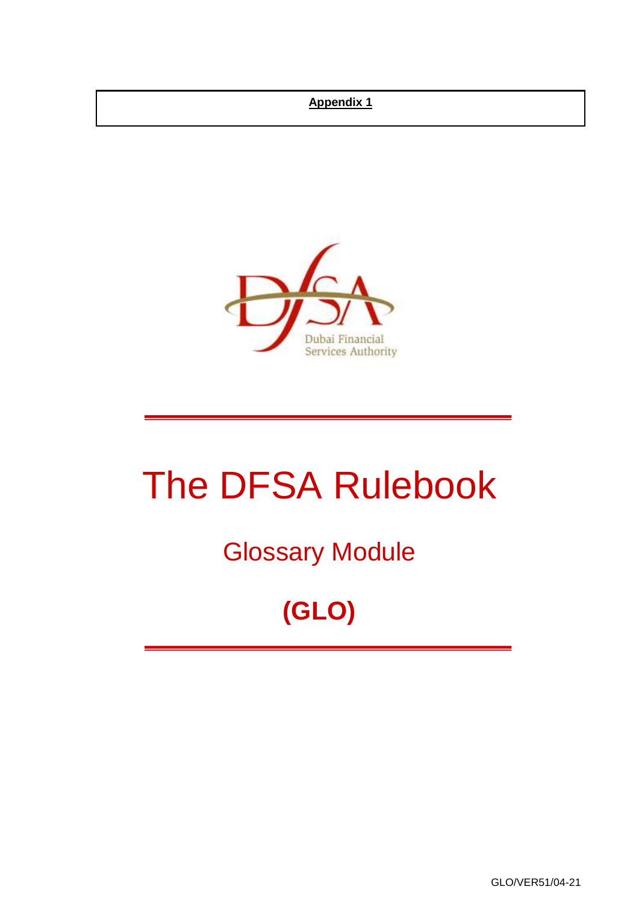**Appendix 1**

# The DFSA Rulebook

## Glossary Module

## (GLO)

GLO/VER51/04-21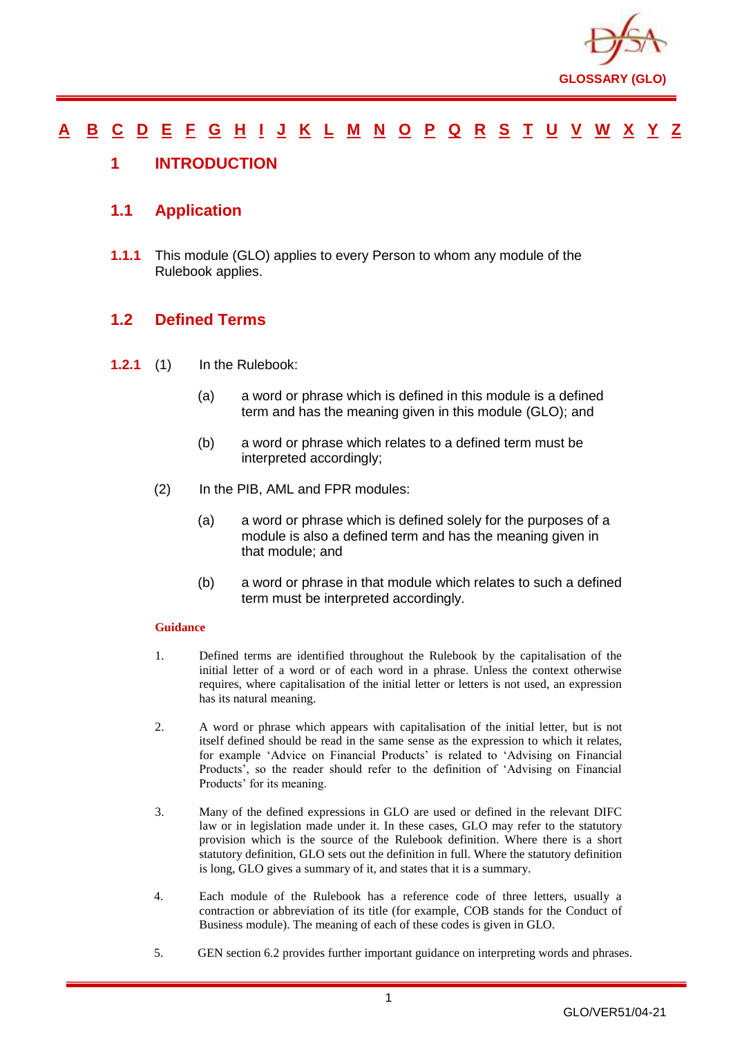A B C D E F G H I J K L M N O P Q R S T U V W X Y Z

# 1 INTRODUCTION

## 1.1 Application

**1.1.1** This module (GLO) applies to every Person to whom any module of the Rulebook applies.

## 1.2 Defined Terms

**1.2.1** (1) In the Rulebook:

(a) a word or phrase which is defined in this module is a defined term and has the meaning given in this module (GLO); and

(b) a word or phrase which relates to a defined term must be interpreted accordingly;

(2) In the PIB, AML and FPR modules:

(a) a word or phrase which is defined solely for the purposes of a module is also a defined term and has the meaning given in that module; and

(b) a word or phrase in that module which relates to such a defined term must be interpreted accordingly.

**Guidance**

1. Defined terms are identified throughout the Rulebook by the capitalisation of the initial letter of a word or of each word in a phrase. Unless the context otherwise requires, where capitalisation of the initial letter or letters is not used, an expression has its natural meaning.

2. A word or phrase which appears with capitalisation of the initial letter, but is not itself defined should be read in the same sense as the expression to which it relates, for example 'Advice on Financial Products' is related to 'Advising on Financial Products', so the reader should refer to the definition of 'Advising on Financial Products' for its meaning.

3. Many of the defined expressions in GLO are used or defined in the relevant DIFC law or in legislation made under it. In these cases, GLO may refer to the statutory provision which is the source of the Rulebook definition. Where there is a short statutory definition, GLO sets out the definition in full. Where the statutory definition is long, GLO gives a summary of it, and states that it is a summary.

4. Each module of the Rulebook has a reference code of three letters, usually a contraction or abbreviation of its title (for example, COB stands for the Conduct of Business module). The meaning of each of these codes is given in GLO.

5. GEN section 6.2 provides further important guidance on interpreting words and phrases.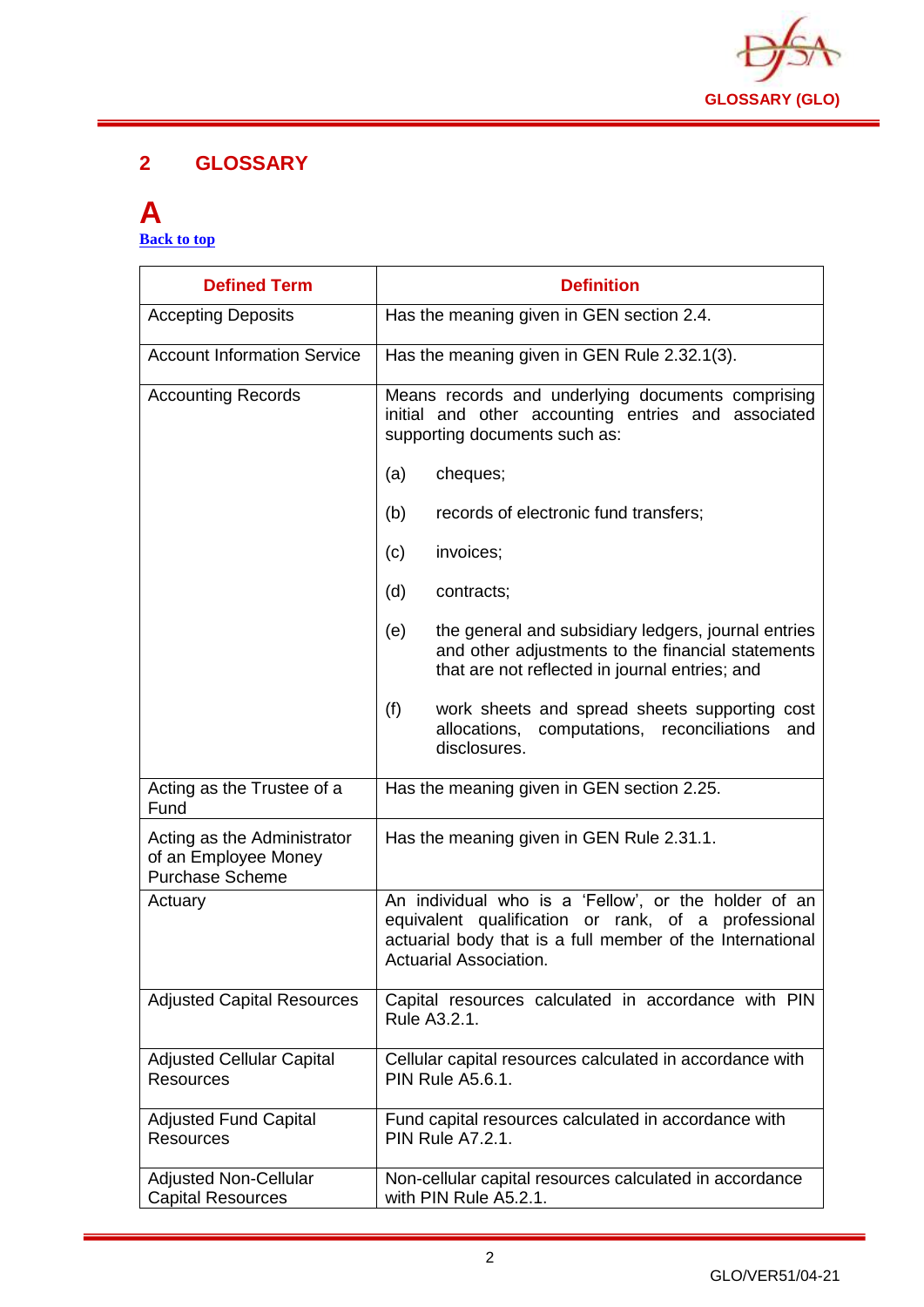## 2 GLOSSARY

# A

[Back to top]

| Defined Term | Definition |
|---|---|
| Accepting Deposits | Has the meaning given in GEN section 2.4. |
| Account Information Service | Has the meaning given in GEN Rule 2.32.1(3). |
| Accounting Records | Means records and underlying documents comprising initial and other accounting entries and associated supporting documents such as:<br><br>(a) cheques;<br><br>(b) records of electronic fund transfers;<br><br>(c) invoices;<br><br>(d) contracts;<br><br>(e) the general and subsidiary ledgers, journal entries and other adjustments to the financial statements that are not reflected in journal entries; and<br><br>(f) work sheets and spread sheets supporting cost allocations, computations, reconciliations and disclosures. |
| Acting as the Trustee of a Fund | Has the meaning given in GEN section 2.25. |
| Acting as the Administrator of an Employee Money Purchase Scheme | Has the meaning given in GEN Rule 2.31.1. |
| Actuary | An individual who is a 'Fellow', or the holder of an equivalent qualification or rank, of a professional actuarial body that is a full member of the International Actuarial Association. |
| Adjusted Capital Resources | Capital resources calculated in accordance with PIN Rule A3.2.1. |
| Adjusted Cellular Capital Resources | Cellular capital resources calculated in accordance with PIN Rule A5.6.1. |
| Adjusted Fund Capital Resources | Fund capital resources calculated in accordance with PIN Rule A7.2.1. |
| Adjusted Non-Cellular Capital Resources | Non-cellular capital resources calculated in accordance with PIN Rule A5.2.1. |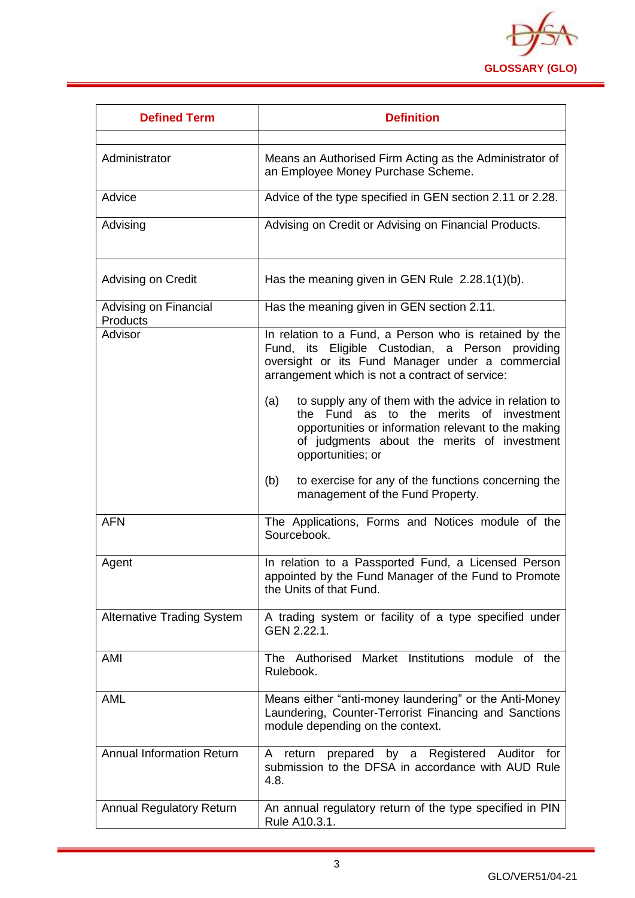| Defined Term | Definition |
|---|---|
| | |
| Administrator | Means an Authorised Firm Acting as the Administrator of an Employee Money Purchase Scheme. |
| Advice | Advice of the type specified in GEN section 2.11 or 2.28. |
| Advising | Advising on Credit or Advising on Financial Products. |
| Advising on Credit | Has the meaning given in GEN Rule 2.28.1(1)(b). |
| Advising on Financial Products | Has the meaning given in GEN section 2.11. |
| Advisor | In relation to a Fund, a Person who is retained by the Fund, its Eligible Custodian, a Person providing oversight or its Fund Manager under a commercial arrangement which is not a contract of service:<br><br>(a) to supply any of them with the advice in relation to the Fund as to the merits of investment opportunities or information relevant to the making of judgments about the merits of investment opportunities; or<br><br>(b) to exercise for any of the functions concerning the management of the Fund Property. |
| AFN | The Applications, Forms and Notices module of the Sourcebook. |
| Agent | In relation to a Passported Fund, a Licensed Person appointed by the Fund Manager of the Fund to Promote the Units of that Fund. |
| Alternative Trading System | A trading system or facility of a type specified under GEN 2.22.1. |
| AMI | The Authorised Market Institutions module of the Rulebook. |
| AML | Means either "anti-money laundering" or the Anti-Money Laundering, Counter-Terrorist Financing and Sanctions module depending on the context. |
| Annual Information Return | A return prepared by a Registered Auditor for submission to the DFSA in accordance with AUD Rule 4.8. |
| Annual Regulatory Return | An annual regulatory return of the type specified in PIN Rule A10.3.1. |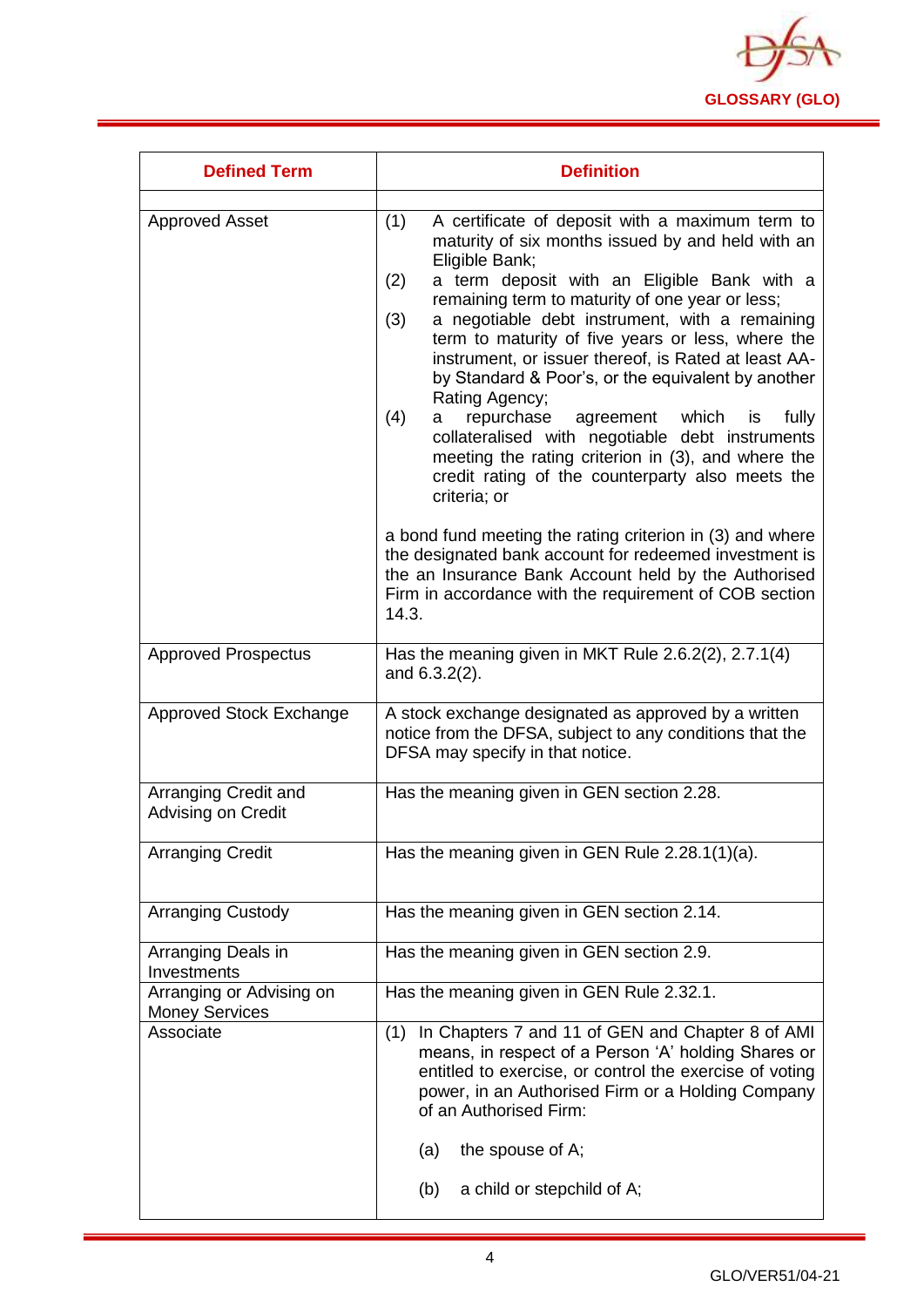| Defined Term | Definition |
|---|---|
| | |
| Approved Asset | (1) A certificate of deposit with a maximum term to maturity of six months issued by and held with an Eligible Bank;<br>(2) a term deposit with an Eligible Bank with a remaining term to maturity of one year or less;<br>(3) a negotiable debt instrument, with a remaining term to maturity of five years or less, where the instrument, or issuer thereof, is Rated at least AA- by Standard & Poor's, or the equivalent by another Rating Agency;<br>(4) a repurchase agreement which is fully collateralised with negotiable debt instruments meeting the rating criterion in (3), and where the credit rating of the counterparty also meets the criteria; or<br><br>a bond fund meeting the rating criterion in (3) and where the designated bank account for redeemed investment is the an Insurance Bank Account held by the Authorised Firm in accordance with the requirement of COB section 14.3. |
| Approved Prospectus | Has the meaning given in MKT Rule 2.6.2(2), 2.7.1(4) and 6.3.2(2). |
| Approved Stock Exchange | A stock exchange designated as approved by a written notice from the DFSA, subject to any conditions that the DFSA may specify in that notice. |
| Arranging Credit and Advising on Credit | Has the meaning given in GEN section 2.28. |
| Arranging Credit | Has the meaning given in GEN Rule 2.28.1(1)(a). |
| Arranging Custody | Has the meaning given in GEN section 2.14. |
| Arranging Deals in Investments | Has the meaning given in GEN section 2.9. |
| Arranging or Advising on Money Services | Has the meaning given in GEN Rule 2.32.1. |
| Associate | (1) In Chapters 7 and 11 of GEN and Chapter 8 of AMI means, in respect of a Person 'A' holding Shares or entitled to exercise, or control the exercise of voting power, in an Authorised Firm or a Holding Company of an Authorised Firm:<br><br>(a) the spouse of A;<br><br>(b) a child or stepchild of A; |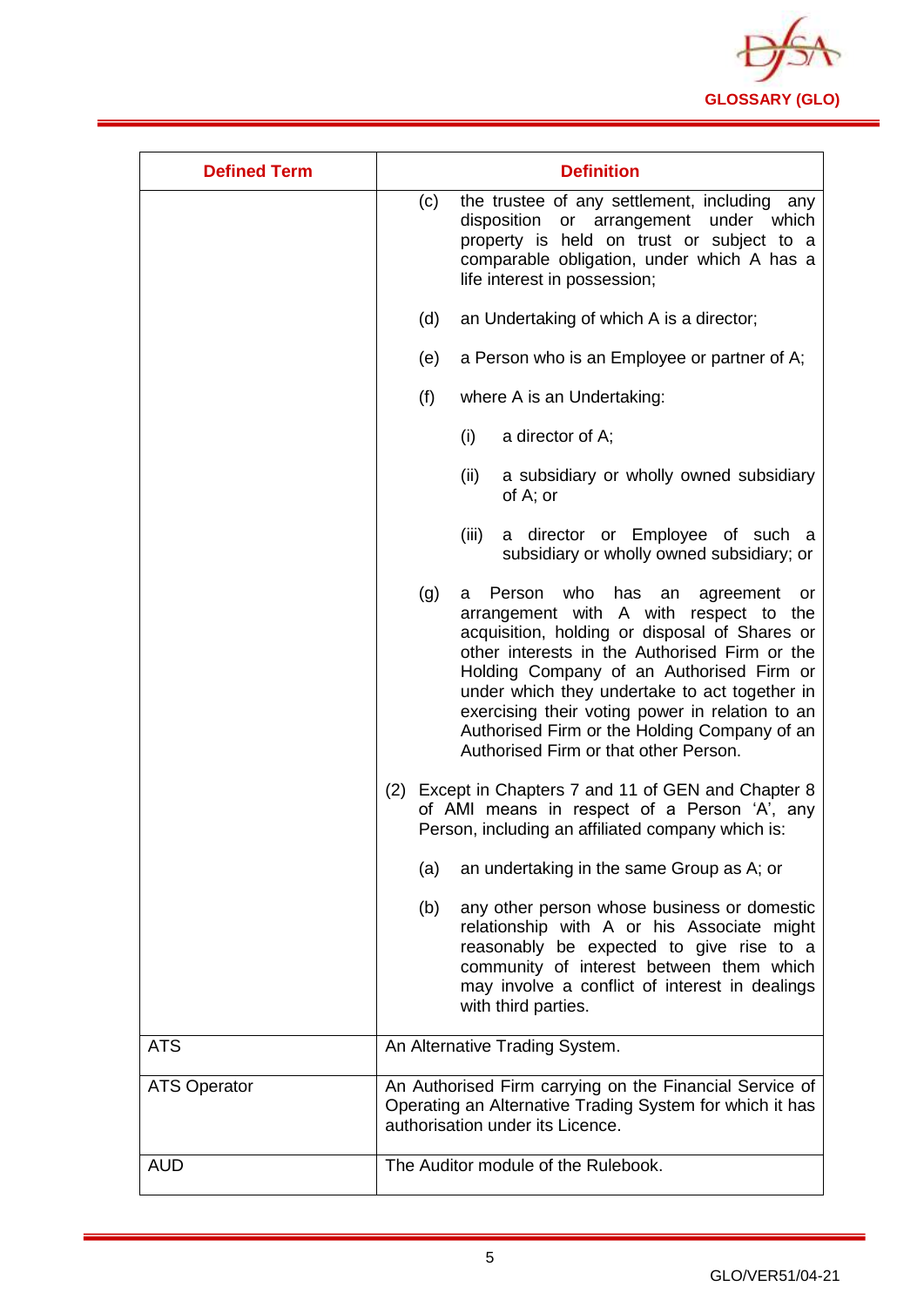| Defined Term | Definition |
|---|---|
| | (c) the trustee of any settlement, including any disposition or arrangement under which property is held on trust or subject to a comparable obligation, under which A has a life interest in possession;<br><br>(d) an Undertaking of which A is a director;<br><br>(e) a Person who is an Employee or partner of A;<br><br>(f) where A is an Undertaking:<br><br>(i) a director of A;<br><br>(ii) a subsidiary or wholly owned subsidiary of A; or<br><br>(iii) a director or Employee of such a subsidiary or wholly owned subsidiary; or<br><br>(g) a Person who has an agreement or arrangement with A with respect to the acquisition, holding or disposal of Shares or other interests in the Authorised Firm or the Holding Company of an Authorised Firm or under which they undertake to act together in exercising their voting power in relation to an Authorised Firm or the Holding Company of an Authorised Firm or that other Person.<br><br>(2) Except in Chapters 7 and 11 of GEN and Chapter 8 of AMI means in respect of a Person 'A', any Person, including an affiliated company which is:<br><br>(a) an undertaking in the same Group as A; or<br><br>(b) any other person whose business or domestic relationship with A or his Associate might reasonably be expected to give rise to a community of interest between them which may involve a conflict of interest in dealings with third parties. |
| ATS | An Alternative Trading System. |
| ATS Operator | An Authorised Firm carrying on the Financial Service of Operating an Alternative Trading System for which it has authorisation under its Licence. |
| AUD | The Auditor module of the Rulebook. |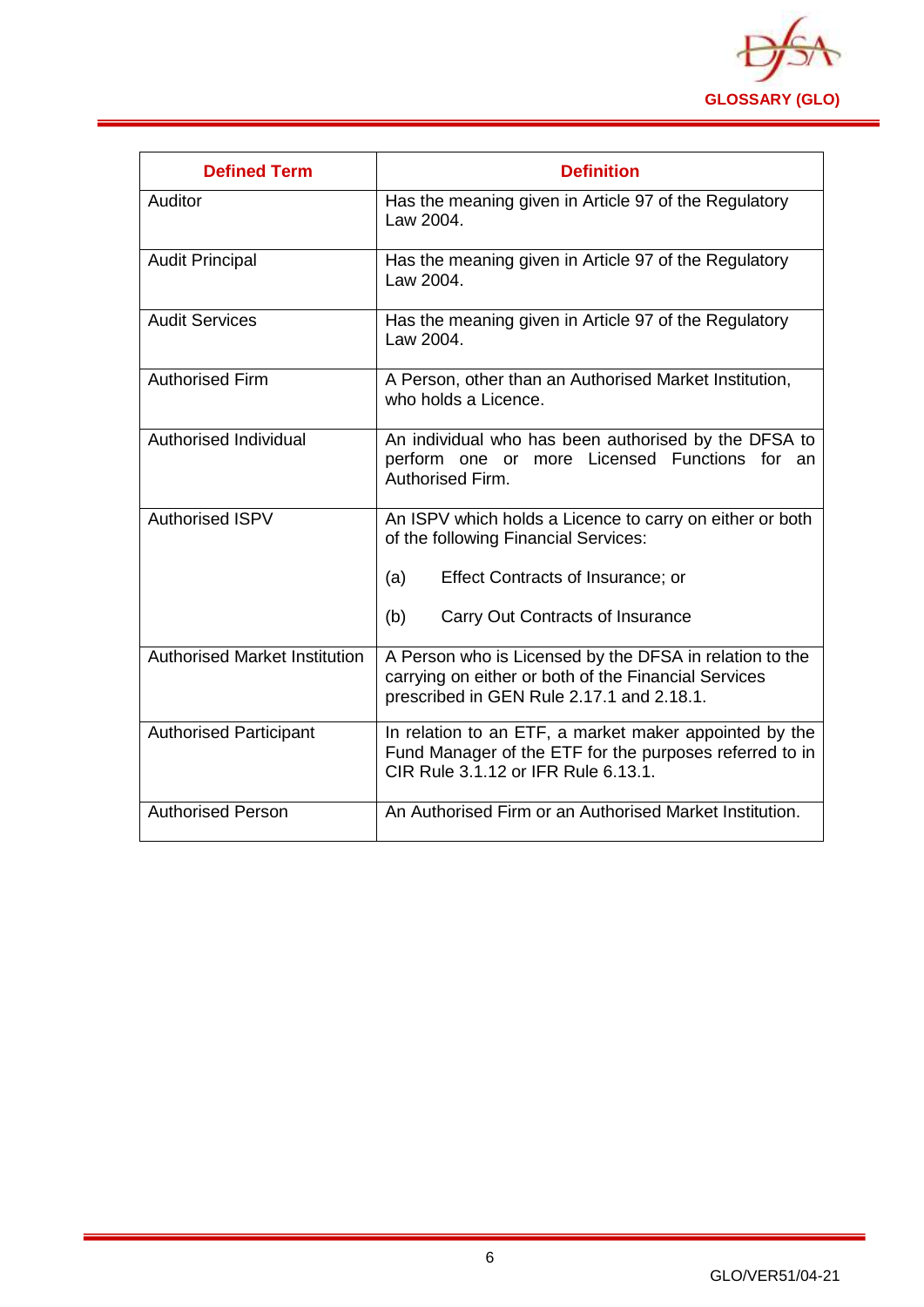| Defined Term | Definition |
|---|---|
| Auditor | Has the meaning given in Article 97 of the Regulatory Law 2004. |
| Audit Principal | Has the meaning given in Article 97 of the Regulatory Law 2004. |
| Audit Services | Has the meaning given in Article 97 of the Regulatory Law 2004. |
| Authorised Firm | A Person, other than an Authorised Market Institution, who holds a Licence. |
| Authorised Individual | An individual who has been authorised by the DFSA to perform one or more Licensed Functions for an Authorised Firm. |
| Authorised ISPV | An ISPV which holds a Licence to carry on either or both of the following Financial Services: (a) Effect Contracts of Insurance; or (b) Carry Out Contracts of Insurance |
| Authorised Market Institution | A Person who is Licensed by the DFSA in relation to the carrying on either or both of the Financial Services prescribed in GEN Rule 2.17.1 and 2.18.1. |
| Authorised Participant | In relation to an ETF, a market maker appointed by the Fund Manager of the ETF for the purposes referred to in CIR Rule 3.1.12 or IFR Rule 6.13.1. |
| Authorised Person | An Authorised Firm or an Authorised Market Institution. |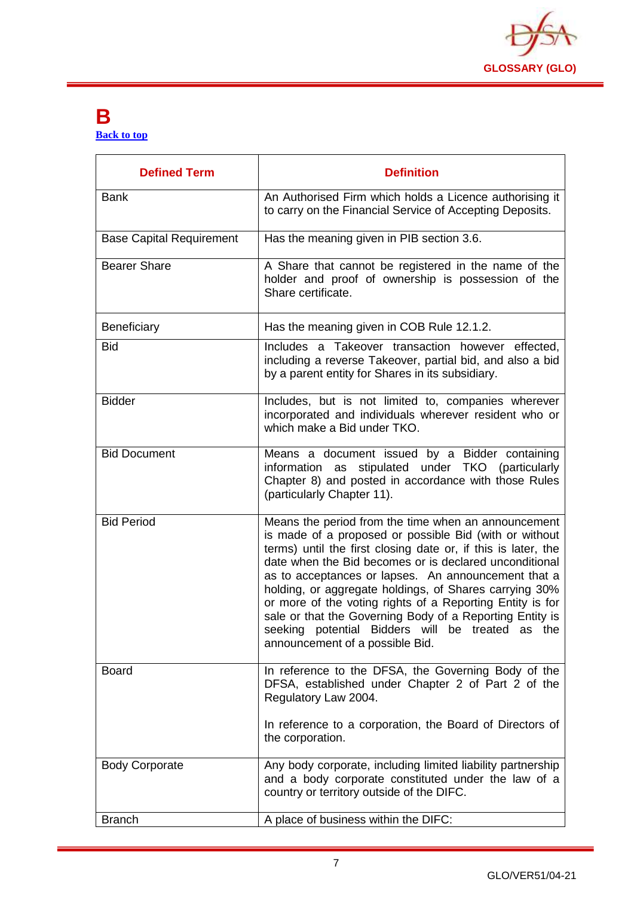# B

[Back to top]

| Defined Term | Definition |
|---|---|
| Bank | An Authorised Firm which holds a Licence authorising it to carry on the Financial Service of Accepting Deposits. |
| Base Capital Requirement | Has the meaning given in PIB section 3.6. |
| Bearer Share | A Share that cannot be registered in the name of the holder and proof of ownership is possession of the Share certificate. |
| Beneficiary | Has the meaning given in COB Rule 12.1.2. |
| Bid | Includes a Takeover transaction however effected, including a reverse Takeover, partial bid, and also a bid by a parent entity for Shares in its subsidiary. |
| Bidder | Includes, but is not limited to, companies wherever incorporated and individuals wherever resident who or which make a Bid under TKO. |
| Bid Document | Means a document issued by a Bidder containing information as stipulated under TKO (particularly Chapter 8) and posted in accordance with those Rules (particularly Chapter 11). |
| Bid Period | Means the period from the time when an announcement is made of a proposed or possible Bid (with or without terms) until the first closing date or, if this is later, the date when the Bid becomes or is declared unconditional as to acceptances or lapses. An announcement that a holding, or aggregate holdings, of Shares carrying 30% or more of the voting rights of a Reporting Entity is for sale or that the Governing Body of a Reporting Entity is seeking potential Bidders will be treated as the announcement of a possible Bid. |
| Board | In reference to the DFSA, the Governing Body of the DFSA, established under Chapter 2 of Part 2 of the Regulatory Law 2004.<br><br>In reference to a corporation, the Board of Directors of the corporation. |
| Body Corporate | Any body corporate, including limited liability partnership and a body corporate constituted under the law of a country or territory outside of the DIFC. |
| Branch | A place of business within the DIFC: |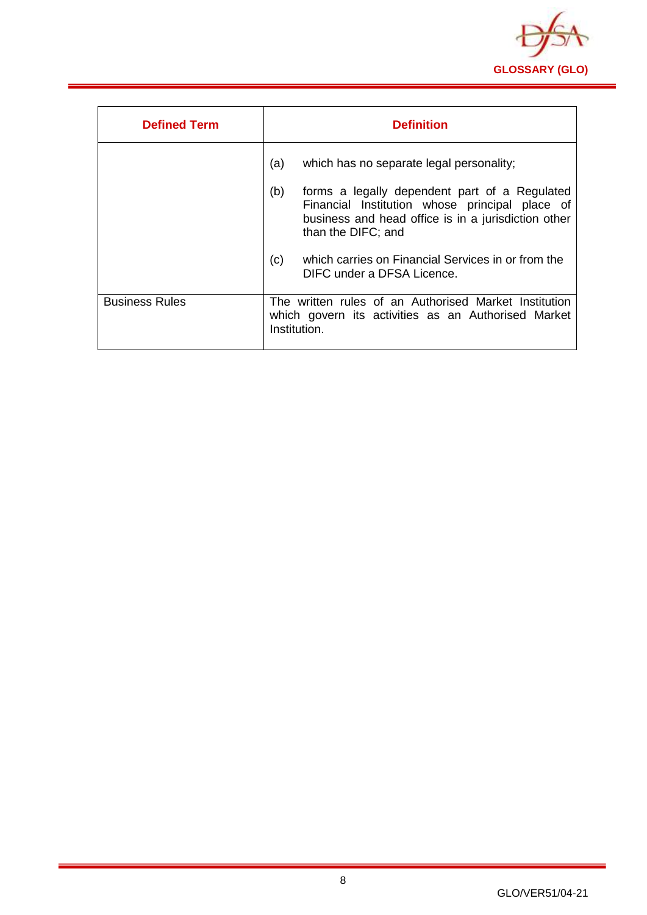| Defined Term | Definition |
| --- | --- |
| | (a) which has no separate legal personality;<br><br>(b) forms a legally dependent part of a Regulated Financial Institution whose principal place of business and head office is in a jurisdiction other than the DIFC; and<br><br>(c) which carries on Financial Services in or from the DIFC under a DFSA Licence. |
| Business Rules | The written rules of an Authorised Market Institution which govern its activities as an Authorised Market Institution. |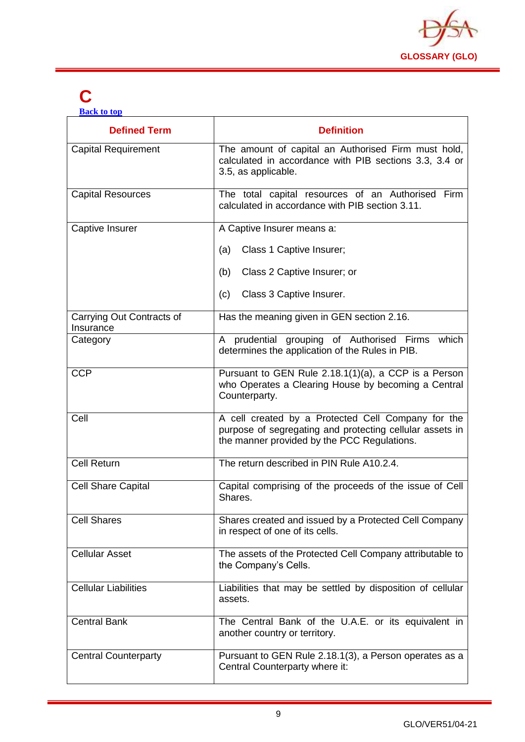# C

Back to top

| Defined Term | Definition |
|---|---|
| Capital Requirement | The amount of capital an Authorised Firm must hold, calculated in accordance with PIB sections 3.3, 3.4 or 3.5, as applicable. |
| Capital Resources | The total capital resources of an Authorised Firm calculated in accordance with PIB section 3.11. |
| Captive Insurer | A Captive Insurer means a:<br><br>(a) Class 1 Captive Insurer;<br><br>(b) Class 2 Captive Insurer; or<br><br>(c) Class 3 Captive Insurer. |
| Carrying Out Contracts of Insurance | Has the meaning given in GEN section 2.16. |
| Category | A prudential grouping of Authorised Firms which determines the application of the Rules in PIB. |
| CCP | Pursuant to GEN Rule 2.18.1(1)(a), a CCP is a Person who Operates a Clearing House by becoming a Central Counterparty. |
| Cell | A cell created by a Protected Cell Company for the purpose of segregating and protecting cellular assets in the manner provided by the PCC Regulations. |
| Cell Return | The return described in PIN Rule A10.2.4. |
| Cell Share Capital | Capital comprising of the proceeds of the issue of Cell Shares. |
| Cell Shares | Shares created and issued by a Protected Cell Company in respect of one of its cells. |
| Cellular Asset | The assets of the Protected Cell Company attributable to the Company's Cells. |
| Cellular Liabilities | Liabilities that may be settled by disposition of cellular assets. |
| Central Bank | The Central Bank of the U.A.E. or its equivalent in another country or territory. |
| Central Counterparty | Pursuant to GEN Rule 2.18.1(3), a Person operates as a Central Counterparty where it: |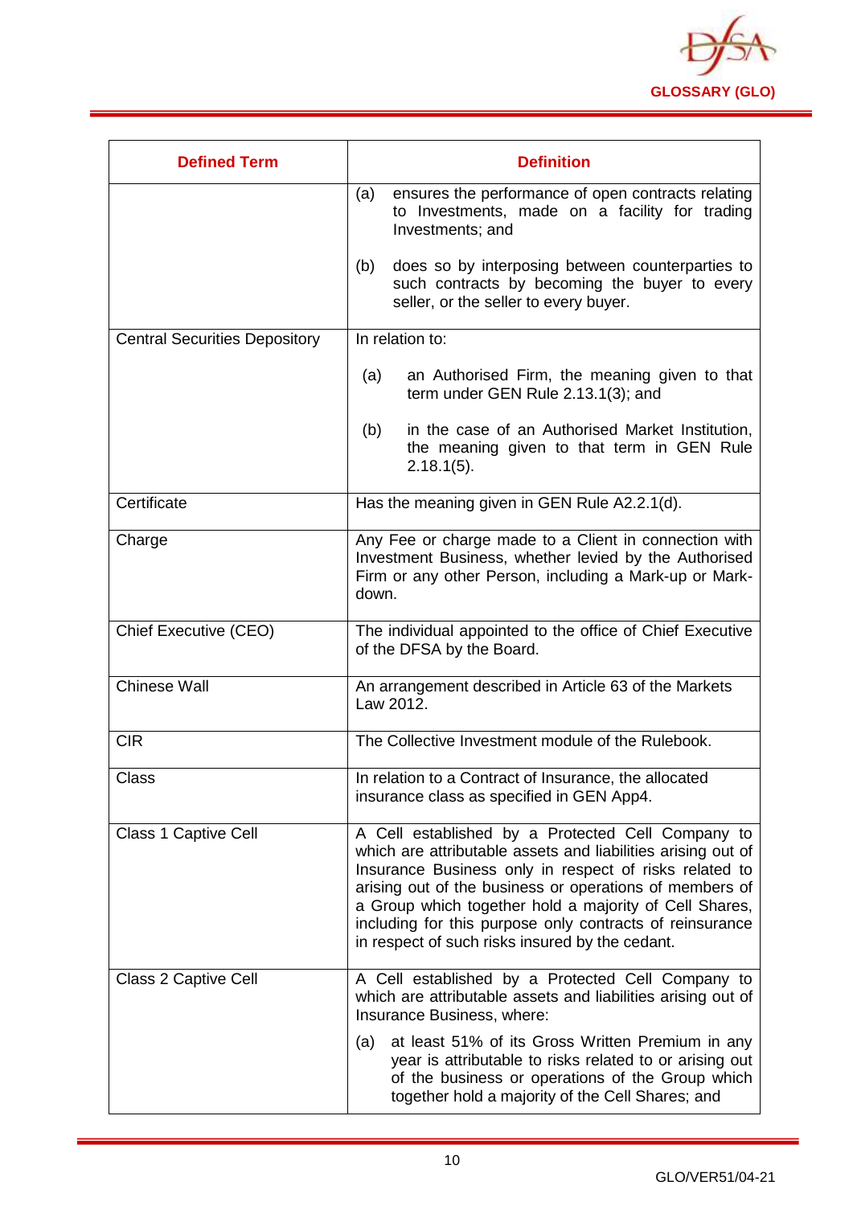| Defined Term | Definition |
|---|---|
| | (a) ensures the performance of open contracts relating to Investments, made on a facility for trading Investments; and<br><br>(b) does so by interposing between counterparties to such contracts by becoming the buyer to every seller, or the seller to every buyer. |
| Central Securities Depository | In relation to:<br><br>(a) an Authorised Firm, the meaning given to that term under GEN Rule 2.13.1(3); and<br><br>(b) in the case of an Authorised Market Institution, the meaning given to that term in GEN Rule 2.18.1(5). |
| Certificate | Has the meaning given in GEN Rule A2.2.1(d). |
| Charge | Any Fee or charge made to a Client in connection with Investment Business, whether levied by the Authorised Firm or any other Person, including a Mark-up or Mark-down. |
| Chief Executive (CEO) | The individual appointed to the office of Chief Executive of the DFSA by the Board. |
| Chinese Wall | An arrangement described in Article 63 of the Markets Law 2012. |
| CIR | The Collective Investment module of the Rulebook. |
| Class | In relation to a Contract of Insurance, the allocated insurance class as specified in GEN App4. |
| Class 1 Captive Cell | A Cell established by a Protected Cell Company to which are attributable assets and liabilities arising out of Insurance Business only in respect of risks related to arising out of the business or operations of members of a Group which together hold a majority of Cell Shares, including for this purpose only contracts of reinsurance in respect of such risks insured by the cedant. |
| Class 2 Captive Cell | A Cell established by a Protected Cell Company to which are attributable assets and liabilities arising out of Insurance Business, where:<br><br>(a) at least 51% of its Gross Written Premium in any year is attributable to risks related to or arising out of the business or operations of the Group which together hold a majority of the Cell Shares; and |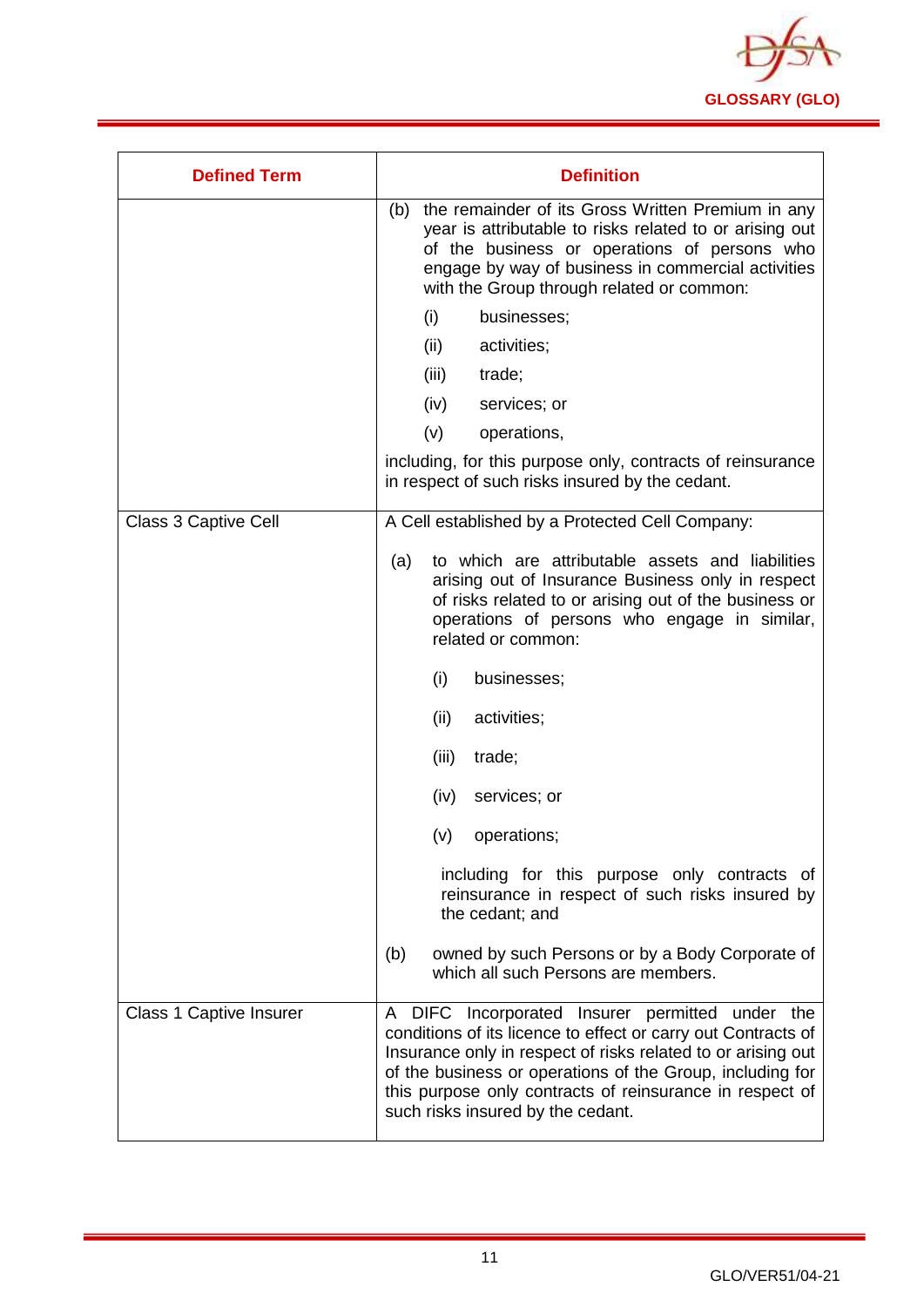| Defined Term | Definition |
|---|---|
| | (b) the remainder of its Gross Written Premium in any year is attributable to risks related to or arising out of the business or operations of persons who engage by way of business in commercial activities with the Group through related or common:<br>(i) businesses;<br>(ii) activities;<br>(iii) trade;<br>(iv) services; or<br>(v) operations,<br>including, for this purpose only, contracts of reinsurance in respect of such risks insured by the cedant. |
| Class 3 Captive Cell | A Cell established by a Protected Cell Company:<br>(a) to which are attributable assets and liabilities arising out of Insurance Business only in respect of risks related to or arising out of the business or operations of persons who engage in similar, related or common:<br>(i) businesses;<br>(ii) activities;<br>(iii) trade;<br>(iv) services; or<br>(v) operations;<br>including for this purpose only contracts of reinsurance in respect of such risks insured by the cedant; and<br>(b) owned by such Persons or by a Body Corporate of which all such Persons are members. |
| Class 1 Captive Insurer | A DIFC Incorporated Insurer permitted under the conditions of its licence to effect or carry out Contracts of Insurance only in respect of risks related to or arising out of the business or operations of the Group, including for this purpose only contracts of reinsurance in respect of such risks insured by the cedant. |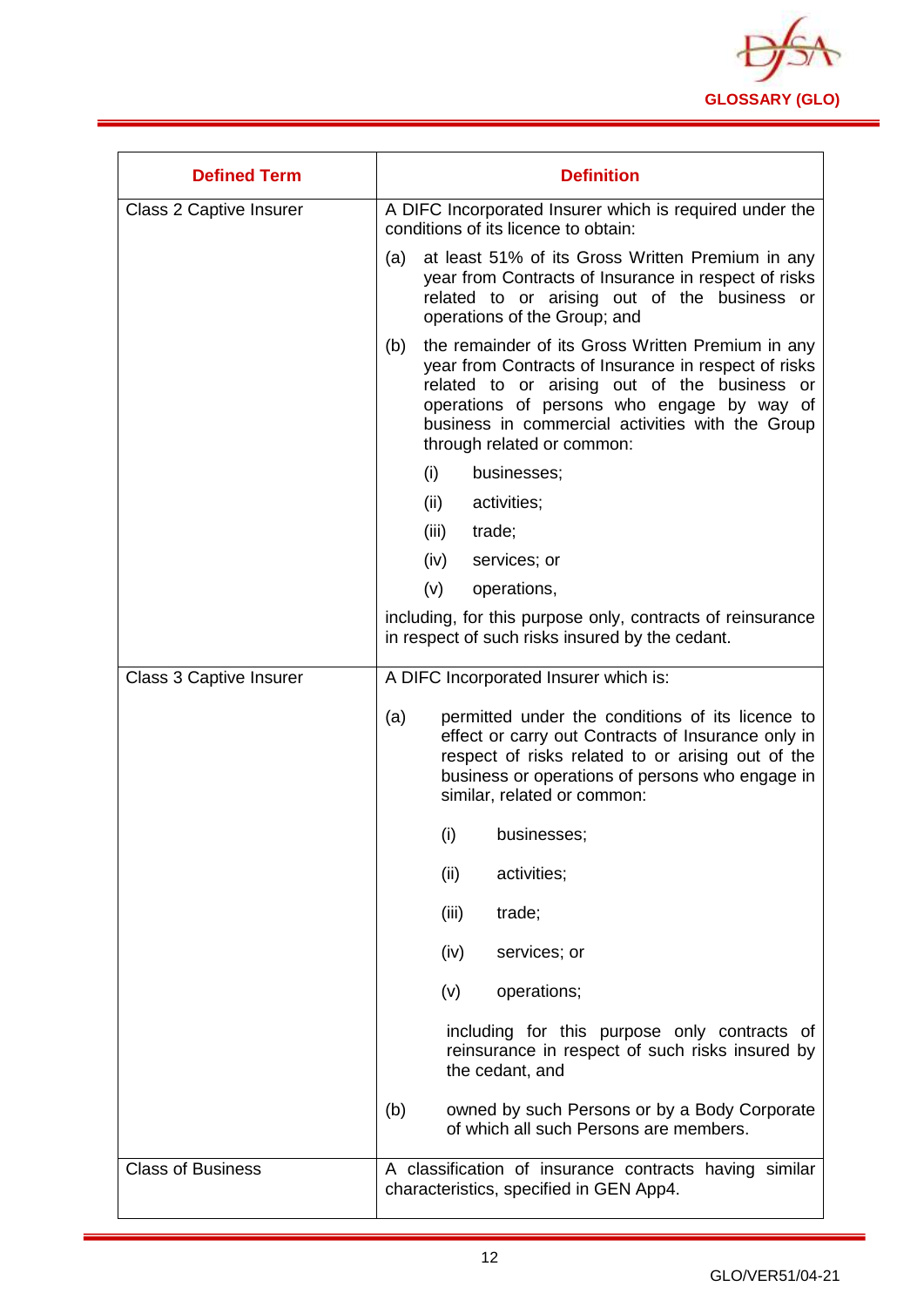| Defined Term | Definition |
|---|---|
| Class 2 Captive Insurer | A DIFC Incorporated Insurer which is required under the conditions of its licence to obtain:<br><br>(a) at least 51% of its Gross Written Premium in any year from Contracts of Insurance in respect of risks related to or arising out of the business or operations of the Group; and<br><br>(b) the remainder of its Gross Written Premium in any year from Contracts of Insurance in respect of risks related to or arising out of the business or operations of persons who engage by way of business in commercial activities with the Group through related or common:<br><br>(i) businesses;<br><br>(ii) activities;<br><br>(iii) trade;<br><br>(iv) services; or<br><br>(v) operations,<br><br>including, for this purpose only, contracts of reinsurance in respect of such risks insured by the cedant. |
| Class 3 Captive Insurer | A DIFC Incorporated Insurer which is:<br><br>(a) permitted under the conditions of its licence to effect or carry out Contracts of Insurance only in respect of risks related to or arising out of the business or operations of persons who engage in similar, related or common:<br><br>(i) businesses;<br><br>(ii) activities;<br><br>(iii) trade;<br><br>(iv) services; or<br><br>(v) operations;<br><br>including for this purpose only contracts of reinsurance in respect of such risks insured by the cedant, and<br><br>(b) owned by such Persons or by a Body Corporate of which all such Persons are members. |
| Class of Business | A classification of insurance contracts having similar characteristics, specified in GEN App4. |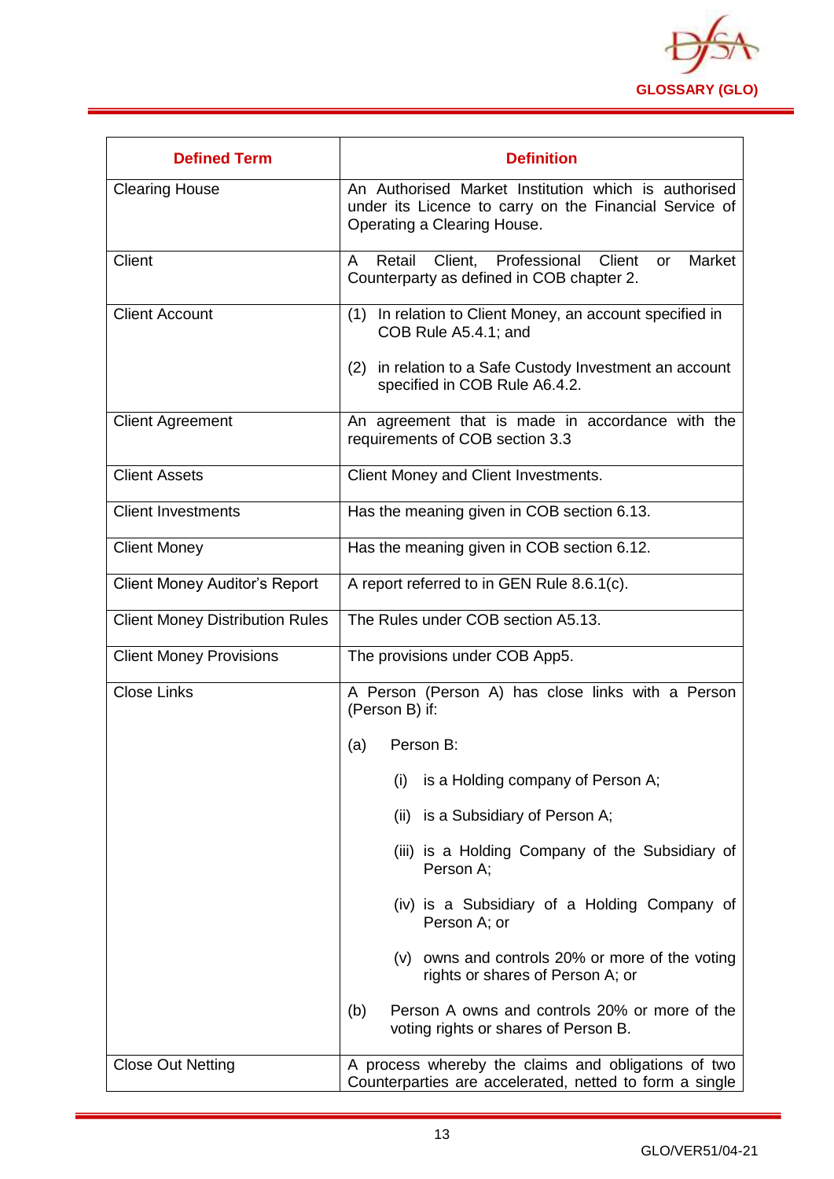| Defined Term | Definition |
|---|---|
| Clearing House | An Authorised Market Institution which is authorised under its Licence to carry on the Financial Service of Operating a Clearing House. |
| Client | A Retail Client, Professional Client or Market Counterparty as defined in COB chapter 2. |
| Client Account | (1) In relation to Client Money, an account specified in COB Rule A5.4.1; and<br><br>(2) in relation to a Safe Custody Investment an account specified in COB Rule A6.4.2. |
| Client Agreement | An agreement that is made in accordance with the requirements of COB section 3.3 |
| Client Assets | Client Money and Client Investments. |
| Client Investments | Has the meaning given in COB section 6.13. |
| Client Money | Has the meaning given in COB section 6.12. |
| Client Money Auditor's Report | A report referred to in GEN Rule 8.6.1(c). |
| Client Money Distribution Rules | The Rules under COB section A5.13. |
| Client Money Provisions | The provisions under COB App5. |
| Close Links | A Person (Person A) has close links with a Person (Person B) if:<br><br>(a) Person B:<br><br>(i) is a Holding company of Person A;<br><br>(ii) is a Subsidiary of Person A;<br><br>(iii) is a Holding Company of the Subsidiary of Person A;<br><br>(iv) is a Subsidiary of a Holding Company of Person A; or<br><br>(v) owns and controls 20% or more of the voting rights or shares of Person A; or<br><br>(b) Person A owns and controls 20% or more of the voting rights or shares of Person B. |
| Close Out Netting | A process whereby the claims and obligations of two Counterparties are accelerated, netted to form a single |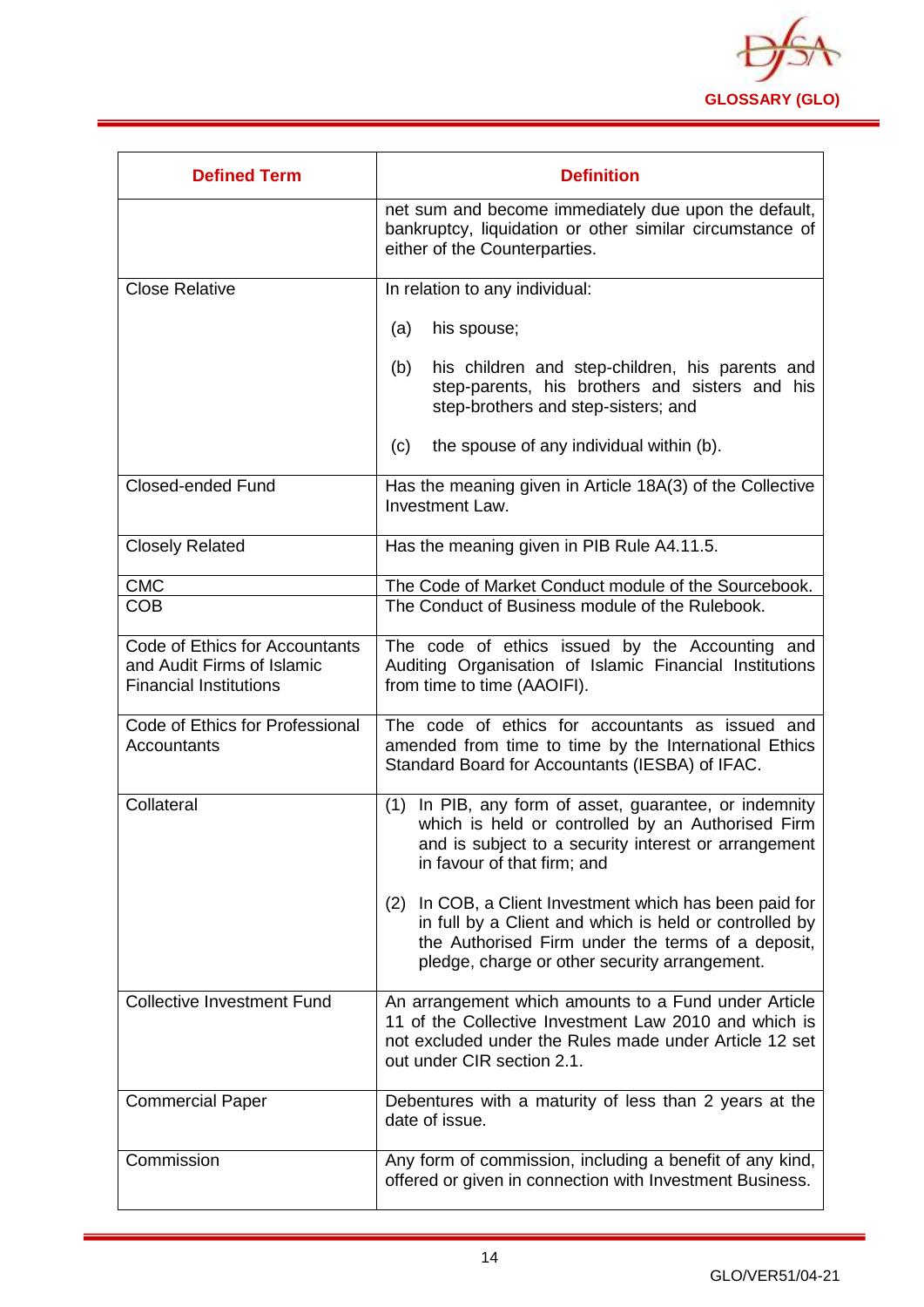| Defined Term | Definition |
|---|---|
| | net sum and become immediately due upon the default, bankruptcy, liquidation or other similar circumstance of either of the Counterparties. |
| Close Relative | In relation to any individual:<br><br>(a) his spouse;<br><br>(b) his children and step-children, his parents and step-parents, his brothers and sisters and his step-brothers and step-sisters; and<br><br>(c) the spouse of any individual within (b). |
| Closed-ended Fund | Has the meaning given in Article 18A(3) of the Collective Investment Law. |
| Closely Related | Has the meaning given in PIB Rule A4.11.5. |
| CMC | The Code of Market Conduct module of the Sourcebook. |
| COB | The Conduct of Business module of the Rulebook. |
| Code of Ethics for Accountants and Audit Firms of Islamic Financial Institutions | The code of ethics issued by the Accounting and Auditing Organisation of Islamic Financial Institutions from time to time (AAOIFI). |
| Code of Ethics for Professional Accountants | The code of ethics for accountants as issued and amended from time to time by the International Ethics Standard Board for Accountants (IESBA) of IFAC. |
| Collateral | (1) In PIB, any form of asset, guarantee, or indemnity which is held or controlled by an Authorised Firm and is subject to a security interest or arrangement in favour of that firm; and<br><br>(2) In COB, a Client Investment which has been paid for in full by a Client and which is held or controlled by the Authorised Firm under the terms of a deposit, pledge, charge or other security arrangement. |
| Collective Investment Fund | An arrangement which amounts to a Fund under Article 11 of the Collective Investment Law 2010 and which is not excluded under the Rules made under Article 12 set out under CIR section 2.1. |
| Commercial Paper | Debentures with a maturity of less than 2 years at the date of issue. |
| Commission | Any form of commission, including a benefit of any kind, offered or given in connection with Investment Business. |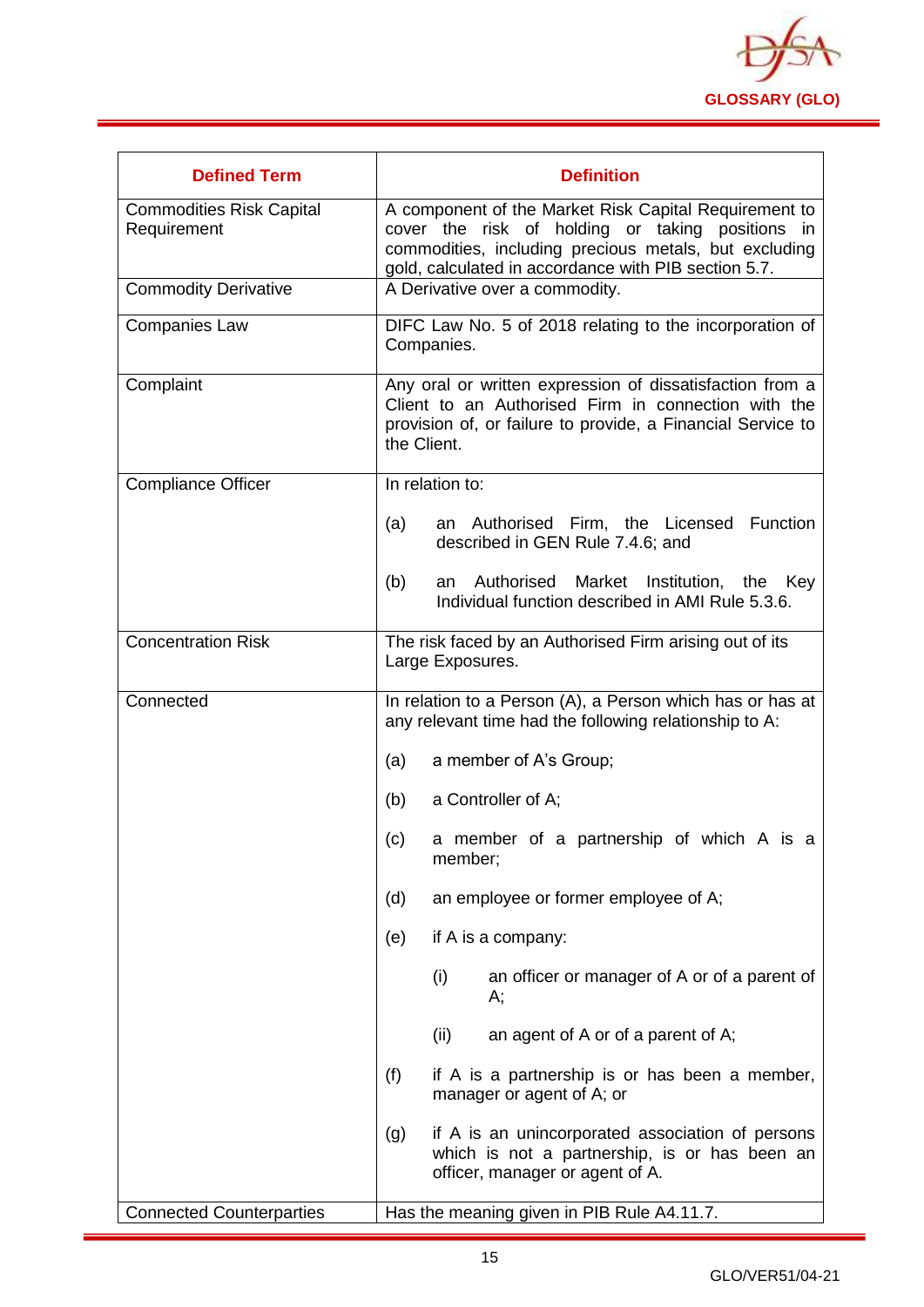| Defined Term | Definition |
|---|---|
| Commodities Risk Capital Requirement | A component of the Market Risk Capital Requirement to cover the risk of holding or taking positions in commodities, including precious metals, but excluding gold, calculated in accordance with PIB section 5.7. |
| Commodity Derivative | A Derivative over a commodity. |
| Companies Law | DIFC Law No. 5 of 2018 relating to the incorporation of Companies. |
| Complaint | Any oral or written expression of dissatisfaction from a Client to an Authorised Firm in connection with the provision of, or failure to provide, a Financial Service to the Client. |
| Compliance Officer | In relation to:<br><br>(a) an Authorised Firm, the Licensed Function described in GEN Rule 7.4.6; and<br><br>(b) an Authorised Market Institution, the Key Individual function described in AMI Rule 5.3.6. |
| Concentration Risk | The risk faced by an Authorised Firm arising out of its Large Exposures. |
| Connected | In relation to a Person (A), a Person which has or has at any relevant time had the following relationship to A:<br><br>(a) a member of A's Group;<br><br>(b) a Controller of A;<br><br>(c) a member of a partnership of which A is a member;<br><br>(d) an employee or former employee of A;<br><br>(e) if A is a company:<br><br>(i) an officer or manager of A or of a parent of A;<br><br>(ii) an agent of A or of a parent of A;<br><br>(f) if A is a partnership is or has been a member, manager or agent of A; or<br><br>(g) if A is an unincorporated association of persons which is not a partnership, is or has been an officer, manager or agent of A. |
| Connected Counterparties | Has the meaning given in PIB Rule A4.11.7. |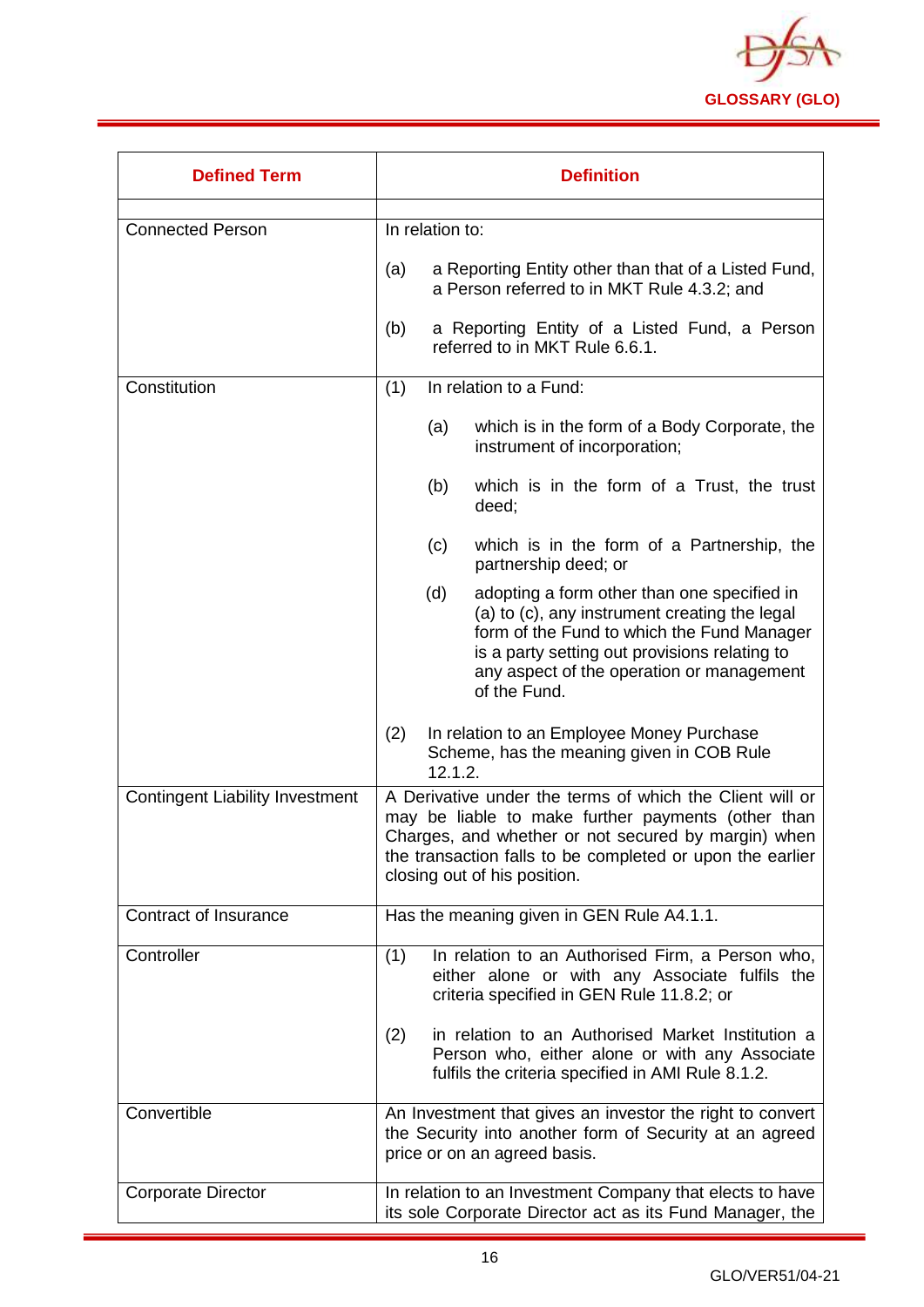| Defined Term | Definition |
|---|---|
| Connected Person | In relation to:<br><br>(a) a Reporting Entity other than that of a Listed Fund, a Person referred to in MKT Rule 4.3.2; and<br><br>(b) a Reporting Entity of a Listed Fund, a Person referred to in MKT Rule 6.6.1. |
| Constitution | (1) In relation to a Fund:<br><br>(a) which is in the form of a Body Corporate, the instrument of incorporation;<br><br>(b) which is in the form of a Trust, the trust deed;<br><br>(c) which is in the form of a Partnership, the partnership deed; or<br><br>(d) adopting a form other than one specified in (a) to (c), any instrument creating the legal form of the Fund to which the Fund Manager is a party setting out provisions relating to any aspect of the operation or management of the Fund.<br><br>(2) In relation to an Employee Money Purchase Scheme, has the meaning given in COB Rule 12.1.2. |
| Contingent Liability Investment | A Derivative under the terms of which the Client will or may be liable to make further payments (other than Charges, and whether or not secured by margin) when the transaction falls to be completed or upon the earlier closing out of his position. |
| Contract of Insurance | Has the meaning given in GEN Rule A4.1.1. |
| Controller | (1) In relation to an Authorised Firm, a Person who, either alone or with any Associate fulfils the criteria specified in GEN Rule 11.8.2; or<br><br>(2) in relation to an Authorised Market Institution a Person who, either alone or with any Associate fulfils the criteria specified in AMI Rule 8.1.2. |
| Convertible | An Investment that gives an investor the right to convert the Security into another form of Security at an agreed price or on an agreed basis. |
| Corporate Director | In relation to an Investment Company that elects to have its sole Corporate Director act as its Fund Manager, the |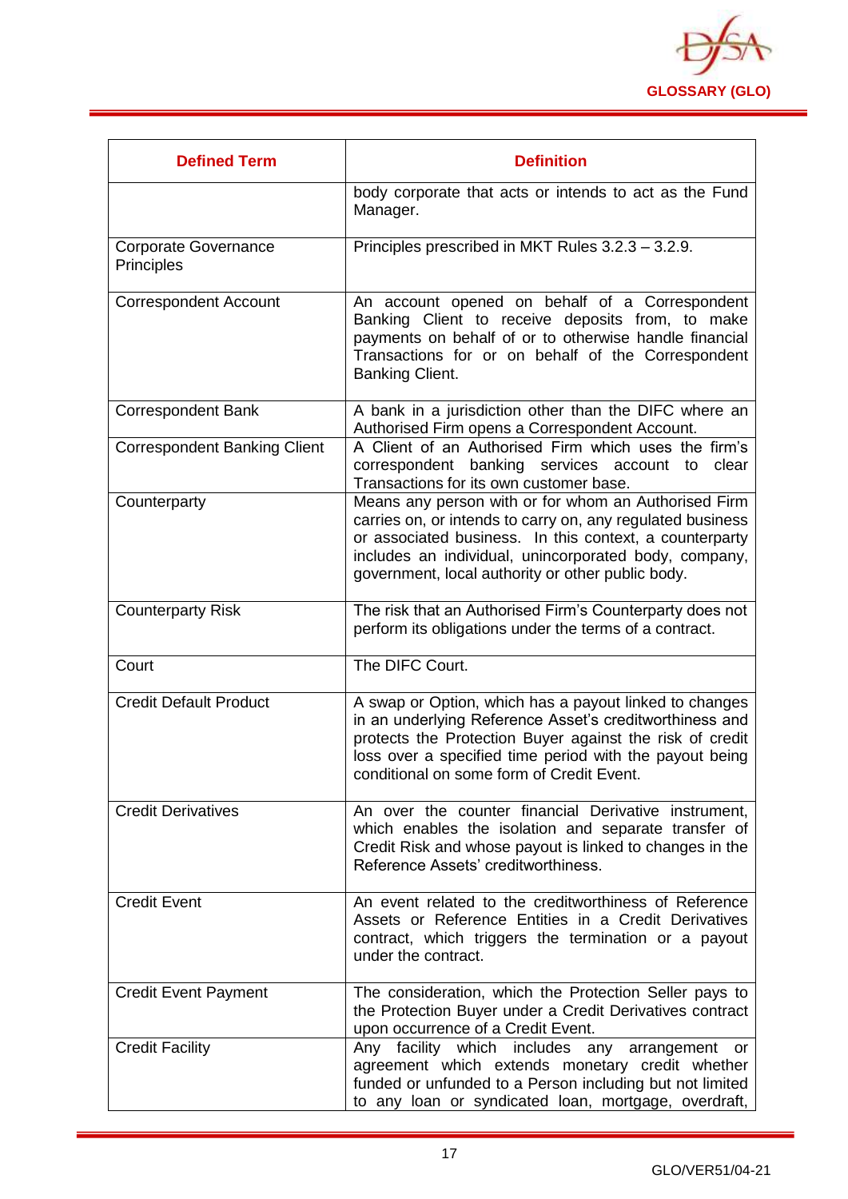| Defined Term | Definition |
|---|---|
| | body corporate that acts or intends to act as the Fund Manager. |
| Corporate Governance Principles | Principles prescribed in MKT Rules 3.2.3 – 3.2.9. |
| Correspondent Account | An account opened on behalf of a Correspondent Banking Client to receive deposits from, to make payments on behalf of or to otherwise handle financial Transactions for or on behalf of the Correspondent Banking Client. |
| Correspondent Bank | A bank in a jurisdiction other than the DIFC where an Authorised Firm opens a Correspondent Account. |
| Correspondent Banking Client | A Client of an Authorised Firm which uses the firm's correspondent banking services account to clear Transactions for its own customer base. |
| Counterparty | Means any person with or for whom an Authorised Firm carries on, or intends to carry on, any regulated business or associated business. In this context, a counterparty includes an individual, unincorporated body, company, government, local authority or other public body. |
| Counterparty Risk | The risk that an Authorised Firm's Counterparty does not perform its obligations under the terms of a contract. |
| Court | The DIFC Court. |
| Credit Default Product | A swap or Option, which has a payout linked to changes in an underlying Reference Asset's creditworthiness and protects the Protection Buyer against the risk of credit loss over a specified time period with the payout being conditional on some form of Credit Event. |
| Credit Derivatives | An over the counter financial Derivative instrument, which enables the isolation and separate transfer of Credit Risk and whose payout is linked to changes in the Reference Assets' creditworthiness. |
| Credit Event | An event related to the creditworthiness of Reference Assets or Reference Entities in a Credit Derivatives contract, which triggers the termination or a payout under the contract. |
| Credit Event Payment | The consideration, which the Protection Seller pays to the Protection Buyer under a Credit Derivatives contract upon occurrence of a Credit Event. |
| Credit Facility | Any facility which includes any arrangement or agreement which extends monetary credit whether funded or unfunded to a Person including but not limited to any loan or syndicated loan, mortgage, overdraft, |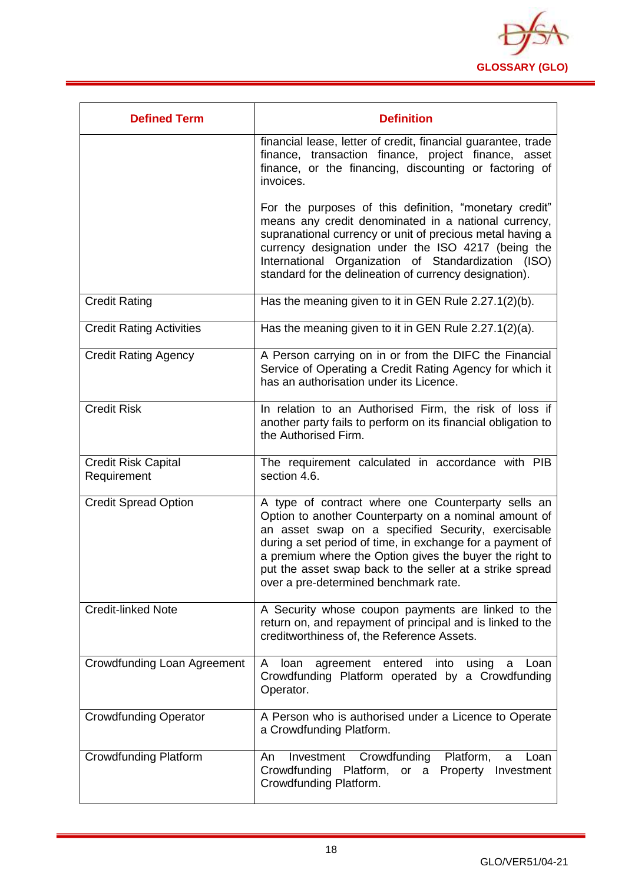| Defined Term | Definition |
|---|---|
| | financial lease, letter of credit, financial guarantee, trade finance, transaction finance, project finance, asset finance, or the financing, discounting or factoring of invoices.<br><br>For the purposes of this definition, "monetary credit" means any credit denominated in a national currency, supranational currency or unit of precious metal having a currency designation under the ISO 4217 (being the International Organization of Standardization (ISO) standard for the delineation of currency designation). |
| Credit Rating | Has the meaning given to it in GEN Rule 2.27.1(2)(b). |
| Credit Rating Activities | Has the meaning given to it in GEN Rule 2.27.1(2)(a). |
| Credit Rating Agency | A Person carrying on in or from the DIFC the Financial Service of Operating a Credit Rating Agency for which it has an authorisation under its Licence. |
| Credit Risk | In relation to an Authorised Firm, the risk of loss if another party fails to perform on its financial obligation to the Authorised Firm. |
| Credit Risk Capital Requirement | The requirement calculated in accordance with PIB section 4.6. |
| Credit Spread Option | A type of contract where one Counterparty sells an Option to another Counterparty on a nominal amount of an asset swap on a specified Security, exercisable during a set period of time, in exchange for a payment of a premium where the Option gives the buyer the right to put the asset swap back to the seller at a strike spread over a pre-determined benchmark rate. |
| Credit-linked Note | A Security whose coupon payments are linked to the return on, and repayment of principal and is linked to the creditworthiness of, the Reference Assets. |
| Crowdfunding Loan Agreement | A loan agreement entered into using a Loan Crowdfunding Platform operated by a Crowdfunding Operator. |
| Crowdfunding Operator | A Person who is authorised under a Licence to Operate a Crowdfunding Platform. |
| Crowdfunding Platform | An Investment Crowdfunding Platform, a Loan Crowdfunding Platform, or a Property Investment Crowdfunding Platform. |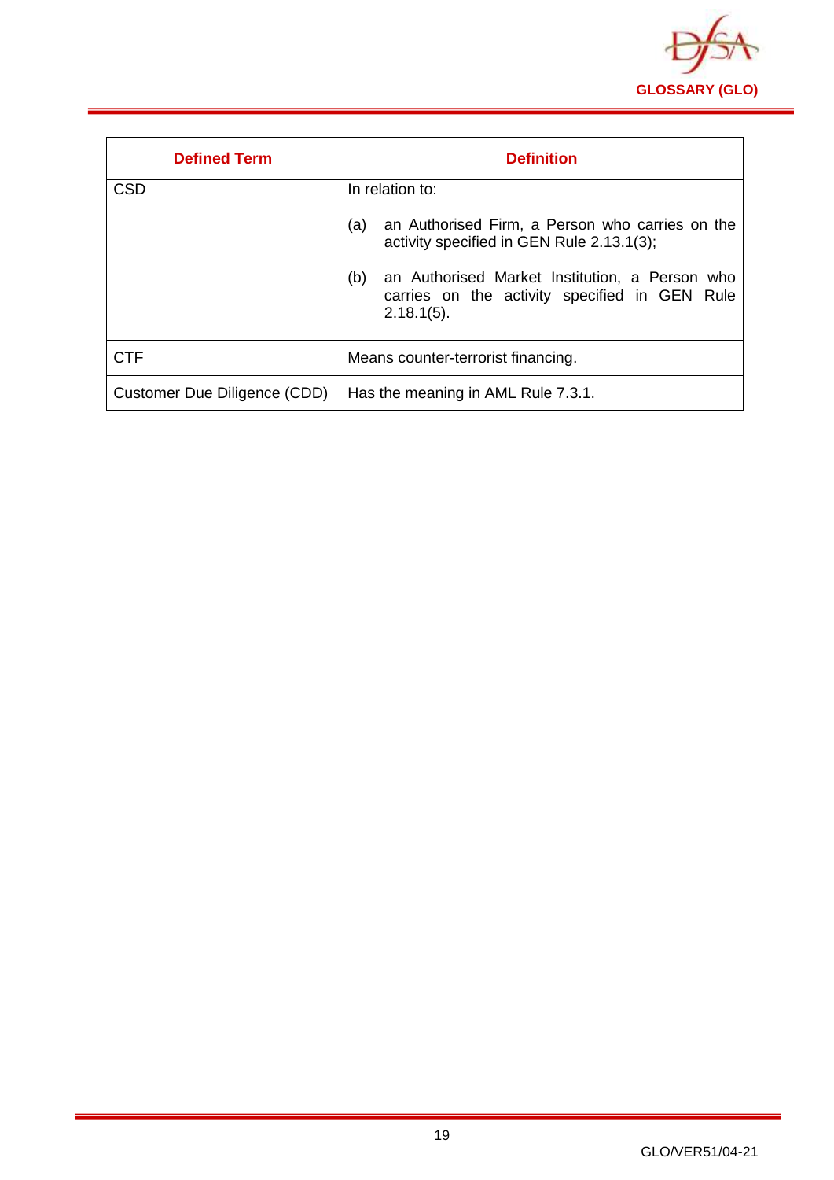| Defined Term | Definition |
|---|---|
| CSD | In relation to:<br><br>(a) an Authorised Firm, a Person who carries on the activity specified in GEN Rule 2.13.1(3);<br><br>(b) an Authorised Market Institution, a Person who carries on the activity specified in GEN Rule 2.18.1(5). |
| CTF | Means counter-terrorist financing. |
| Customer Due Diligence (CDD) | Has the meaning in AML Rule 7.3.1. |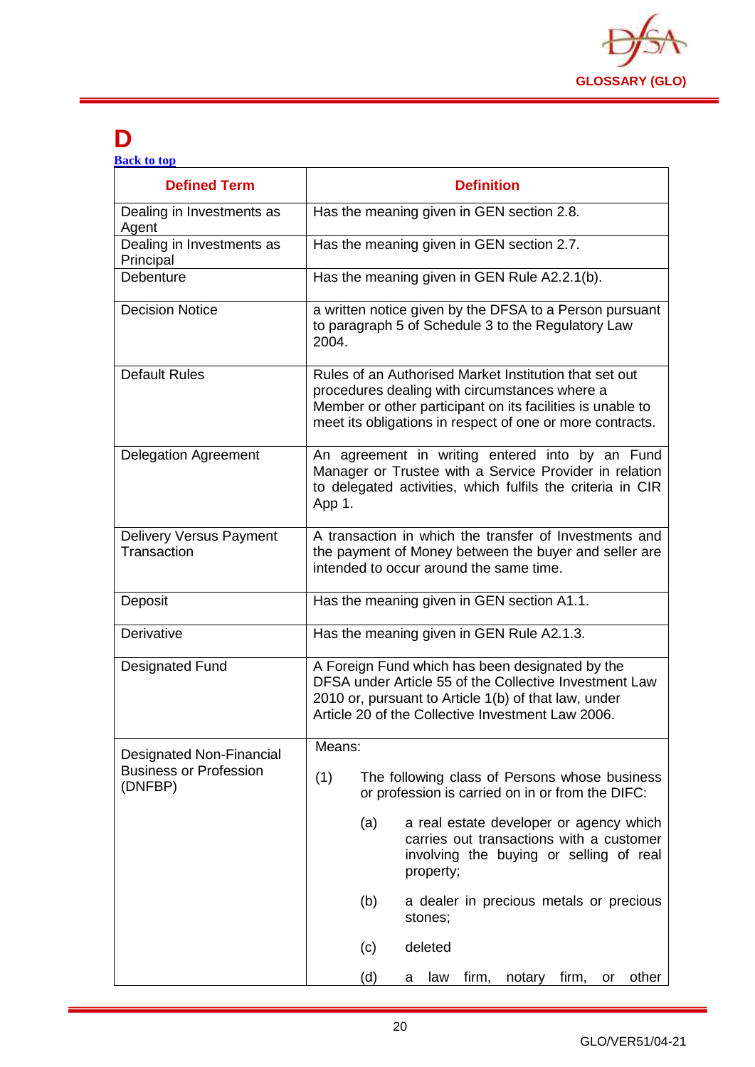# D

[Back to top](#)

| Defined Term | Definition |
|---|---|
| Dealing in Investments as Agent | Has the meaning given in GEN section 2.8. |
| Dealing in Investments as Principal | Has the meaning given in GEN section 2.7. |
| Debenture | Has the meaning given in GEN Rule A2.2.1(b). |
| Decision Notice | a written notice given by the DFSA to a Person pursuant to paragraph 5 of Schedule 3 to the Regulatory Law 2004. |
| Default Rules | Rules of an Authorised Market Institution that set out procedures dealing with circumstances where a Member or other participant on its facilities is unable to meet its obligations in respect of one or more contracts. |
| Delegation Agreement | An agreement in writing entered into by an Fund Manager or Trustee with a Service Provider in relation to delegated activities, which fulfils the criteria in CIR App 1. |
| Delivery Versus Payment Transaction | A transaction in which the transfer of Investments and the payment of Money between the buyer and seller are intended to occur around the same time. |
| Deposit | Has the meaning given in GEN section A1.1. |
| Derivative | Has the meaning given in GEN Rule A2.1.3. |
| Designated Fund | A Foreign Fund which has been designated by the DFSA under Article 55 of the Collective Investment Law 2010 or, pursuant to Article 1(b) of that law, under Article 20 of the Collective Investment Law 2006. |
| Designated Non-Financial Business or Profession (DNFBP) | Means:<br><br>(1) The following class of Persons whose business or profession is carried on in or from the DIFC:<br><br>(a) a real estate developer or agency which carries out transactions with a customer involving the buying or selling of real property;<br><br>(b) a dealer in precious metals or precious stones;<br><br>(c) deleted<br><br>(d) a law firm, notary firm, or other |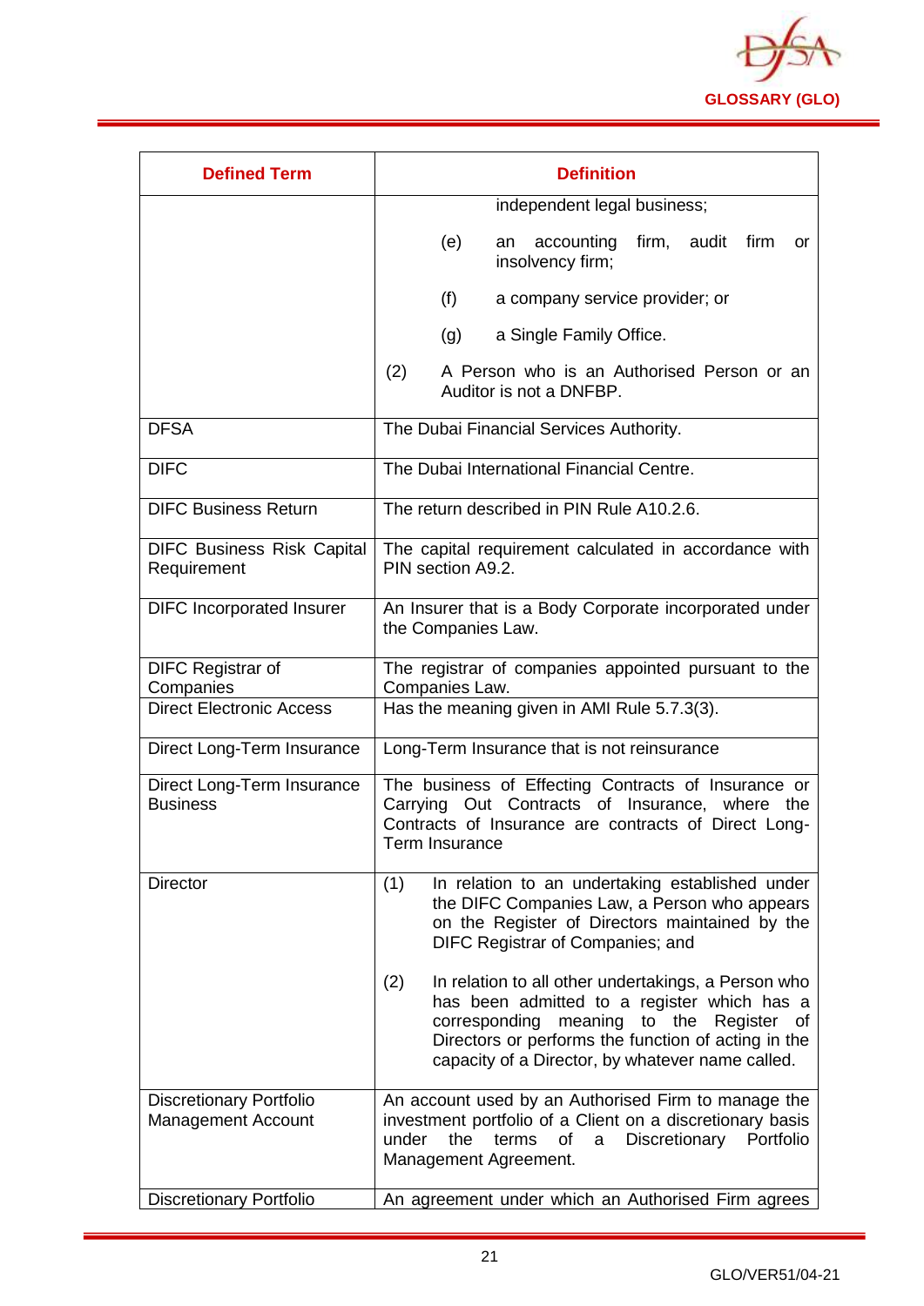| Defined Term | Definition |
|---|---|
| | independent legal business;<br><br>(e) an accounting firm, audit firm or insolvency firm;<br><br>(f) a company service provider; or<br><br>(g) a Single Family Office.<br><br>(2) A Person who is an Authorised Person or an Auditor is not a DNFBP. |
| DFSA | The Dubai Financial Services Authority. |
| DIFC | The Dubai International Financial Centre. |
| DIFC Business Return | The return described in PIN Rule A10.2.6. |
| DIFC Business Risk Capital Requirement | The capital requirement calculated in accordance with PIN section A9.2. |
| DIFC Incorporated Insurer | An Insurer that is a Body Corporate incorporated under the Companies Law. |
| DIFC Registrar of Companies | The registrar of companies appointed pursuant to the Companies Law. |
| Direct Electronic Access | Has the meaning given in AMI Rule 5.7.3(3). |
| Direct Long-Term Insurance | Long-Term Insurance that is not reinsurance |
| Direct Long-Term Insurance Business | The business of Effecting Contracts of Insurance or Carrying Out Contracts of Insurance, where the Contracts of Insurance are contracts of Direct Long-Term Insurance |
| Director | (1) In relation to an undertaking established under the DIFC Companies Law, a Person who appears on the Register of Directors maintained by the DIFC Registrar of Companies; and<br><br>(2) In relation to all other undertakings, a Person who has been admitted to a register which has a corresponding meaning to the Register of Directors or performs the function of acting in the capacity of a Director, by whatever name called. |
| Discretionary Portfolio Management Account | An account used by an Authorised Firm to manage the investment portfolio of a Client on a discretionary basis under the terms of a Discretionary Portfolio Management Agreement. |
| Discretionary Portfolio | An agreement under which an Authorised Firm agrees |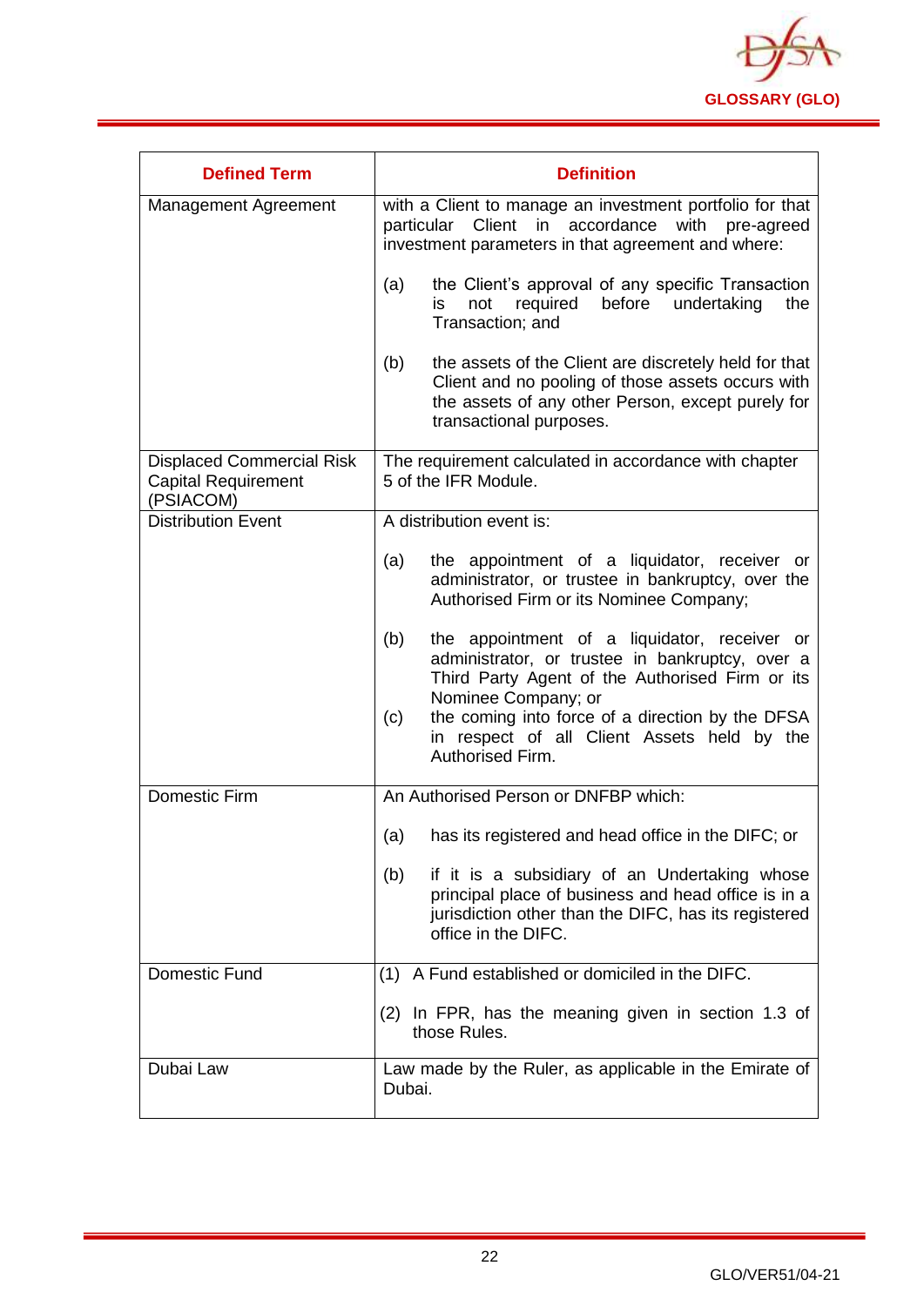| Defined Term | Definition |
|---|---|
| Management Agreement | with a Client to manage an investment portfolio for that particular Client in accordance with pre-agreed investment parameters in that agreement and where:<br><br>(a) the Client's approval of any specific Transaction is not required before undertaking the Transaction; and<br><br>(b) the assets of the Client are discretely held for that Client and no pooling of those assets occurs with the assets of any other Person, except purely for transactional purposes. |
| Displaced Commercial Risk Capital Requirement (PSIACOM) | The requirement calculated in accordance with chapter 5 of the IFR Module. |
| Distribution Event | A distribution event is:<br><br>(a) the appointment of a liquidator, receiver or administrator, or trustee in bankruptcy, over the Authorised Firm or its Nominee Company;<br><br>(b) the appointment of a liquidator, receiver or administrator, or trustee in bankruptcy, over a Third Party Agent of the Authorised Firm or its Nominee Company; or<br>(c) the coming into force of a direction by the DFSA in respect of all Client Assets held by the Authorised Firm. |
| Domestic Firm | An Authorised Person or DNFBP which:<br><br>(a) has its registered and head office in the DIFC; or<br><br>(b) if it is a subsidiary of an Undertaking whose principal place of business and head office is in a jurisdiction other than the DIFC, has its registered office in the DIFC. |
| Domestic Fund | (1) A Fund established or domiciled in the DIFC.<br><br>(2) In FPR, has the meaning given in section 1.3 of those Rules. |
| Dubai Law | Law made by the Ruler, as applicable in the Emirate of Dubai. |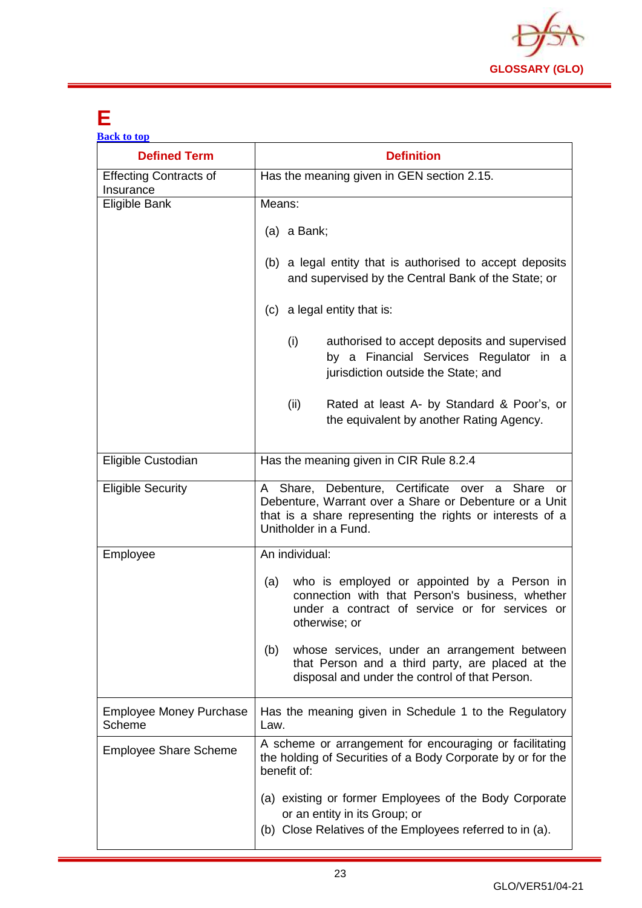# E

[Back to top](#)

| Defined Term | Definition |
|---|---|
| Effecting Contracts of Insurance | Has the meaning given in GEN section 2.15. |
| Eligible Bank | Means:<br><br>(a) a Bank;<br><br>(b) a legal entity that is authorised to accept deposits and supervised by the Central Bank of the State; or<br><br>(c) a legal entity that is:<br><br>(i) authorised to accept deposits and supervised by a Financial Services Regulator in a jurisdiction outside the State; and<br><br>(ii) Rated at least A- by Standard & Poor's, or the equivalent by another Rating Agency. |
| Eligible Custodian | Has the meaning given in CIR Rule 8.2.4 |
| Eligible Security | A Share, Debenture, Certificate over a Share or Debenture, Warrant over a Share or Debenture or a Unit that is a share representing the rights or interests of a Unitholder in a Fund. |
| Employee | An individual:<br><br>(a) who is employed or appointed by a Person in connection with that Person's business, whether under a contract of service or for services or otherwise; or<br><br>(b) whose services, under an arrangement between that Person and a third party, are placed at the disposal and under the control of that Person. |
| Employee Money Purchase Scheme | Has the meaning given in Schedule 1 to the Regulatory Law. |
| Employee Share Scheme | A scheme or arrangement for encouraging or facilitating the holding of Securities of a Body Corporate by or for the benefit of:<br><br>(a) existing or former Employees of the Body Corporate or an entity in its Group; or<br>(b) Close Relatives of the Employees referred to in (a). |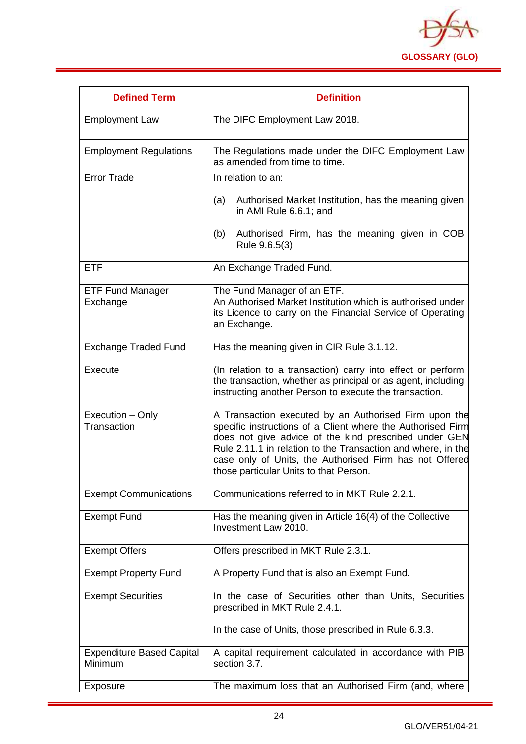| Defined Term | Definition |
|---|---|
| Employment Law | The DIFC Employment Law 2018. |
| Employment Regulations | The Regulations made under the DIFC Employment Law as amended from time to time. |
| Error Trade | In relation to an:<br><br>(a) Authorised Market Institution, has the meaning given in AMI Rule 6.6.1; and<br><br>(b) Authorised Firm, has the meaning given in COB Rule 9.6.5(3) |
| ETF | An Exchange Traded Fund. |
| ETF Fund Manager | The Fund Manager of an ETF. |
| Exchange | An Authorised Market Institution which is authorised under its Licence to carry on the Financial Service of Operating an Exchange. |
| Exchange Traded Fund | Has the meaning given in CIR Rule 3.1.12. |
| Execute | (In relation to a transaction) carry into effect or perform the transaction, whether as principal or as agent, including instructing another Person to execute the transaction. |
| Execution – Only Transaction | A Transaction executed by an Authorised Firm upon the specific instructions of a Client where the Authorised Firm does not give advice of the kind prescribed under GEN Rule 2.11.1 in relation to the Transaction and where, in the case only of Units, the Authorised Firm has not Offered those particular Units to that Person. |
| Exempt Communications | Communications referred to in MKT Rule 2.2.1. |
| Exempt Fund | Has the meaning given in Article 16(4) of the Collective Investment Law 2010. |
| Exempt Offers | Offers prescribed in MKT Rule 2.3.1. |
| Exempt Property Fund | A Property Fund that is also an Exempt Fund. |
| Exempt Securities | In the case of Securities other than Units, Securities prescribed in MKT Rule 2.4.1.<br><br>In the case of Units, those prescribed in Rule 6.3.3. |
| Expenditure Based Capital Minimum | A capital requirement calculated in accordance with PIB section 3.7. |
| Exposure | The maximum loss that an Authorised Firm (and, where |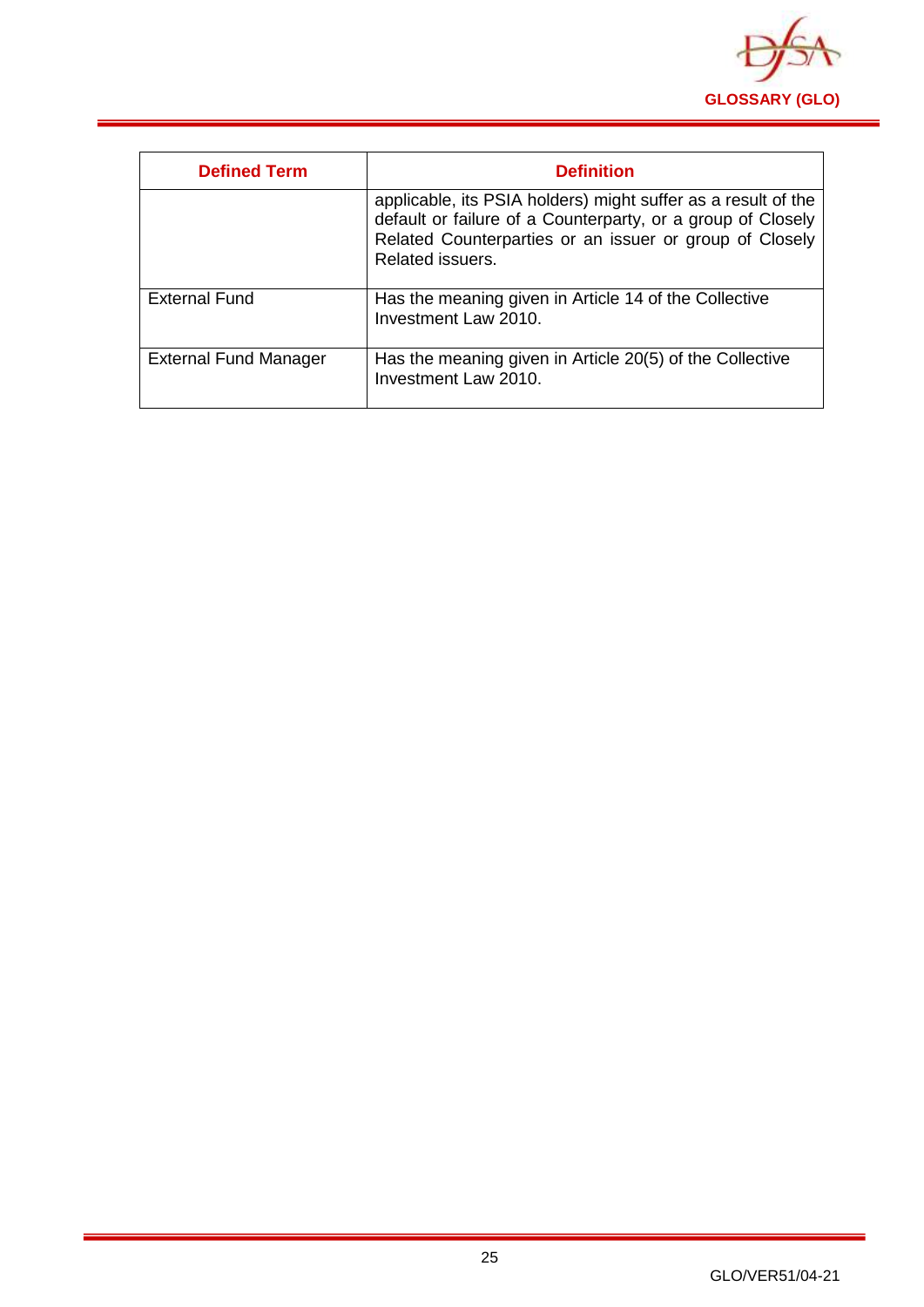| Defined Term | Definition |
|---|---|
| | applicable, its PSIA holders) might suffer as a result of the default or failure of a Counterparty, or a group of Closely Related Counterparties or an issuer or group of Closely Related issuers. |
| External Fund | Has the meaning given in Article 14 of the Collective Investment Law 2010. |
| External Fund Manager | Has the meaning given in Article 20(5) of the Collective Investment Law 2010. |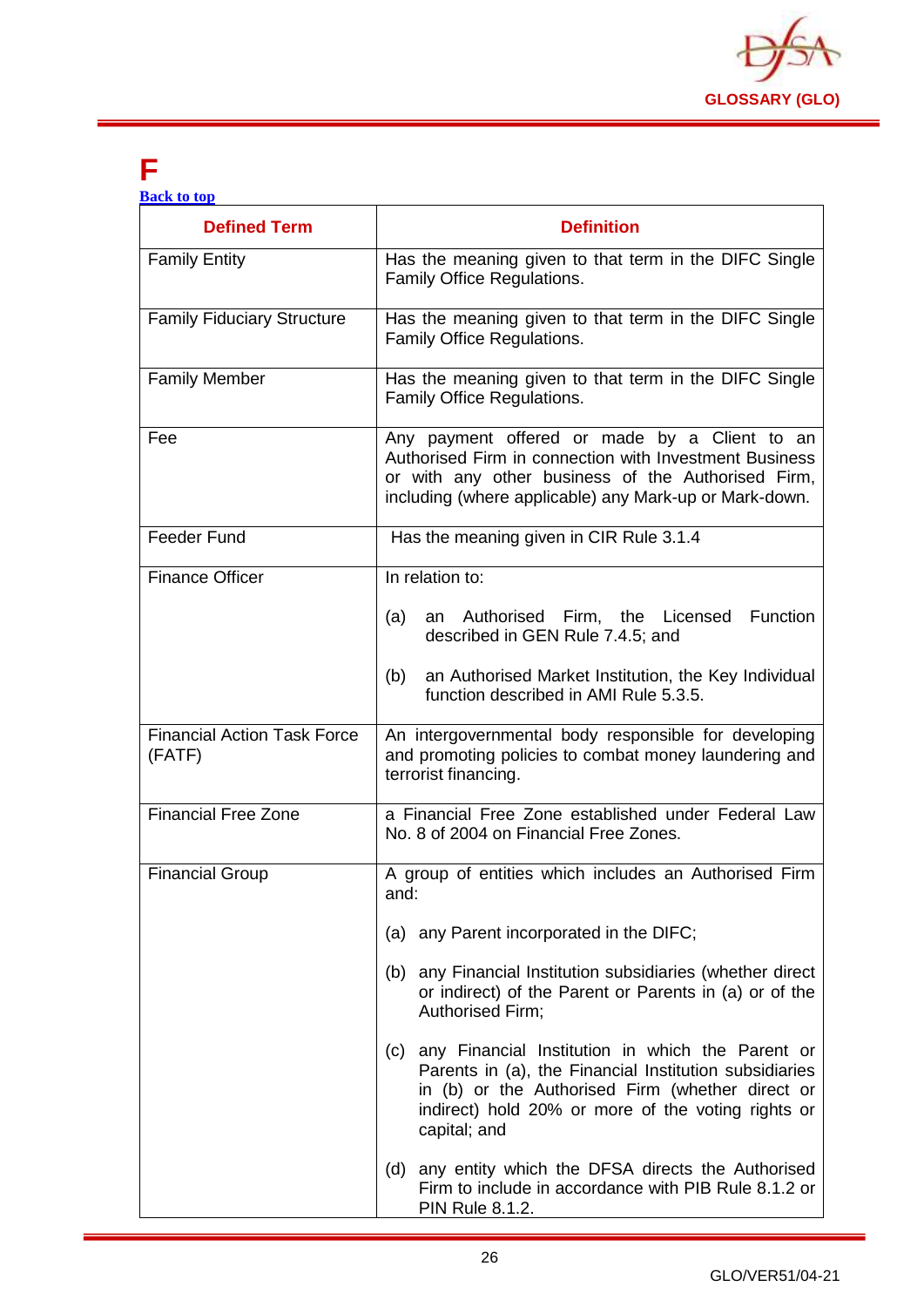# F

Back to top

| Defined Term | Definition |
|---|---|
| Family Entity | Has the meaning given to that term in the DIFC Single Family Office Regulations. |
| Family Fiduciary Structure | Has the meaning given to that term in the DIFC Single Family Office Regulations. |
| Family Member | Has the meaning given to that term in the DIFC Single Family Office Regulations. |
| Fee | Any payment offered or made by a Client to an Authorised Firm in connection with Investment Business or with any other business of the Authorised Firm, including (where applicable) any Mark-up or Mark-down. |
| Feeder Fund | Has the meaning given in CIR Rule 3.1.4 |
| Finance Officer | In relation to:<br><br>(a) an Authorised Firm, the Licensed Function described in GEN Rule 7.4.5; and<br><br>(b) an Authorised Market Institution, the Key Individual function described in AMI Rule 5.3.5. |
| Financial Action Task Force (FATF) | An intergovernmental body responsible for developing and promoting policies to combat money laundering and terrorist financing. |
| Financial Free Zone | a Financial Free Zone established under Federal Law No. 8 of 2004 on Financial Free Zones. |
| Financial Group | A group of entities which includes an Authorised Firm and:<br><br>(a) any Parent incorporated in the DIFC;<br><br>(b) any Financial Institution subsidiaries (whether direct or indirect) of the Parent or Parents in (a) or of the Authorised Firm;<br><br>(c) any Financial Institution in which the Parent or Parents in (a), the Financial Institution subsidiaries in (b) or the Authorised Firm (whether direct or indirect) hold 20% or more of the voting rights or capital; and<br><br>(d) any entity which the DFSA directs the Authorised Firm to include in accordance with PIB Rule 8.1.2 or PIN Rule 8.1.2. |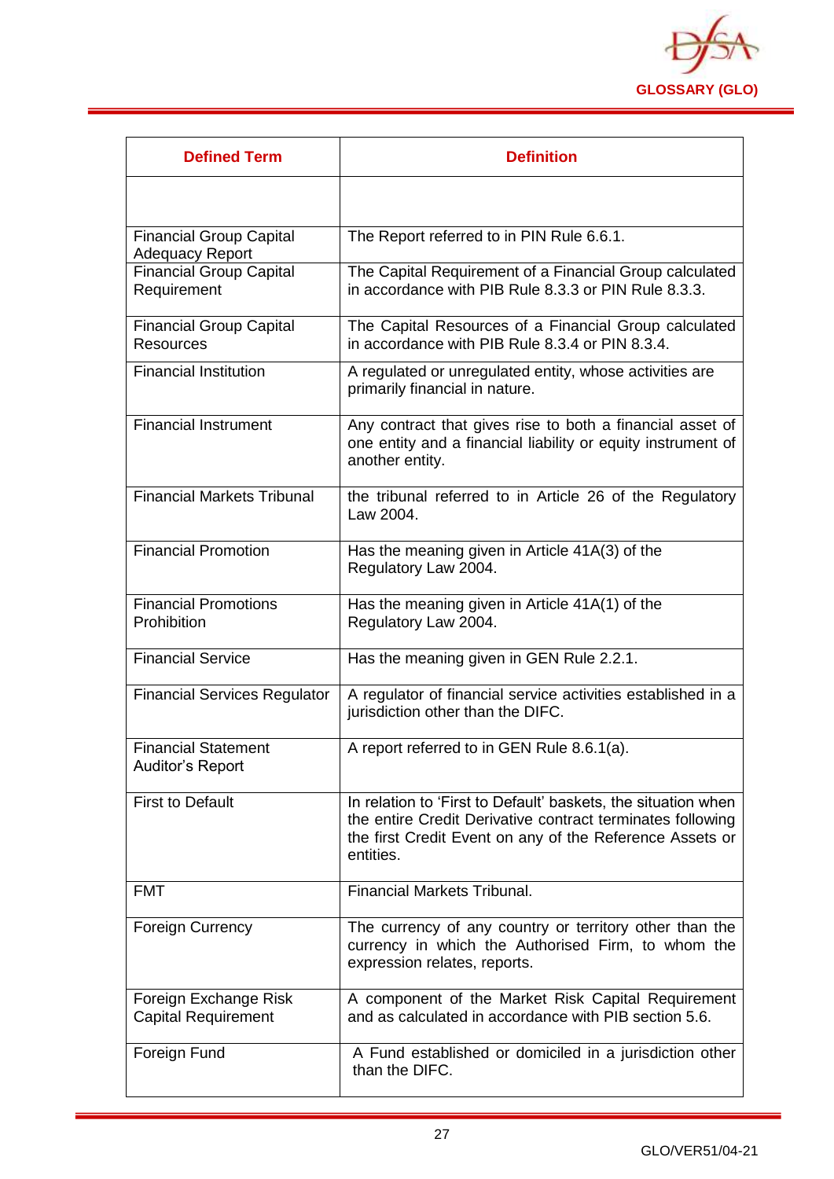| Defined Term | Definition |
|---|---|
| | |
| Financial Group Capital Adequacy Report | The Report referred to in PIN Rule 6.6.1. |
| Financial Group Capital Requirement | The Capital Requirement of a Financial Group calculated in accordance with PIB Rule 8.3.3 or PIN Rule 8.3.3. |
| Financial Group Capital Resources | The Capital Resources of a Financial Group calculated in accordance with PIB Rule 8.3.4 or PIN 8.3.4. |
| Financial Institution | A regulated or unregulated entity, whose activities are primarily financial in nature. |
| Financial Instrument | Any contract that gives rise to both a financial asset of one entity and a financial liability or equity instrument of another entity. |
| Financial Markets Tribunal | the tribunal referred to in Article 26 of the Regulatory Law 2004. |
| Financial Promotion | Has the meaning given in Article 41A(3) of the Regulatory Law 2004. |
| Financial Promotions Prohibition | Has the meaning given in Article 41A(1) of the Regulatory Law 2004. |
| Financial Service | Has the meaning given in GEN Rule 2.2.1. |
| Financial Services Regulator | A regulator of financial service activities established in a jurisdiction other than the DIFC. |
| Financial Statement Auditor's Report | A report referred to in GEN Rule 8.6.1(a). |
| First to Default | In relation to 'First to Default' baskets, the situation when the entire Credit Derivative contract terminates following the first Credit Event on any of the Reference Assets or entities. |
| FMT | Financial Markets Tribunal. |
| Foreign Currency | The currency of any country or territory other than the currency in which the Authorised Firm, to whom the expression relates, reports. |
| Foreign Exchange Risk Capital Requirement | A component of the Market Risk Capital Requirement and as calculated in accordance with PIB section 5.6. |
| Foreign Fund | A Fund established or domiciled in a jurisdiction other than the DIFC. |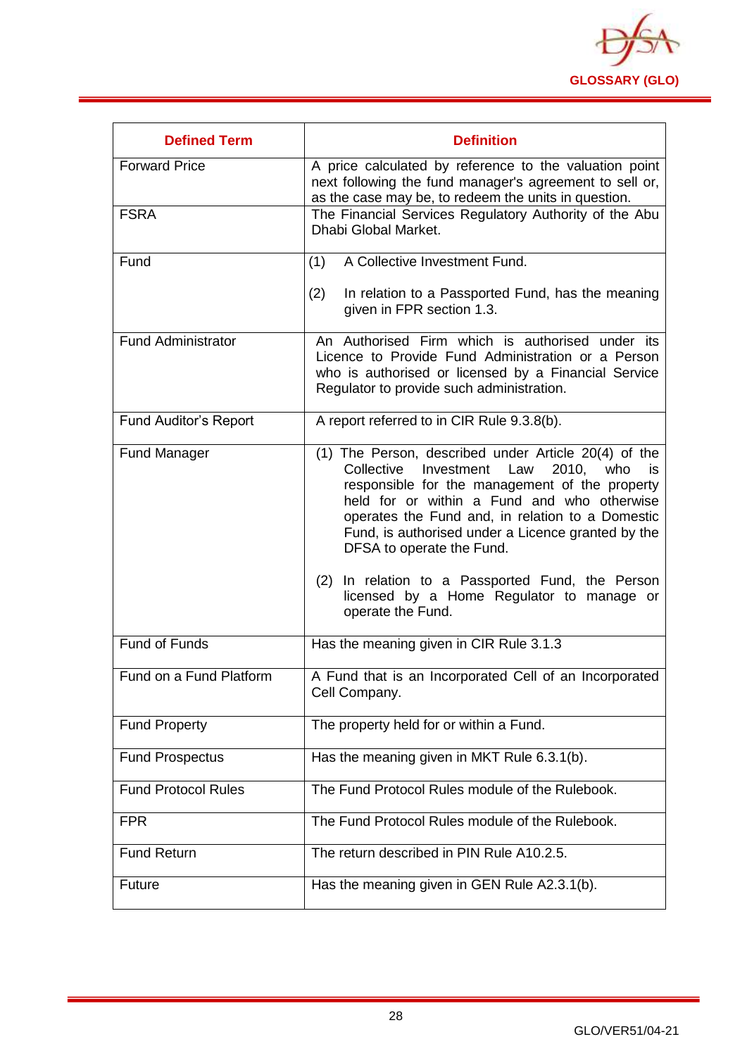| Defined Term | Definition |
|---|---|
| Forward Price | A price calculated by reference to the valuation point next following the fund manager's agreement to sell or, as the case may be, to redeem the units in question. |
| FSRA | The Financial Services Regulatory Authority of the Abu Dhabi Global Market. |
| Fund | (1) A Collective Investment Fund.<br><br>(2) In relation to a Passported Fund, has the meaning given in FPR section 1.3. |
| Fund Administrator | An Authorised Firm which is authorised under its Licence to Provide Fund Administration or a Person who is authorised or licensed by a Financial Service Regulator to provide such administration. |
| Fund Auditor's Report | A report referred to in CIR Rule 9.3.8(b). |
| Fund Manager | (1) The Person, described under Article 20(4) of the Collective Investment Law 2010, who is responsible for the management of the property held for or within a Fund and who otherwise operates the Fund and, in relation to a Domestic Fund, is authorised under a Licence granted by the DFSA to operate the Fund.<br><br>(2) In relation to a Passported Fund, the Person licensed by a Home Regulator to manage or operate the Fund. |
| Fund of Funds | Has the meaning given in CIR Rule 3.1.3 |
| Fund on a Fund Platform | A Fund that is an Incorporated Cell of an Incorporated Cell Company. |
| Fund Property | The property held for or within a Fund. |
| Fund Prospectus | Has the meaning given in MKT Rule 6.3.1(b). |
| Fund Protocol Rules | The Fund Protocol Rules module of the Rulebook. |
| FPR | The Fund Protocol Rules module of the Rulebook. |
| Fund Return | The return described in PIN Rule A10.2.5. |
| Future | Has the meaning given in GEN Rule A2.3.1(b). |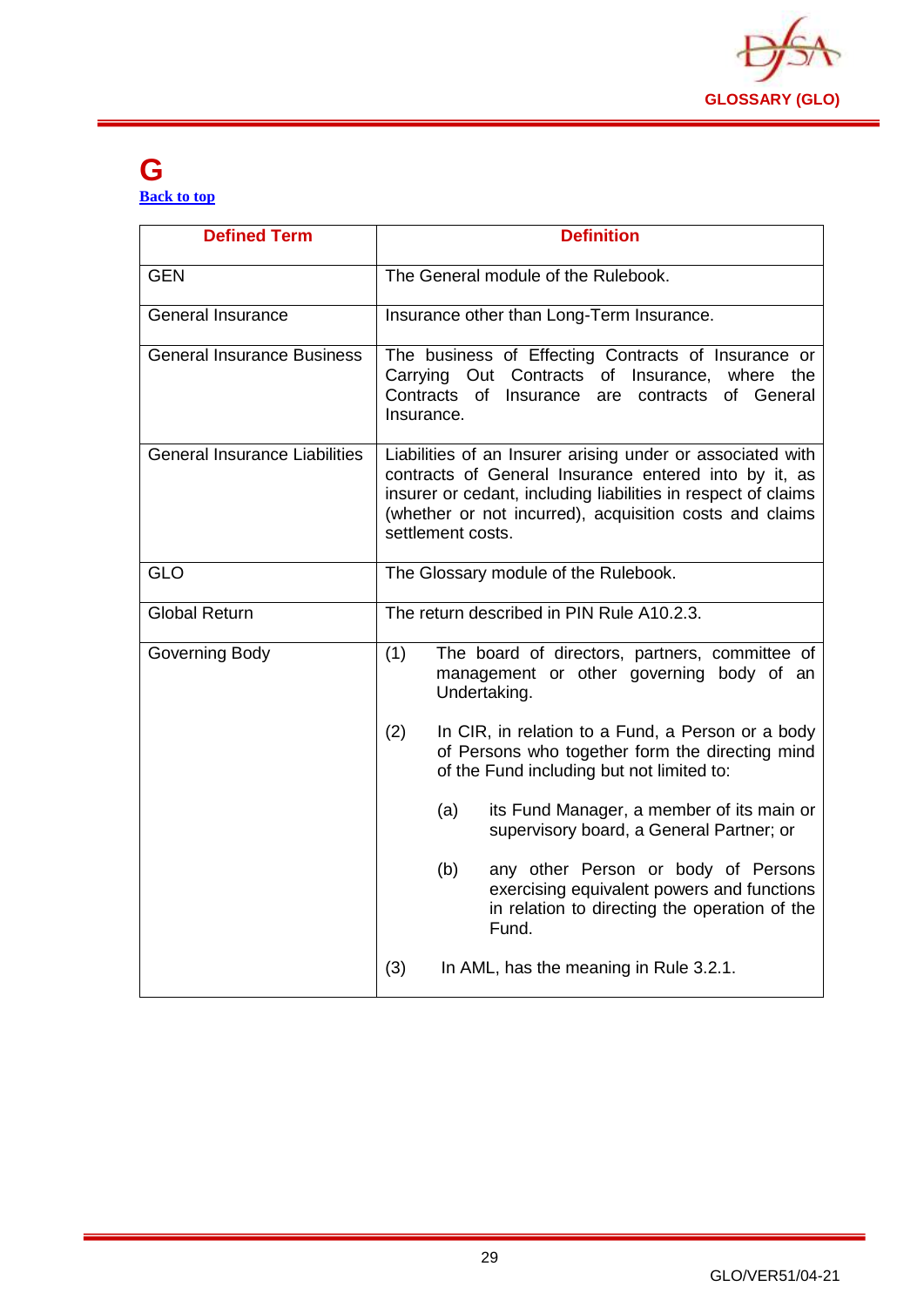# G

[Back to top]

| Defined Term | Definition |
|---|---|
| GEN | The General module of the Rulebook. |
| General Insurance | Insurance other than Long-Term Insurance. |
| General Insurance Business | The business of Effecting Contracts of Insurance or Carrying Out Contracts of Insurance, where the Contracts of Insurance are contracts of General Insurance. |
| General Insurance Liabilities | Liabilities of an Insurer arising under or associated with contracts of General Insurance entered into by it, as insurer or cedant, including liabilities in respect of claims (whether or not incurred), acquisition costs and claims settlement costs. |
| GLO | The Glossary module of the Rulebook. |
| Global Return | The return described in PIN Rule A10.2.3. |
| Governing Body | (1) The board of directors, partners, committee of management or other governing body of an Undertaking.<br><br>(2) In CIR, in relation to a Fund, a Person or a body of Persons who together form the directing mind of the Fund including but not limited to:<br><br>(a) its Fund Manager, a member of its main or supervisory board, a General Partner; or<br><br>(b) any other Person or body of Persons exercising equivalent powers and functions in relation to directing the operation of the Fund.<br><br>(3) In AML, has the meaning in Rule 3.2.1. |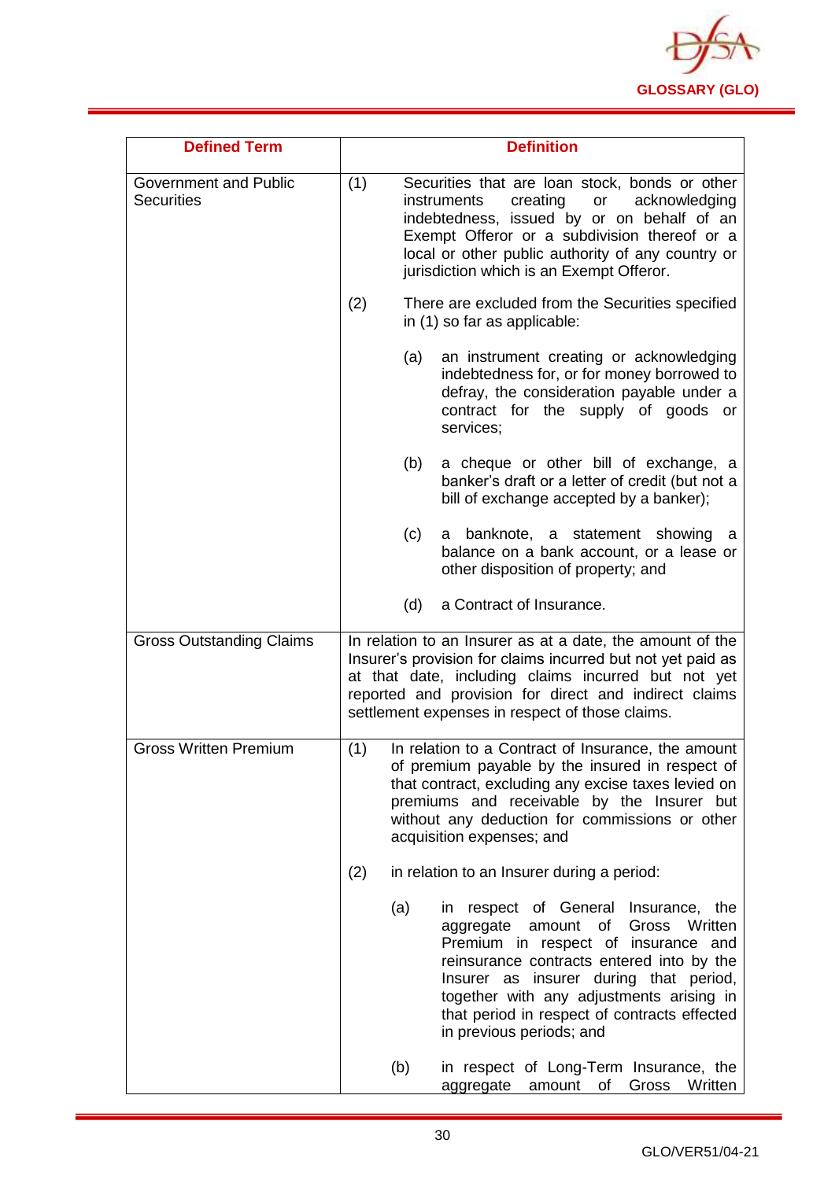| Defined Term | Definition |
|---|---|
| Government and Public Securities | (1) Securities that are loan stock, bonds or other instruments creating or acknowledging indebtedness, issued by or on behalf of an Exempt Offeror or a subdivision thereof or a local or other public authority of any country or jurisdiction which is an Exempt Offeror.<br><br>(2) There are excluded from the Securities specified in (1) so far as applicable:<br><br>(a) an instrument creating or acknowledging indebtedness for, or for money borrowed to defray, the consideration payable under a contract for the supply of goods or services;<br><br>(b) a cheque or other bill of exchange, a banker's draft or a letter of credit (but not a bill of exchange accepted by a banker);<br><br>(c) a banknote, a statement showing a balance on a bank account, or a lease or other disposition of property; and<br><br>(d) a Contract of Insurance. |
| Gross Outstanding Claims | In relation to an Insurer as at a date, the amount of the Insurer's provision for claims incurred but not yet paid as at that date, including claims incurred but not yet reported and provision for direct and indirect claims settlement expenses in respect of those claims. |
| Gross Written Premium | (1) In relation to a Contract of Insurance, the amount of premium payable by the insured in respect of that contract, excluding any excise taxes levied on premiums and receivable by the Insurer but without any deduction for commissions or other acquisition expenses; and<br><br>(2) in relation to an Insurer during a period:<br><br>(a) in respect of General Insurance, the aggregate amount of Gross Written Premium in respect of insurance and reinsurance contracts entered into by the Insurer as insurer during that period, together with any adjustments arising in that period in respect of contracts effected in previous periods; and<br><br>(b) in respect of Long-Term Insurance, the aggregate amount of Gross Written |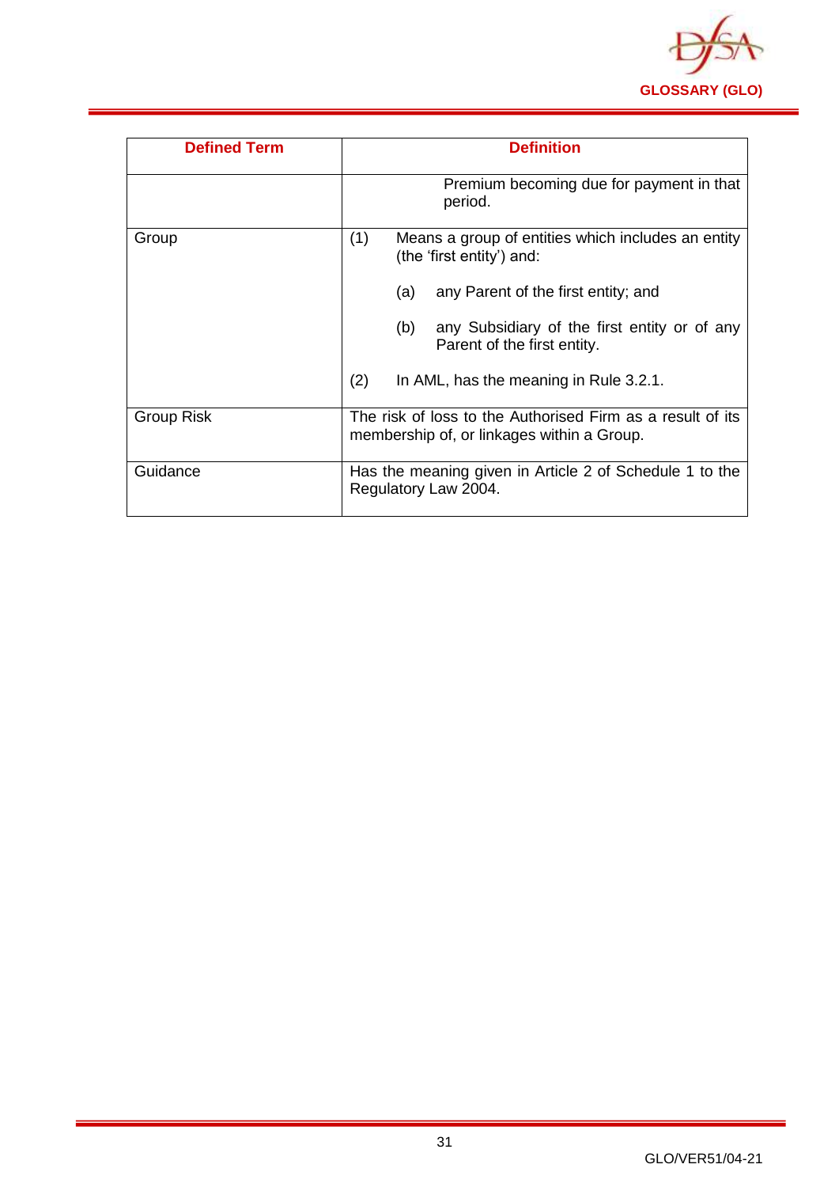| Defined Term | Definition |
|---|---|
| | Premium becoming due for payment in that period. |
| Group | (1) Means a group of entities which includes an entity (the 'first entity') and:<br><br>(a) any Parent of the first entity; and<br><br>(b) any Subsidiary of the first entity or of any Parent of the first entity.<br><br>(2) In AML, has the meaning in Rule 3.2.1. |
| Group Risk | The risk of loss to the Authorised Firm as a result of its membership of, or linkages within a Group. |
| Guidance | Has the meaning given in Article 2 of Schedule 1 to the Regulatory Law 2004. |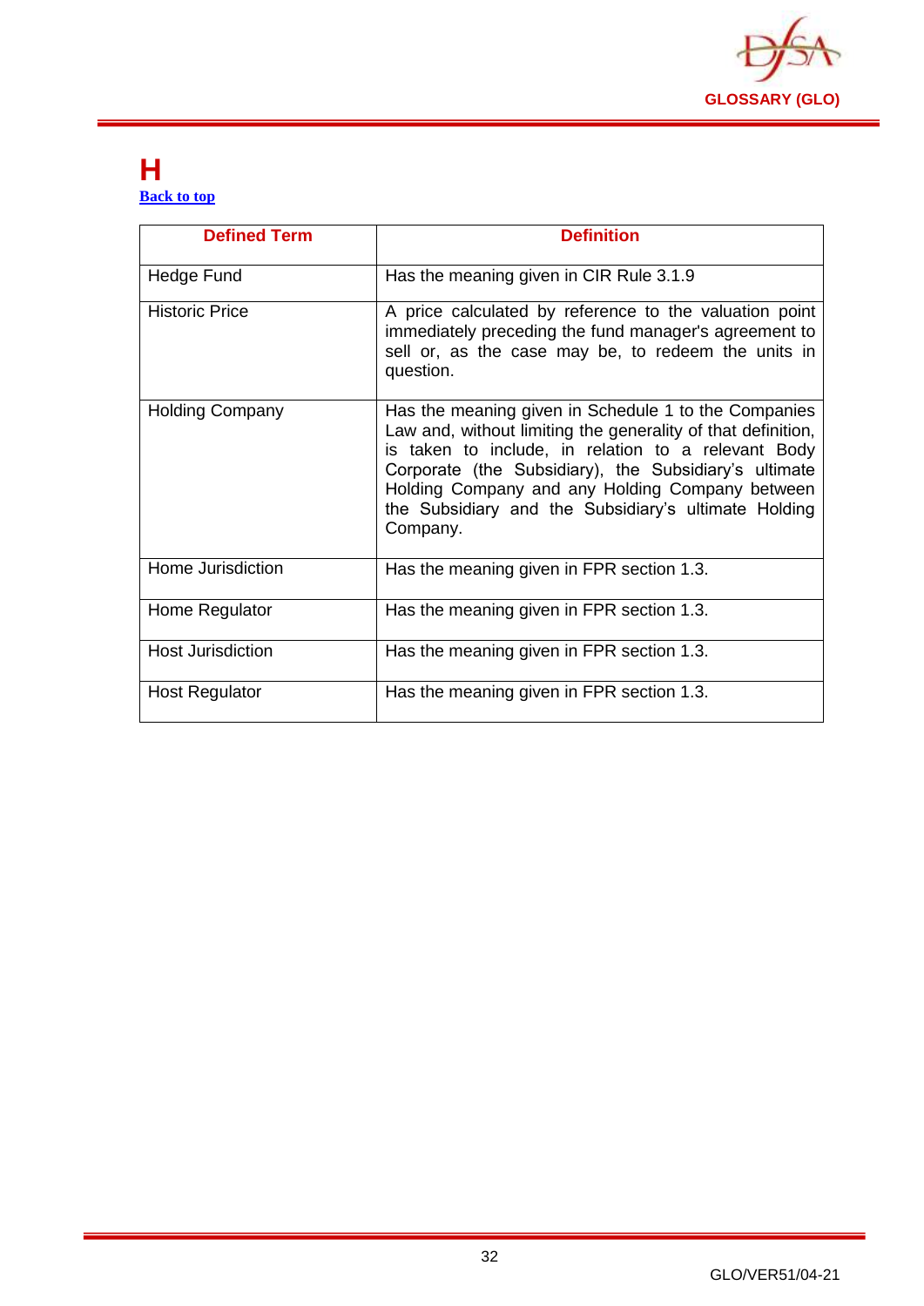# H

Back to top

| Defined Term | Definition |
|---|---|
| Hedge Fund | Has the meaning given in CIR Rule 3.1.9 |
| Historic Price | A price calculated by reference to the valuation point immediately preceding the fund manager's agreement to sell or, as the case may be, to redeem the units in question. |
| Holding Company | Has the meaning given in Schedule 1 to the Companies Law and, without limiting the generality of that definition, is taken to include, in relation to a relevant Body Corporate (the Subsidiary), the Subsidiary's ultimate Holding Company and any Holding Company between the Subsidiary and the Subsidiary's ultimate Holding Company. |
| Home Jurisdiction | Has the meaning given in FPR section 1.3. |
| Home Regulator | Has the meaning given in FPR section 1.3. |
| Host Jurisdiction | Has the meaning given in FPR section 1.3. |
| Host Regulator | Has the meaning given in FPR section 1.3. |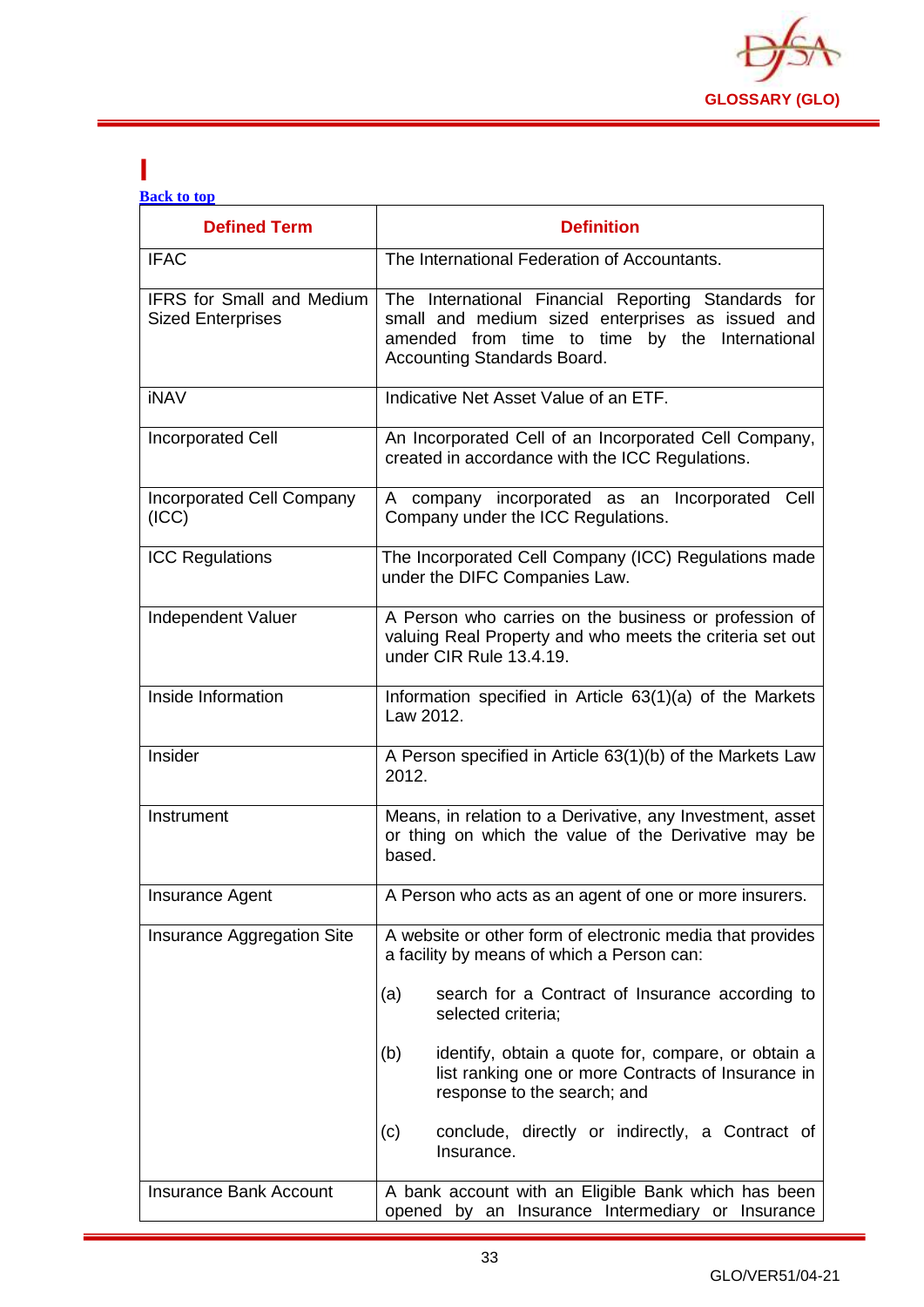# I

[Back to top](#)

| Defined Term | Definition |
|---|---|
| IFAC | The International Federation of Accountants. |
| IFRS for Small and Medium Sized Enterprises | The International Financial Reporting Standards for small and medium sized enterprises as issued and amended from time to time by the International Accounting Standards Board. |
| iNAV | Indicative Net Asset Value of an ETF. |
| Incorporated Cell | An Incorporated Cell of an Incorporated Cell Company, created in accordance with the ICC Regulations. |
| Incorporated Cell Company (ICC) | A company incorporated as an Incorporated Cell Company under the ICC Regulations. |
| ICC Regulations | The Incorporated Cell Company (ICC) Regulations made under the DIFC Companies Law. |
| Independent Valuer | A Person who carries on the business or profession of valuing Real Property and who meets the criteria set out under CIR Rule 13.4.19. |
| Inside Information | Information specified in Article 63(1)(a) of the Markets Law 2012. |
| Insider | A Person specified in Article 63(1)(b) of the Markets Law 2012. |
| Instrument | Means, in relation to a Derivative, any Investment, asset or thing on which the value of the Derivative may be based. |
| Insurance Agent | A Person who acts as an agent of one or more insurers. |
| Insurance Aggregation Site | A website or other form of electronic media that provides a facility by means of which a Person can:<br><br>(a) search for a Contract of Insurance according to selected criteria;<br><br>(b) identify, obtain a quote for, compare, or obtain a list ranking one or more Contracts of Insurance in response to the search; and<br><br>(c) conclude, directly or indirectly, a Contract of Insurance. |
| Insurance Bank Account | A bank account with an Eligible Bank which has been opened by an Insurance Intermediary or Insurance |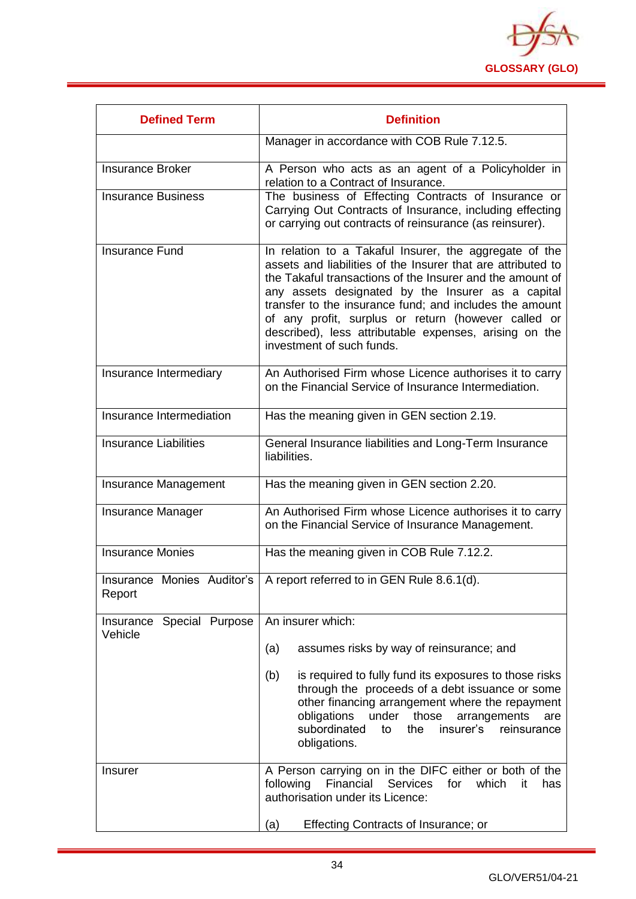| Defined Term | Definition |
|---|---|
| | Manager in accordance with COB Rule 7.12.5. |
| Insurance Broker | A Person who acts as an agent of a Policyholder in relation to a Contract of Insurance. |
| Insurance Business | The business of Effecting Contracts of Insurance or Carrying Out Contracts of Insurance, including effecting or carrying out contracts of reinsurance (as reinsurer). |
| Insurance Fund | In relation to a Takaful Insurer, the aggregate of the assets and liabilities of the Insurer that are attributed to the Takaful transactions of the Insurer and the amount of any assets designated by the Insurer as a capital transfer to the insurance fund; and includes the amount of any profit, surplus or return (however called or described), less attributable expenses, arising on the investment of such funds. |
| Insurance Intermediary | An Authorised Firm whose Licence authorises it to carry on the Financial Service of Insurance Intermediation. |
| Insurance Intermediation | Has the meaning given in GEN section 2.19. |
| Insurance Liabilities | General Insurance liabilities and Long-Term Insurance liabilities. |
| Insurance Management | Has the meaning given in GEN section 2.20. |
| Insurance Manager | An Authorised Firm whose Licence authorises it to carry on the Financial Service of Insurance Management. |
| Insurance Monies | Has the meaning given in COB Rule 7.12.2. |
| Insurance Monies Auditor's Report | A report referred to in GEN Rule 8.6.1(d). |
| Insurance Special Purpose Vehicle | An insurer which:<br><br>(a) assumes risks by way of reinsurance; and<br><br>(b) is required to fully fund its exposures to those risks through the proceeds of a debt issuance or some other financing arrangement where the repayment obligations under those arrangements are subordinated to the insurer's reinsurance obligations. |
| Insurer | A Person carrying on in the DIFC either or both of the following Financial Services for which it has authorisation under its Licence:<br><br>(a) Effecting Contracts of Insurance; or |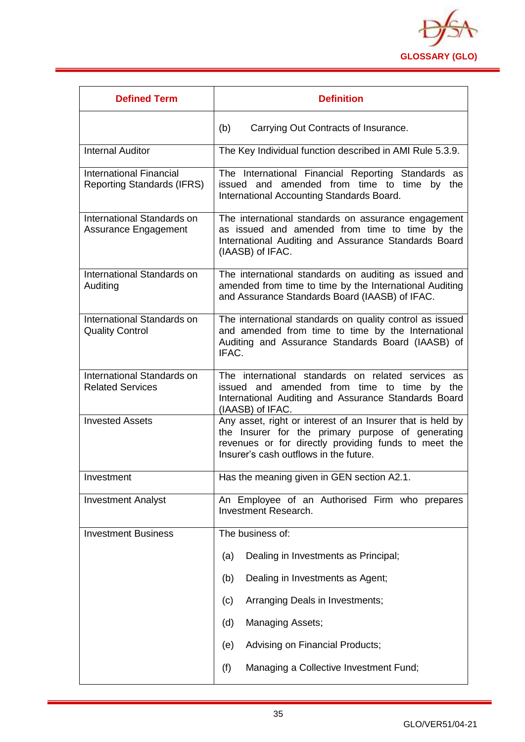| Defined Term | Definition |
|---|---|
| | (b) Carrying Out Contracts of Insurance. |
| Internal Auditor | The Key Individual function described in AMI Rule 5.3.9. |
| International Financial Reporting Standards (IFRS) | The International Financial Reporting Standards as issued and amended from time to time by the International Accounting Standards Board. |
| International Standards on Assurance Engagement | The international standards on assurance engagement as issued and amended from time to time by the International Auditing and Assurance Standards Board (IAASB) of IFAC. |
| International Standards on Auditing | The international standards on auditing as issued and amended from time to time by the International Auditing and Assurance Standards Board (IAASB) of IFAC. |
| International Standards on Quality Control | The international standards on quality control as issued and amended from time to time by the International Auditing and Assurance Standards Board (IAASB) of IFAC. |
| International Standards on Related Services | The international standards on related services as issued and amended from time to time by the International Auditing and Assurance Standards Board (IAASB) of IFAC. |
| Invested Assets | Any asset, right or interest of an Insurer that is held by the Insurer for the primary purpose of generating revenues or for directly providing funds to meet the Insurer's cash outflows in the future. |
| Investment | Has the meaning given in GEN section A2.1. |
| Investment Analyst | An Employee of an Authorised Firm who prepares Investment Research. |
| Investment Business | The business of:<br><br>(a) Dealing in Investments as Principal;<br><br>(b) Dealing in Investments as Agent;<br><br>(c) Arranging Deals in Investments;<br><br>(d) Managing Assets;<br><br>(e) Advising on Financial Products;<br><br>(f) Managing a Collective Investment Fund; |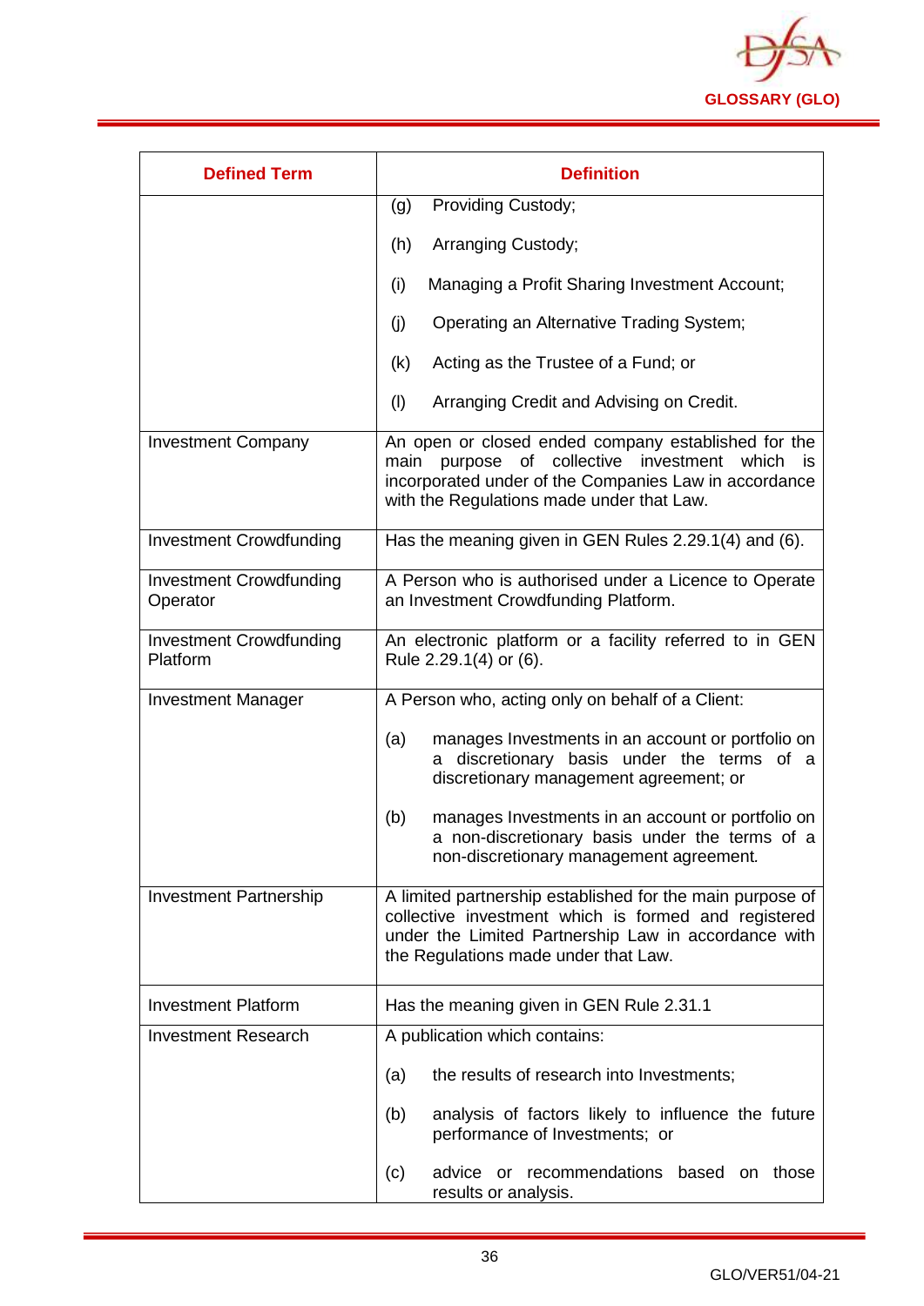| Defined Term | Definition |
|---|---|
| | (g) Providing Custody;<br><br>(h) Arranging Custody;<br><br>(i) Managing a Profit Sharing Investment Account;<br><br>(j) Operating an Alternative Trading System;<br><br>(k) Acting as the Trustee of a Fund; or<br><br>(l) Arranging Credit and Advising on Credit. |
| Investment Company | An open or closed ended company established for the main purpose of collective investment which is incorporated under of the Companies Law in accordance with the Regulations made under that Law. |
| Investment Crowdfunding | Has the meaning given in GEN Rules 2.29.1(4) and (6). |
| Investment Crowdfunding Operator | A Person who is authorised under a Licence to Operate an Investment Crowdfunding Platform. |
| Investment Crowdfunding Platform | An electronic platform or a facility referred to in GEN Rule 2.29.1(4) or (6). |
| Investment Manager | A Person who, acting only on behalf of a Client:<br><br>(a) manages Investments in an account or portfolio on a discretionary basis under the terms of a discretionary management agreement; or<br><br>(b) manages Investments in an account or portfolio on a non-discretionary basis under the terms of a non-discretionary management agreement. |
| Investment Partnership | A limited partnership established for the main purpose of collective investment which is formed and registered under the Limited Partnership Law in accordance with the Regulations made under that Law. |
| Investment Platform | Has the meaning given in GEN Rule 2.31.1 |
| Investment Research | A publication which contains:<br><br>(a) the results of research into Investments;<br><br>(b) analysis of factors likely to influence the future performance of Investments; or<br><br>(c) advice or recommendations based on those results or analysis. |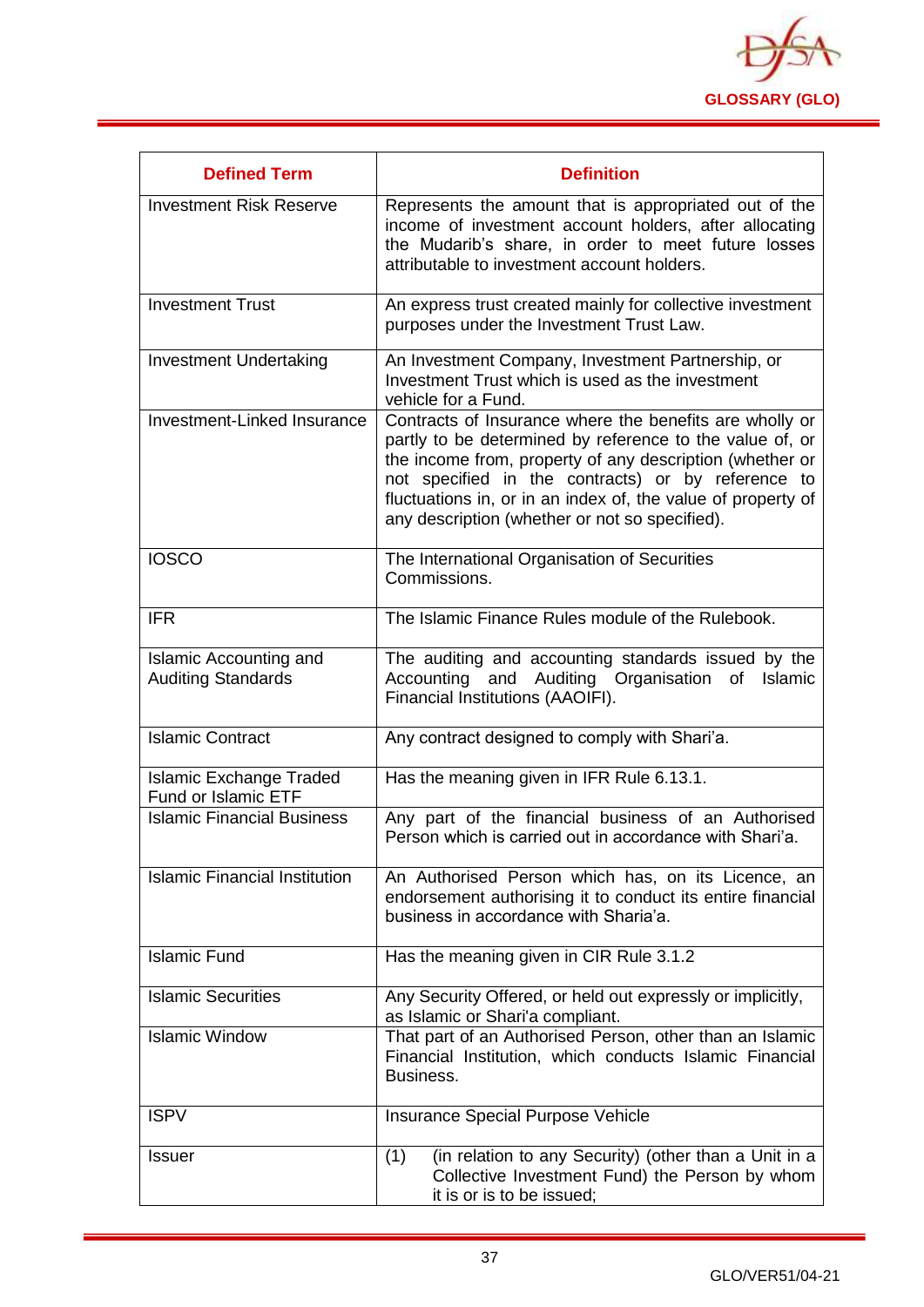| Defined Term | Definition |
|---|---|
| Investment Risk Reserve | Represents the amount that is appropriated out of the income of investment account holders, after allocating the Mudarib's share, in order to meet future losses attributable to investment account holders. |
| Investment Trust | An express trust created mainly for collective investment purposes under the Investment Trust Law. |
| Investment Undertaking | An Investment Company, Investment Partnership, or Investment Trust which is used as the investment vehicle for a Fund. |
| Investment-Linked Insurance | Contracts of Insurance where the benefits are wholly or partly to be determined by reference to the value of, or the income from, property of any description (whether or not specified in the contracts) or by reference to fluctuations in, or in an index of, the value of property of any description (whether or not so specified). |
| IOSCO | The International Organisation of Securities Commissions. |
| IFR | The Islamic Finance Rules module of the Rulebook. |
| Islamic Accounting and Auditing Standards | The auditing and accounting standards issued by the Accounting and Auditing Organisation of Islamic Financial Institutions (AAOIFI). |
| Islamic Contract | Any contract designed to comply with Shari'a. |
| Islamic Exchange Traded Fund or Islamic ETF | Has the meaning given in IFR Rule 6.13.1. |
| Islamic Financial Business | Any part of the financial business of an Authorised Person which is carried out in accordance with Shari'a. |
| Islamic Financial Institution | An Authorised Person which has, on its Licence, an endorsement authorising it to conduct its entire financial business in accordance with Sharia'a. |
| Islamic Fund | Has the meaning given in CIR Rule 3.1.2 |
| Islamic Securities | Any Security Offered, or held out expressly or implicitly, as Islamic or Shari'a compliant. |
| Islamic Window | That part of an Authorised Person, other than an Islamic Financial Institution, which conducts Islamic Financial Business. |
| ISPV | Insurance Special Purpose Vehicle |
| Issuer | (1) (in relation to any Security) (other than a Unit in a Collective Investment Fund) the Person by whom it is or is to be issued; |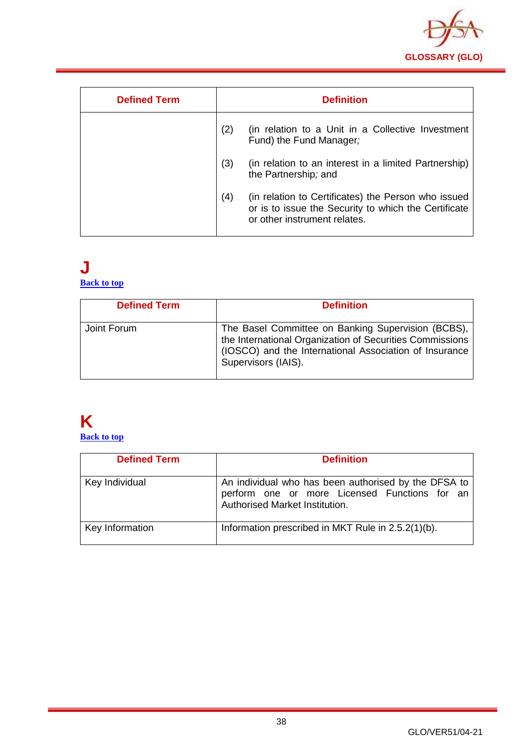| Defined Term | Definition |
|---|---|
| | (2) (in relation to a Unit in a Collective Investment Fund) the Fund Manager; <br><br> (3) (in relation to an interest in a limited Partnership) the Partnership; and <br><br> (4) (in relation to Certificates) the Person who issued or is to issue the Security to which the Certificate or other instrument relates. |

# J

Back to top

| Defined Term | Definition |
|---|---|
| Joint Forum | The Basel Committee on Banking Supervision (BCBS), the International Organization of Securities Commissions (IOSCO) and the International Association of Insurance Supervisors (IAIS). |

# K

Back to top

| Defined Term | Definition |
|---|---|
| Key Individual | An individual who has been authorised by the DFSA to perform one or more Licensed Functions for an Authorised Market Institution. |
| Key Information | Information prescribed in MKT Rule in 2.5.2(1)(b). |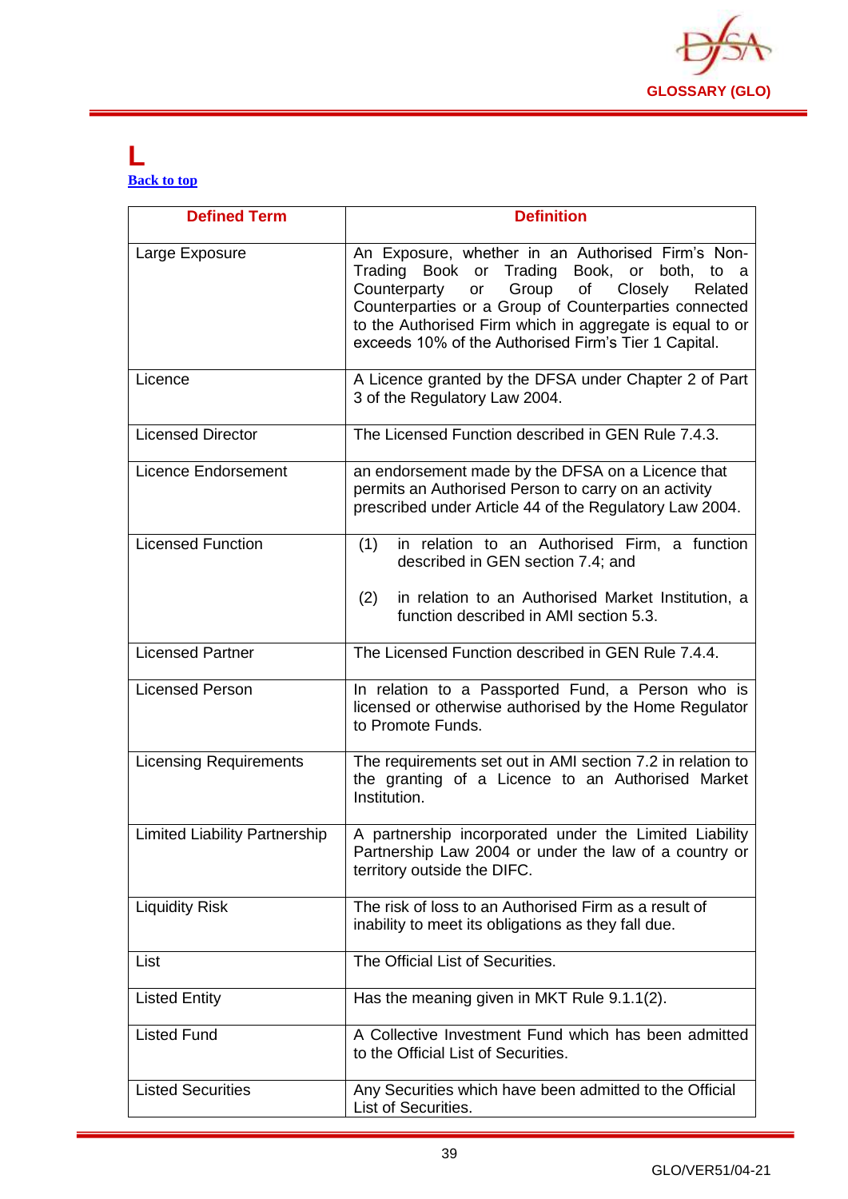# L

[Back to top]

| Defined Term | Definition |
|---|---|
| Large Exposure | An Exposure, whether in an Authorised Firm's Non-Trading Book or Trading Book, or both, to a Counterparty or Group of Closely Related Counterparties or a Group of Counterparties connected to the Authorised Firm which in aggregate is equal to or exceeds 10% of the Authorised Firm's Tier 1 Capital. |
| Licence | A Licence granted by the DFSA under Chapter 2 of Part 3 of the Regulatory Law 2004. |
| Licensed Director | The Licensed Function described in GEN Rule 7.4.3. |
| Licence Endorsement | an endorsement made by the DFSA on a Licence that permits an Authorised Person to carry on an activity prescribed under Article 44 of the Regulatory Law 2004. |
| Licensed Function | (1) in relation to an Authorised Firm, a function described in GEN section 7.4; and<br><br>(2) in relation to an Authorised Market Institution, a function described in AMI section 5.3. |
| Licensed Partner | The Licensed Function described in GEN Rule 7.4.4. |
| Licensed Person | In relation to a Passported Fund, a Person who is licensed or otherwise authorised by the Home Regulator to Promote Funds. |
| Licensing Requirements | The requirements set out in AMI section 7.2 in relation to the granting of a Licence to an Authorised Market Institution. |
| Limited Liability Partnership | A partnership incorporated under the Limited Liability Partnership Law 2004 or under the law of a country or territory outside the DIFC. |
| Liquidity Risk | The risk of loss to an Authorised Firm as a result of inability to meet its obligations as they fall due. |
| List | The Official List of Securities. |
| Listed Entity | Has the meaning given in MKT Rule 9.1.1(2). |
| Listed Fund | A Collective Investment Fund which has been admitted to the Official List of Securities. |
| Listed Securities | Any Securities which have been admitted to the Official List of Securities. |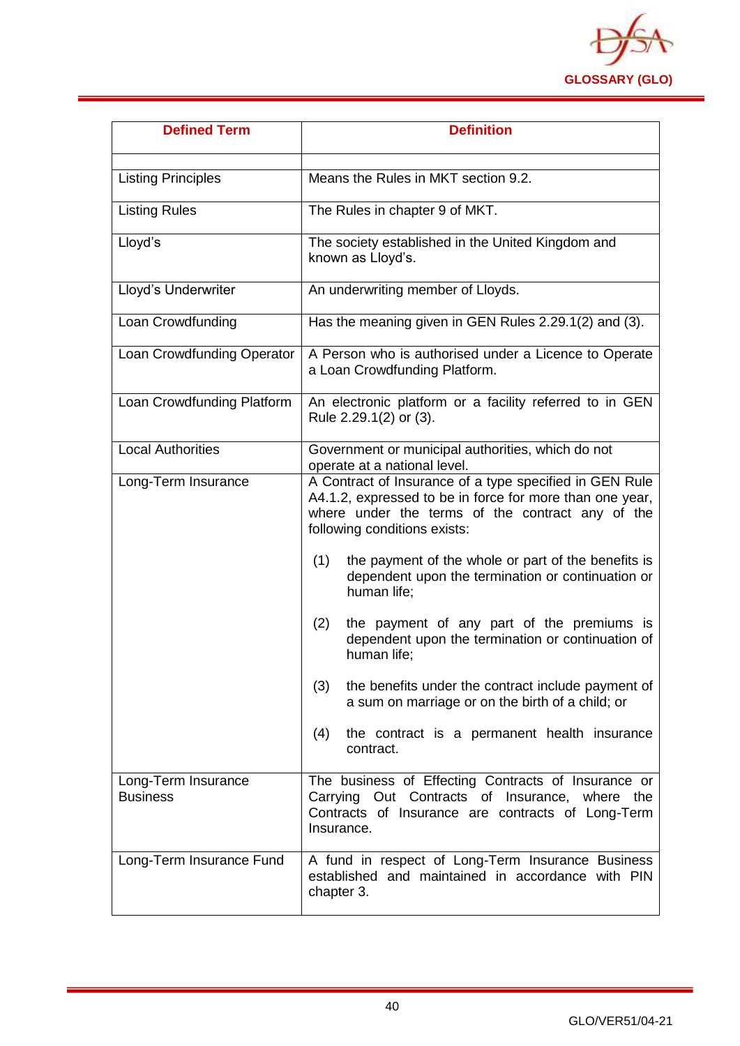| Defined Term | Definition |
|---|---|
| | |
| Listing Principles | Means the Rules in MKT section 9.2. |
| Listing Rules | The Rules in chapter 9 of MKT. |
| Lloyd's | The society established in the United Kingdom and known as Lloyd's. |
| Lloyd's Underwriter | An underwriting member of Lloyds. |
| Loan Crowdfunding | Has the meaning given in GEN Rules 2.29.1(2) and (3). |
| Loan Crowdfunding Operator | A Person who is authorised under a Licence to Operate a Loan Crowdfunding Platform. |
| Loan Crowdfunding Platform | An electronic platform or a facility referred to in GEN Rule 2.29.1(2) or (3). |
| Local Authorities | Government or municipal authorities, which do not operate at a national level. |
| Long-Term Insurance | A Contract of Insurance of a type specified in GEN Rule A4.1.2, expressed to be in force for more than one year, where under the terms of the contract any of the following conditions exists:<br><br>(1) the payment of the whole or part of the benefits is dependent upon the termination or continuation or human life;<br><br>(2) the payment of any part of the premiums is dependent upon the termination or continuation of human life;<br><br>(3) the benefits under the contract include payment of a sum on marriage or on the birth of a child; or<br><br>(4) the contract is a permanent health insurance contract. |
| Long-Term Insurance Business | The business of Effecting Contracts of Insurance or Carrying Out Contracts of Insurance, where the Contracts of Insurance are contracts of Long-Term Insurance. |
| Long-Term Insurance Fund | A fund in respect of Long-Term Insurance Business established and maintained in accordance with PIN chapter 3. |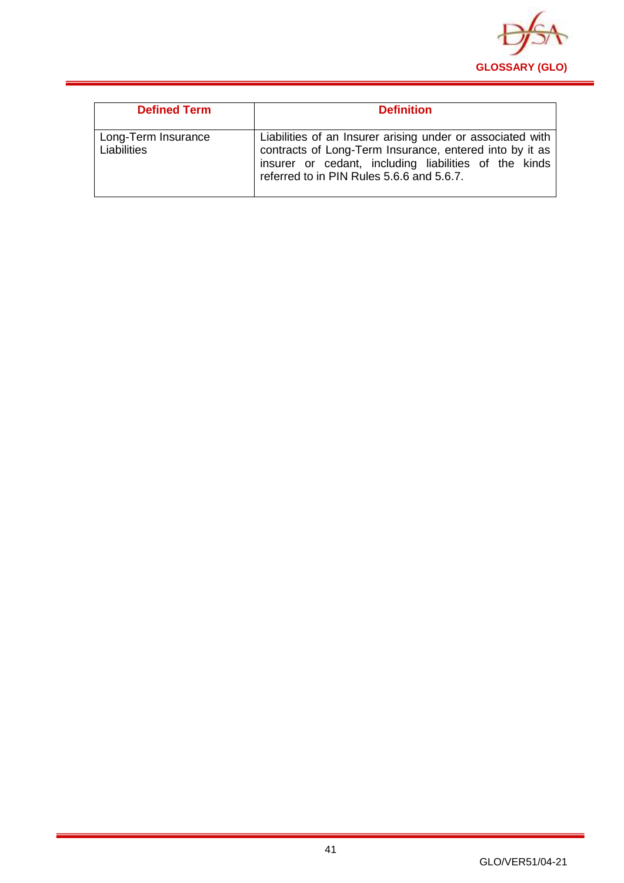| Defined Term | Definition |
| --- | --- |
| Long-Term Insurance Liabilities | Liabilities of an Insurer arising under or associated with contracts of Long-Term Insurance, entered into by it as insurer or cedant, including liabilities of the kinds referred to in PIN Rules 5.6.6 and 5.6.7. |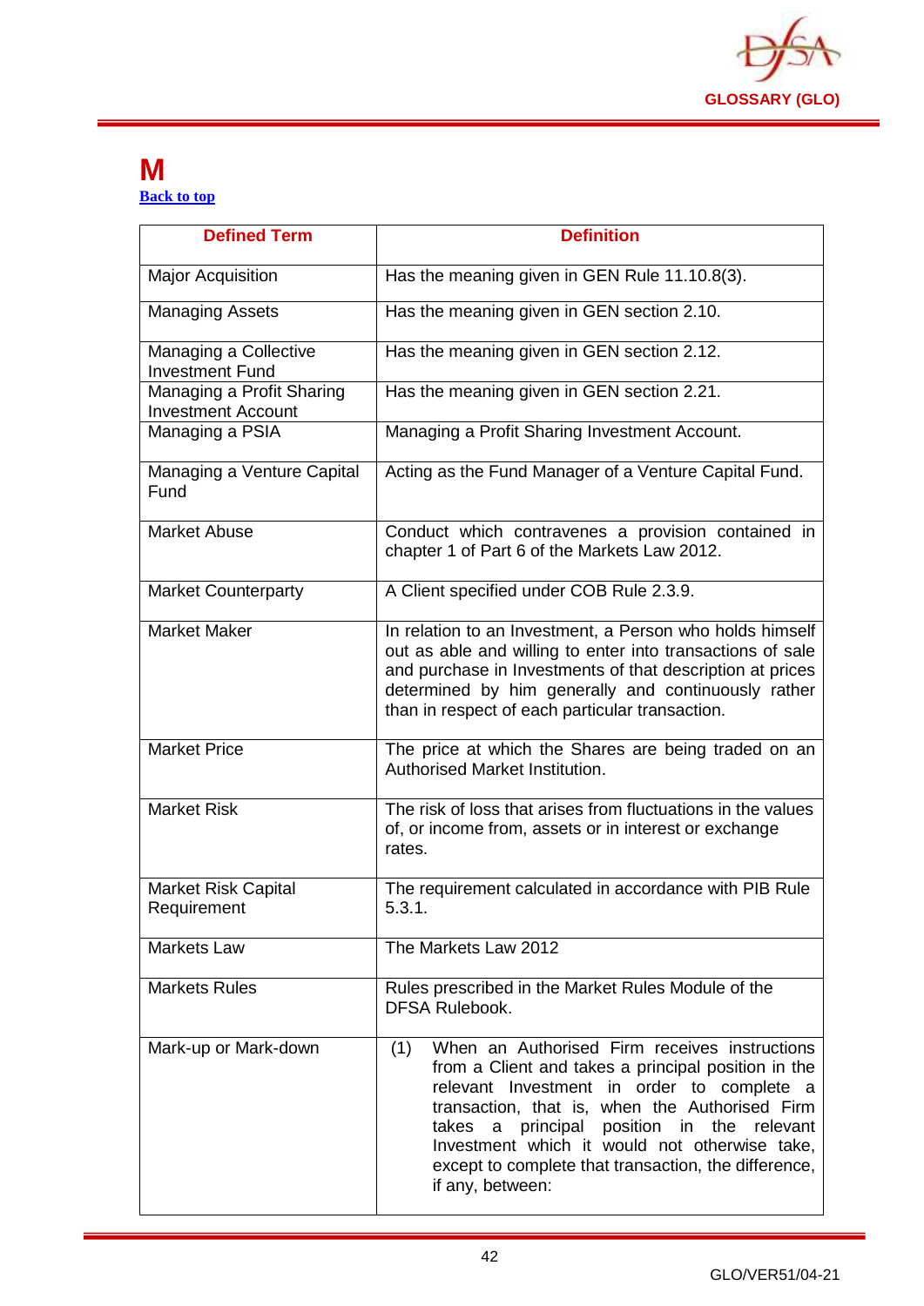# M

[Back to top](#)

| Defined Term | Definition |
|---|---|
| Major Acquisition | Has the meaning given in GEN Rule 11.10.8(3). |
| Managing Assets | Has the meaning given in GEN section 2.10. |
| Managing a Collective Investment Fund | Has the meaning given in GEN section 2.12. |
| Managing a Profit Sharing Investment Account | Has the meaning given in GEN section 2.21. |
| Managing a PSIA | Managing a Profit Sharing Investment Account. |
| Managing a Venture Capital Fund | Acting as the Fund Manager of a Venture Capital Fund. |
| Market Abuse | Conduct which contravenes a provision contained in chapter 1 of Part 6 of the Markets Law 2012. |
| Market Counterparty | A Client specified under COB Rule 2.3.9. |
| Market Maker | In relation to an Investment, a Person who holds himself out as able and willing to enter into transactions of sale and purchase in Investments of that description at prices determined by him generally and continuously rather than in respect of each particular transaction. |
| Market Price | The price at which the Shares are being traded on an Authorised Market Institution. |
| Market Risk | The risk of loss that arises from fluctuations in the values of, or income from, assets or in interest or exchange rates. |
| Market Risk Capital Requirement | The requirement calculated in accordance with PIB Rule 5.3.1. |
| Markets Law | The Markets Law 2012 |
| Markets Rules | Rules prescribed in the Market Rules Module of the DFSA Rulebook. |
| Mark-up or Mark-down | (1) When an Authorised Firm receives instructions from a Client and takes a principal position in the relevant Investment in order to complete a transaction, that is, when the Authorised Firm takes a principal position in the relevant Investment which it would not otherwise take, except to complete that transaction, the difference, if any, between: |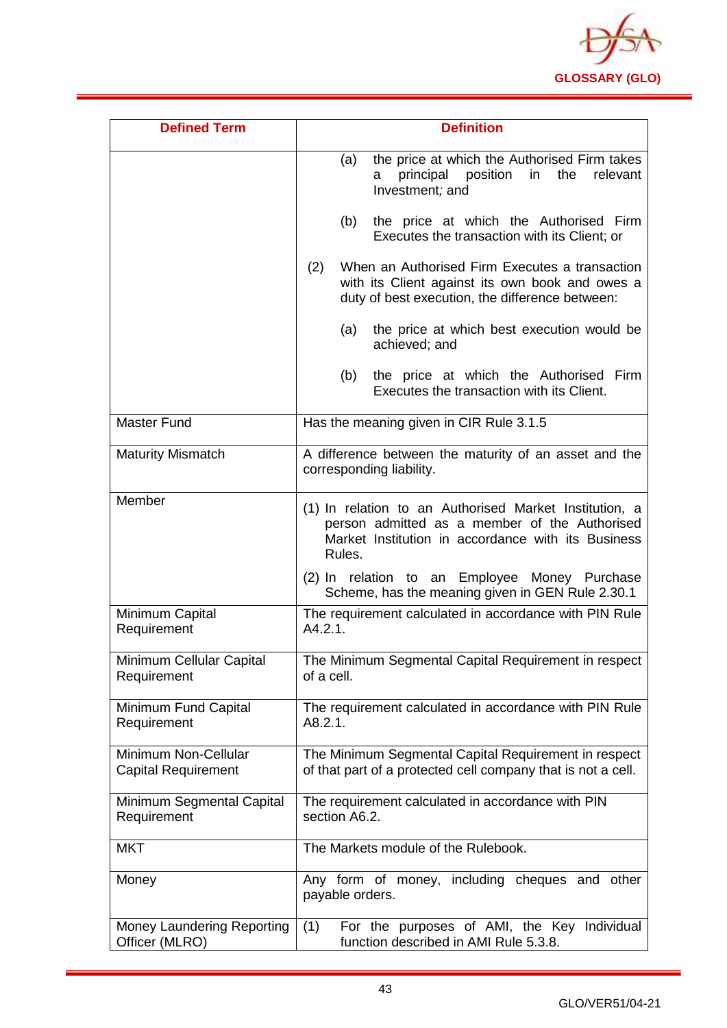| Defined Term | Definition |
|---|---|
| | (a) the price at which the Authorised Firm takes a principal position in the relevant Investment; and<br><br>(b) the price at which the Authorised Firm Executes the transaction with its Client; or<br><br>(2) When an Authorised Firm Executes a transaction with its Client against its own book and owes a duty of best execution, the difference between:<br><br>(a) the price at which best execution would be achieved; and<br><br>(b) the price at which the Authorised Firm Executes the transaction with its Client. |
| Master Fund | Has the meaning given in CIR Rule 3.1.5 |
| Maturity Mismatch | A difference between the maturity of an asset and the corresponding liability. |
| Member | (1) In relation to an Authorised Market Institution, a person admitted as a member of the Authorised Market Institution in accordance with its Business Rules.<br><br>(2) In relation to an Employee Money Purchase Scheme, has the meaning given in GEN Rule 2.30.1 |
| Minimum Capital Requirement | The requirement calculated in accordance with PIN Rule A4.2.1. |
| Minimum Cellular Capital Requirement | The Minimum Segmental Capital Requirement in respect of a cell. |
| Minimum Fund Capital Requirement | The requirement calculated in accordance with PIN Rule A8.2.1. |
| Minimum Non-Cellular Capital Requirement | The Minimum Segmental Capital Requirement in respect of that part of a protected cell company that is not a cell. |
| Minimum Segmental Capital Requirement | The requirement calculated in accordance with PIN section A6.2. |
| MKT | The Markets module of the Rulebook. |
| Money | Any form of money, including cheques and other payable orders. |
| Money Laundering Reporting Officer (MLRO) | (1) For the purposes of AMI, the Key Individual function described in AMI Rule 5.3.8. |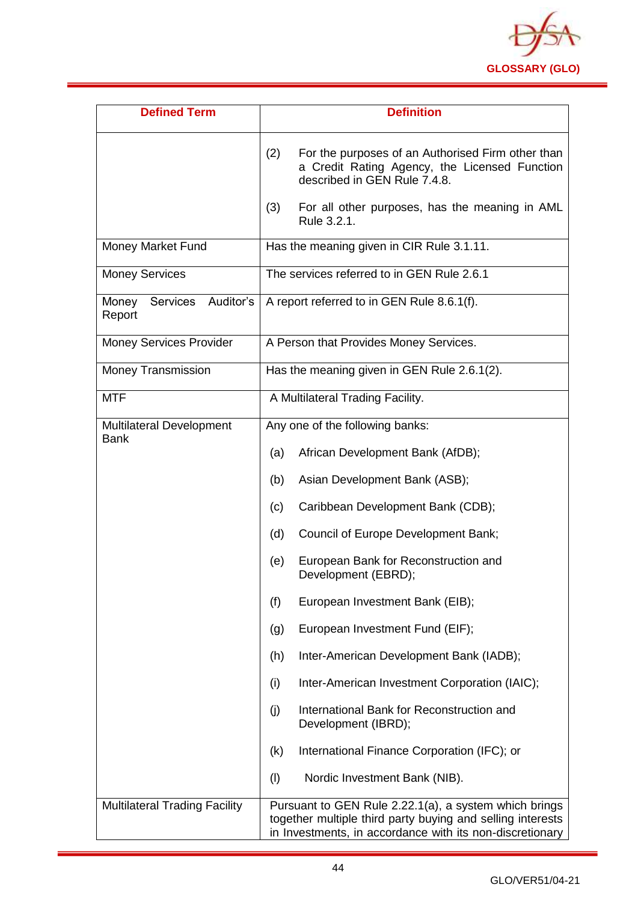| Defined Term | Definition |
|---|---|
| | (2) For the purposes of an Authorised Firm other than a Credit Rating Agency, the Licensed Function described in GEN Rule 7.4.8.<br><br>(3) For all other purposes, has the meaning in AML Rule 3.2.1. |
| Money Market Fund | Has the meaning given in CIR Rule 3.1.11. |
| Money Services | The services referred to in GEN Rule 2.6.1 |
| Money Services Auditor's Report | A report referred to in GEN Rule 8.6.1(f). |
| Money Services Provider | A Person that Provides Money Services. |
| Money Transmission | Has the meaning given in GEN Rule 2.6.1(2). |
| MTF | A Multilateral Trading Facility. |
| Multilateral Development Bank | Any one of the following banks:<br><br>(a) African Development Bank (AfDB);<br><br>(b) Asian Development Bank (ASB);<br><br>(c) Caribbean Development Bank (CDB);<br><br>(d) Council of Europe Development Bank;<br><br>(e) European Bank for Reconstruction and Development (EBRD);<br><br>(f) European Investment Bank (EIB);<br><br>(g) European Investment Fund (EIF);<br><br>(h) Inter-American Development Bank (IADB);<br><br>(i) Inter-American Investment Corporation (IAIC);<br><br>(j) International Bank for Reconstruction and Development (IBRD);<br><br>(k) International Finance Corporation (IFC); or<br><br>(l) Nordic Investment Bank (NIB). |
| Multilateral Trading Facility | Pursuant to GEN Rule 2.22.1(a), a system which brings together multiple third party buying and selling interests in Investments, in accordance with its non-discretionary |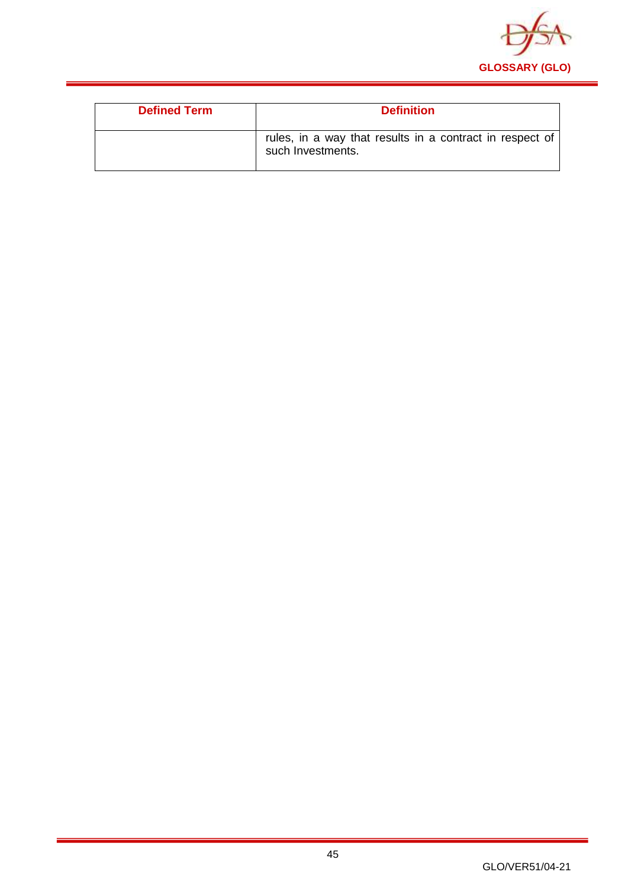| Defined Term | Definition |
|---|---|
| | rules, in a way that results in a contract in respect of such Investments. |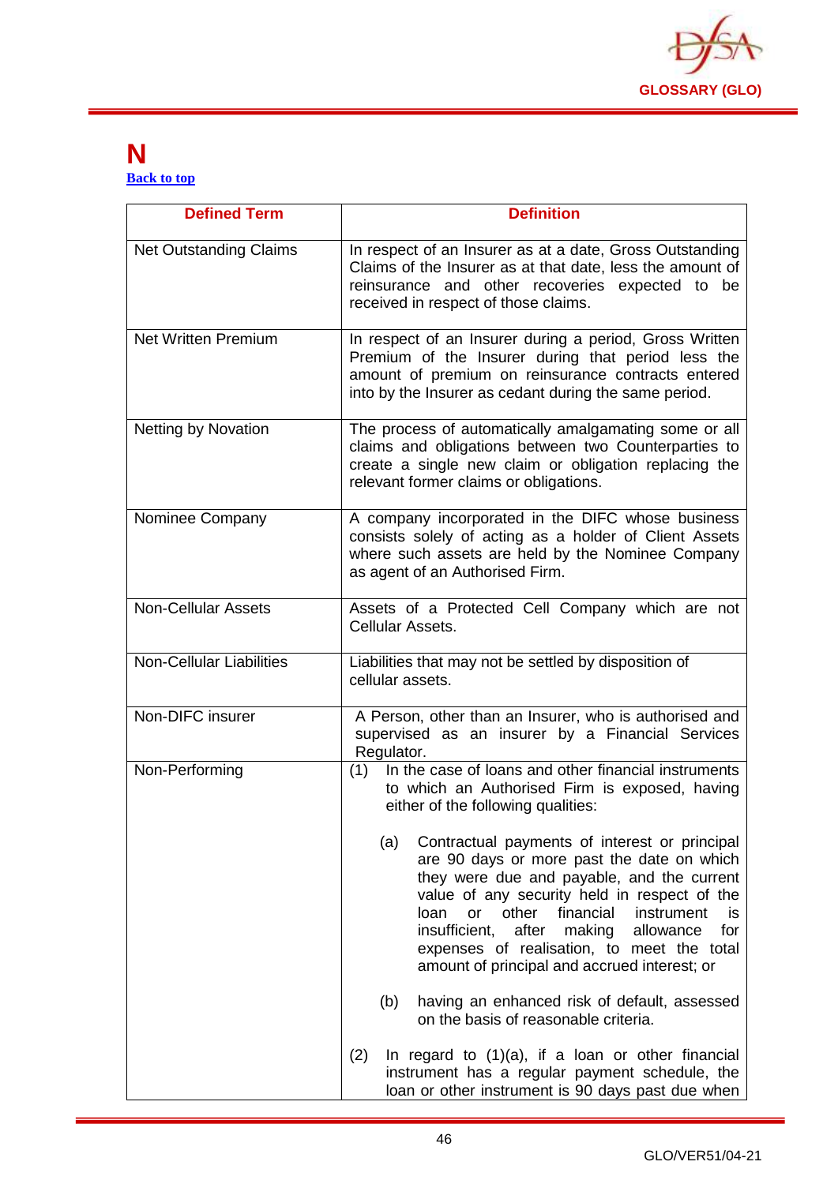# N

[Back to top]

| Defined Term | Definition |
|---|---|
| Net Outstanding Claims | In respect of an Insurer as at a date, Gross Outstanding Claims of the Insurer as at that date, less the amount of reinsurance and other recoveries expected to be received in respect of those claims. |
| Net Written Premium | In respect of an Insurer during a period, Gross Written Premium of the Insurer during that period less the amount of premium on reinsurance contracts entered into by the Insurer as cedant during the same period. |
| Netting by Novation | The process of automatically amalgamating some or all claims and obligations between two Counterparties to create a single new claim or obligation replacing the relevant former claims or obligations. |
| Nominee Company | A company incorporated in the DIFC whose business consists solely of acting as a holder of Client Assets where such assets are held by the Nominee Company as agent of an Authorised Firm. |
| Non-Cellular Assets | Assets of a Protected Cell Company which are not Cellular Assets. |
| Non-Cellular Liabilities | Liabilities that may not be settled by disposition of cellular assets. |
| Non-DIFC insurer | A Person, other than an Insurer, who is authorised and supervised as an insurer by a Financial Services Regulator. |
| Non-Performing | (1) In the case of loans and other financial instruments to which an Authorised Firm is exposed, having either of the following qualities:<br><br>(a) Contractual payments of interest or principal are 90 days or more past the date on which they were due and payable, and the current value of any security held in respect of the loan or other financial instrument is insufficient, after making allowance for expenses of realisation, to meet the total amount of principal and accrued interest; or<br><br>(b) having an enhanced risk of default, assessed on the basis of reasonable criteria.<br><br>(2) In regard to (1)(a), if a loan or other financial instrument has a regular payment schedule, the loan or other instrument is 90 days past due when |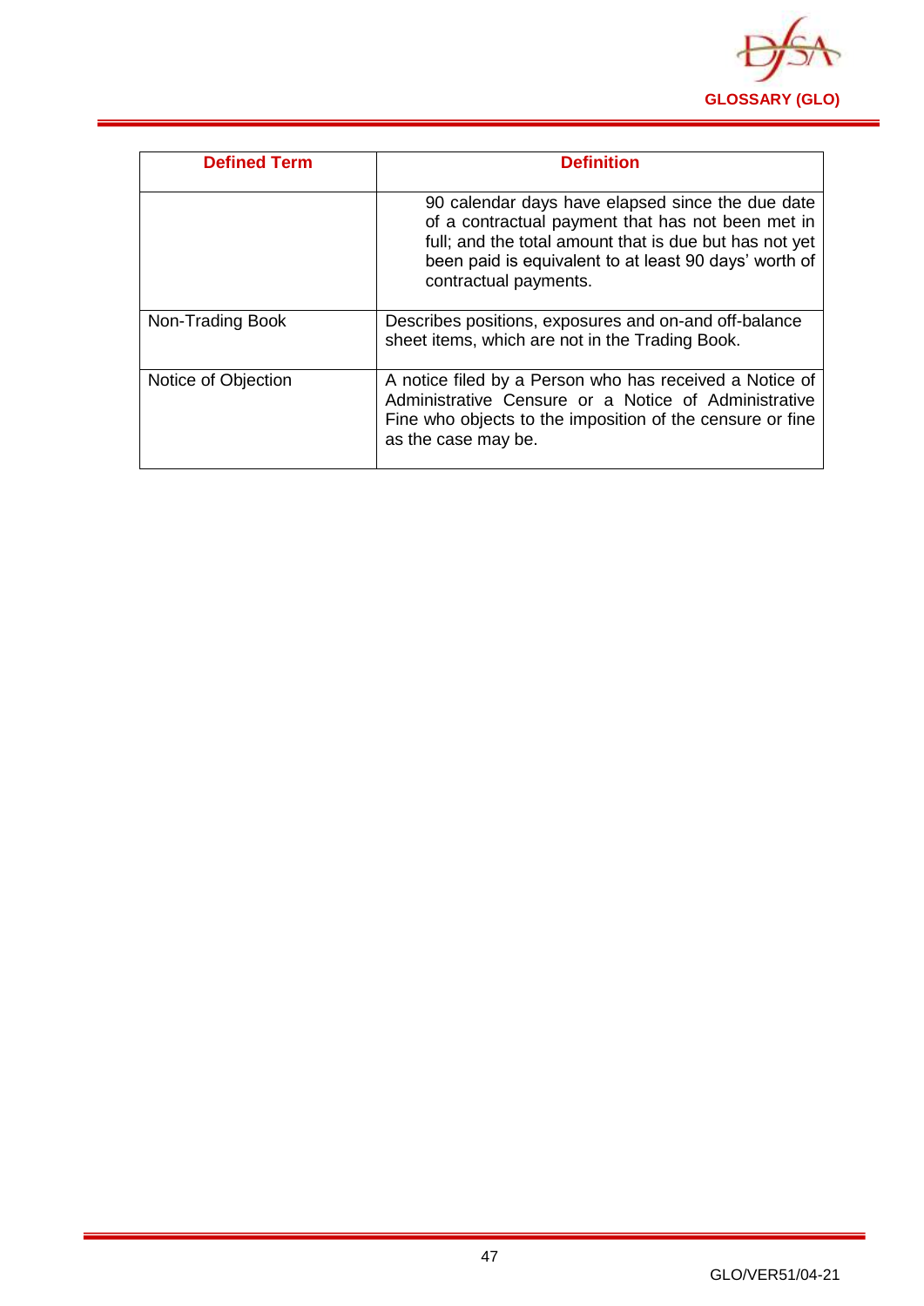| Defined Term | Definition |
|---|---|
| | 90 calendar days have elapsed since the due date of a contractual payment that has not been met in full; and the total amount that is due but has not yet been paid is equivalent to at least 90 days' worth of contractual payments. |
| Non-Trading Book | Describes positions, exposures and on-and off-balance sheet items, which are not in the Trading Book. |
| Notice of Objection | A notice filed by a Person who has received a Notice of Administrative Censure or a Notice of Administrative Fine who objects to the imposition of the censure or fine as the case may be. |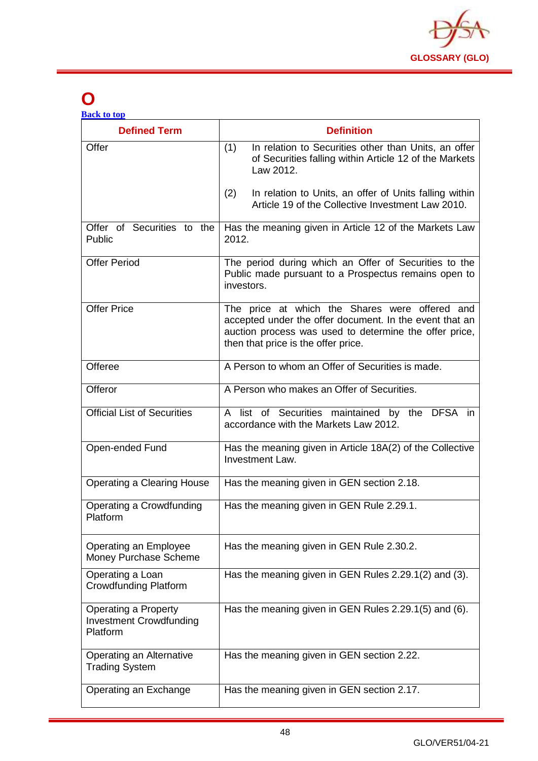# O

[Back to top](#)

| Defined Term | Definition |
|---|---|
| Offer | (1) In relation to Securities other than Units, an offer of Securities falling within Article 12 of the Markets Law 2012.<br><br>(2) In relation to Units, an offer of Units falling within Article 19 of the Collective Investment Law 2010. |
| Offer of Securities to the Public | Has the meaning given in Article 12 of the Markets Law 2012. |
| Offer Period | The period during which an Offer of Securities to the Public made pursuant to a Prospectus remains open to investors. |
| Offer Price | The price at which the Shares were offered and accepted under the offer document. In the event that an auction process was used to determine the offer price, then that price is the offer price. |
| Offeree | A Person to whom an Offer of Securities is made. |
| Offeror | A Person who makes an Offer of Securities. |
| Official List of Securities | A list of Securities maintained by the DFSA in accordance with the Markets Law 2012. |
| Open-ended Fund | Has the meaning given in Article 18A(2) of the Collective Investment Law. |
| Operating a Clearing House | Has the meaning given in GEN section 2.18. |
| Operating a Crowdfunding Platform | Has the meaning given in GEN Rule 2.29.1. |
| Operating an Employee Money Purchase Scheme | Has the meaning given in GEN Rule 2.30.2. |
| Operating a Loan Crowdfunding Platform | Has the meaning given in GEN Rules 2.29.1(2) and (3). |
| Operating a Property Investment Crowdfunding Platform | Has the meaning given in GEN Rules 2.29.1(5) and (6). |
| Operating an Alternative Trading System | Has the meaning given in GEN section 2.22. |
| Operating an Exchange | Has the meaning given in GEN section 2.17. |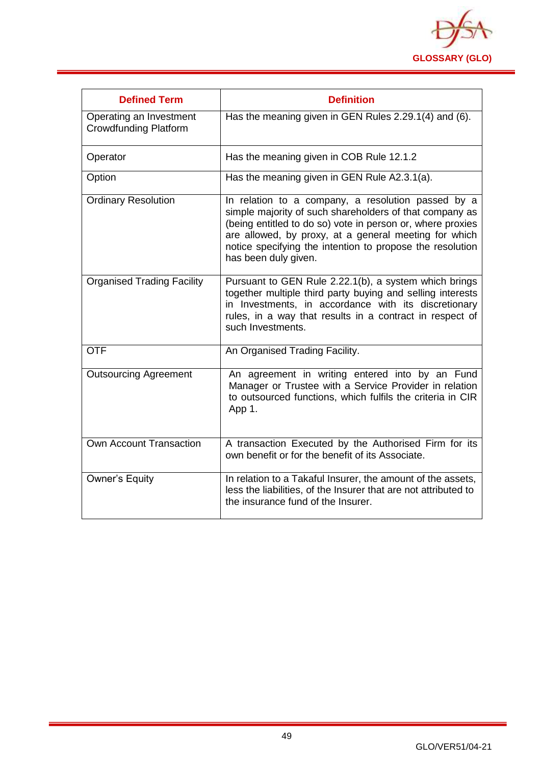| Defined Term | Definition |
|---|---|
| Operating an Investment Crowdfunding Platform | Has the meaning given in GEN Rules 2.29.1(4) and (6). |
| Operator | Has the meaning given in COB Rule 12.1.2 |
| Option | Has the meaning given in GEN Rule A2.3.1(a). |
| Ordinary Resolution | In relation to a company, a resolution passed by a simple majority of such shareholders of that company as (being entitled to do so) vote in person or, where proxies are allowed, by proxy, at a general meeting for which notice specifying the intention to propose the resolution has been duly given. |
| Organised Trading Facility | Pursuant to GEN Rule 2.22.1(b), a system which brings together multiple third party buying and selling interests in Investments, in accordance with its discretionary rules, in a way that results in a contract in respect of such Investments. |
| OTF | An Organised Trading Facility. |
| Outsourcing Agreement | An agreement in writing entered into by an Fund Manager or Trustee with a Service Provider in relation to outsourced functions, which fulfils the criteria in CIR App 1. |
| Own Account Transaction | A transaction Executed by the Authorised Firm for its own benefit or for the benefit of its Associate. |
| Owner's Equity | In relation to a Takaful Insurer, the amount of the assets, less the liabilities, of the Insurer that are not attributed to the insurance fund of the Insurer. |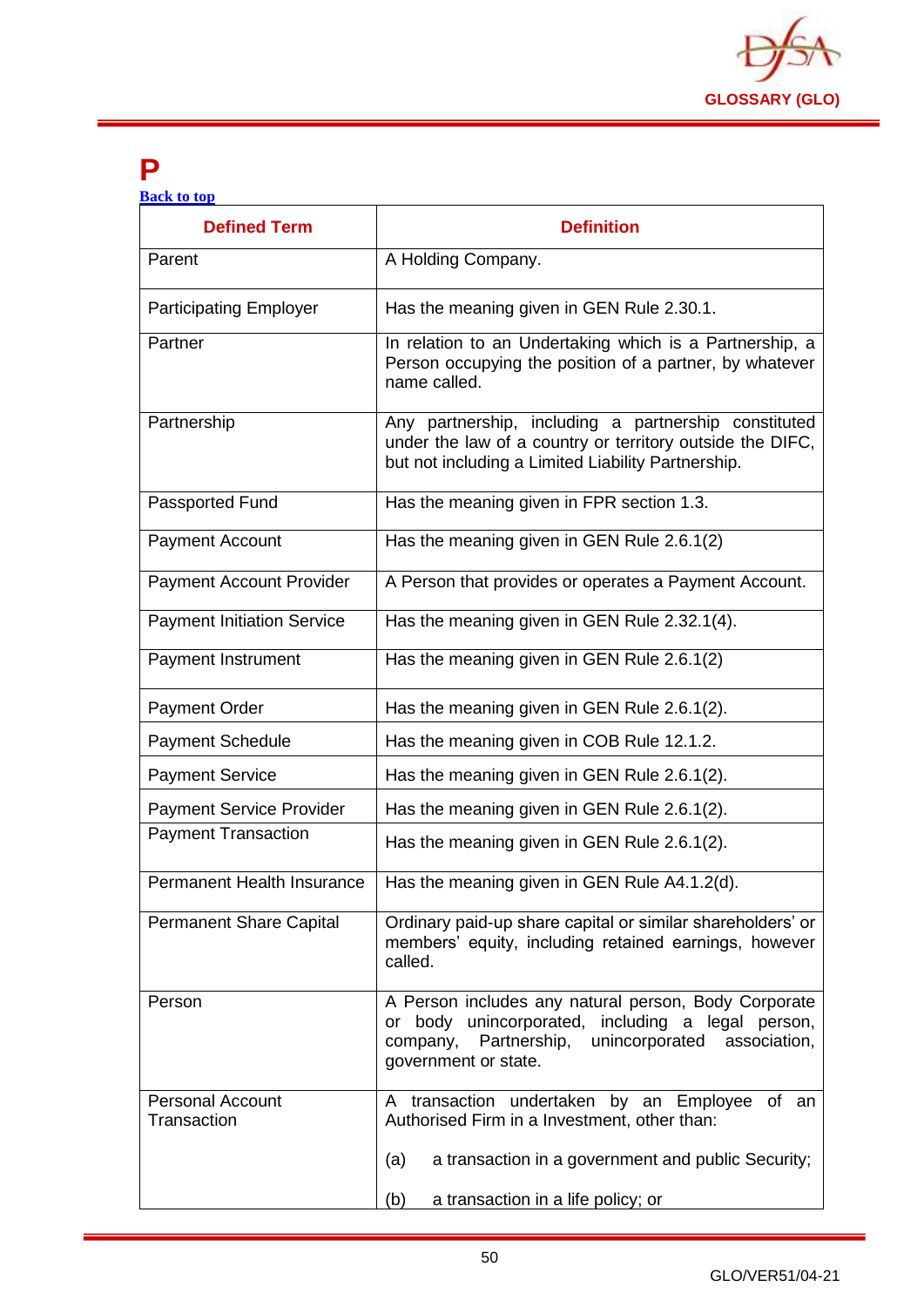# P

[Back to top]

| Defined Term | Definition |
|---|---|
| Parent | A Holding Company. |
| Participating Employer | Has the meaning given in GEN Rule 2.30.1. |
| Partner | In relation to an Undertaking which is a Partnership, a Person occupying the position of a partner, by whatever name called. |
| Partnership | Any partnership, including a partnership constituted under the law of a country or territory outside the DIFC, but not including a Limited Liability Partnership. |
| Passported Fund | Has the meaning given in FPR section 1.3. |
| Payment Account | Has the meaning given in GEN Rule 2.6.1(2) |
| Payment Account Provider | A Person that provides or operates a Payment Account. |
| Payment Initiation Service | Has the meaning given in GEN Rule 2.32.1(4). |
| Payment Instrument | Has the meaning given in GEN Rule 2.6.1(2) |
| Payment Order | Has the meaning given in GEN Rule 2.6.1(2). |
| Payment Schedule | Has the meaning given in COB Rule 12.1.2. |
| Payment Service | Has the meaning given in GEN Rule 2.6.1(2). |
| Payment Service Provider | Has the meaning given in GEN Rule 2.6.1(2). |
| Payment Transaction | Has the meaning given in GEN Rule 2.6.1(2). |
| Permanent Health Insurance | Has the meaning given in GEN Rule A4.1.2(d). |
| Permanent Share Capital | Ordinary paid-up share capital or similar shareholders' or members' equity, including retained earnings, however called. |
| Person | A Person includes any natural person, Body Corporate or body unincorporated, including a legal person, company, Partnership, unincorporated association, government or state. |
| Personal Account Transaction | A transaction undertaken by an Employee of an Authorised Firm in a Investment, other than:<br><br>(a) a transaction in a government and public Security;<br><br>(b) a transaction in a life policy; or |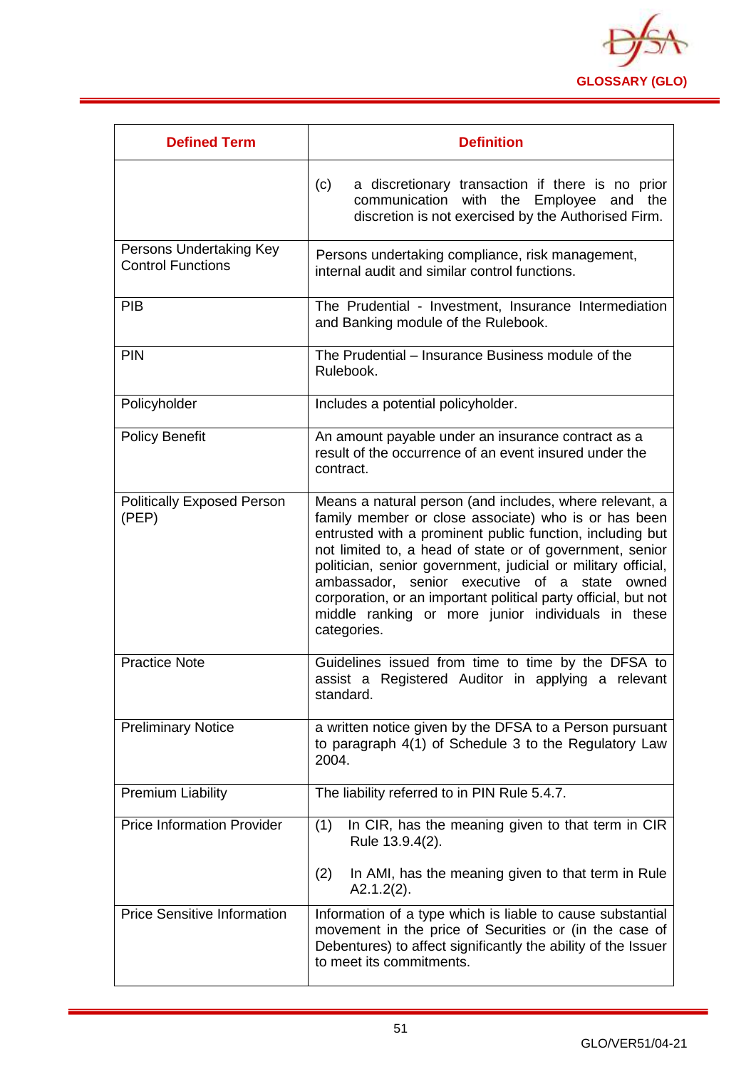| Defined Term | Definition |
|---|---|
| | (c) a discretionary transaction if there is no prior communication with the Employee and the discretion is not exercised by the Authorised Firm. |
| Persons Undertaking Key Control Functions | Persons undertaking compliance, risk management, internal audit and similar control functions. |
| PIB | The Prudential - Investment, Insurance Intermediation and Banking module of the Rulebook. |
| PIN | The Prudential – Insurance Business module of the Rulebook. |
| Policyholder | Includes a potential policyholder. |
| Policy Benefit | An amount payable under an insurance contract as a result of the occurrence of an event insured under the contract. |
| Politically Exposed Person (PEP) | Means a natural person (and includes, where relevant, a family member or close associate) who is or has been entrusted with a prominent public function, including but not limited to, a head of state or of government, senior politician, senior government, judicial or military official, ambassador, senior executive of a state owned corporation, or an important political party official, but not middle ranking or more junior individuals in these categories. |
| Practice Note | Guidelines issued from time to time by the DFSA to assist a Registered Auditor in applying a relevant standard. |
| Preliminary Notice | a written notice given by the DFSA to a Person pursuant to paragraph 4(1) of Schedule 3 to the Regulatory Law 2004. |
| Premium Liability | The liability referred to in PIN Rule 5.4.7. |
| Price Information Provider | (1) In CIR, has the meaning given to that term in CIR Rule 13.9.4(2).<br><br>(2) In AMI, has the meaning given to that term in Rule A2.1.2(2). |
| Price Sensitive Information | Information of a type which is liable to cause substantial movement in the price of Securities or (in the case of Debentures) to affect significantly the ability of the Issuer to meet its commitments. |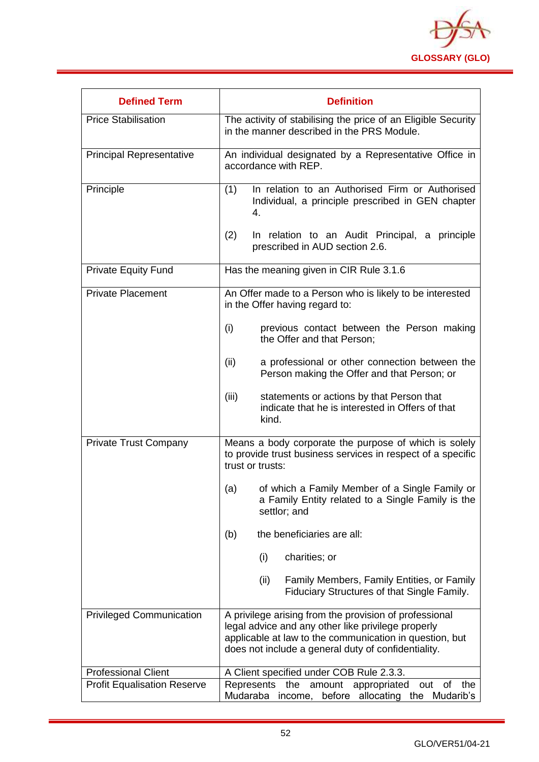| Defined Term | Definition |
| --- | --- |
| Price Stabilisation | The activity of stabilising the price of an Eligible Security in the manner described in the PRS Module. |
| Principal Representative | An individual designated by a Representative Office in accordance with REP. |
| Principle | (1) In relation to an Authorised Firm or Authorised Individual, a principle prescribed in GEN chapter 4.<br><br>(2) In relation to an Audit Principal, a principle prescribed in AUD section 2.6. |
| Private Equity Fund | Has the meaning given in CIR Rule 3.1.6 |
| Private Placement | An Offer made to a Person who is likely to be interested in the Offer having regard to:<br><br>(i) previous contact between the Person making the Offer and that Person;<br><br>(ii) a professional or other connection between the Person making the Offer and that Person; or<br><br>(iii) statements or actions by that Person that indicate that he is interested in Offers of that kind. |
| Private Trust Company | Means a body corporate the purpose of which is solely to provide trust business services in respect of a specific trust or trusts:<br><br>(a) of which a Family Member of a Single Family or a Family Entity related to a Single Family is the settlor; and<br><br>(b) the beneficiaries are all:<br><br>(i) charities; or<br><br>(ii) Family Members, Family Entities, or Family Fiduciary Structures of that Single Family. |
| Privileged Communication | A privilege arising from the provision of professional legal advice and any other like privilege properly applicable at law to the communication in question, but does not include a general duty of confidentiality. |
| Professional Client | A Client specified under COB Rule 2.3.3. |
| Profit Equalisation Reserve | Represents the amount appropriated out of the Mudaraba income, before allocating the Mudarib's |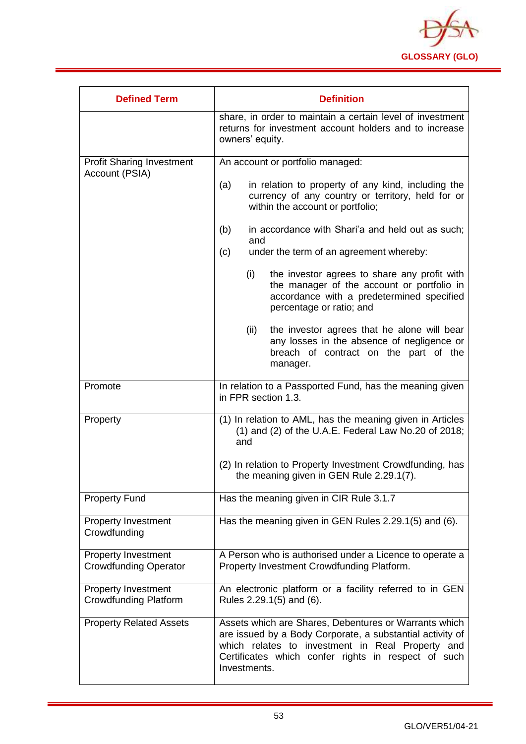| Defined Term | Definition |
|---|---|
| | share, in order to maintain a certain level of investment returns for investment account holders and to increase owners' equity. |
| Profit Sharing Investment Account (PSIA) | An account or portfolio managed:<br><br>(a) in relation to property of any kind, including the currency of any country or territory, held for or within the account or portfolio;<br><br>(b) in accordance with Shari'a and held out as such; and<br>(c) under the term of an agreement whereby:<br><br>(i) the investor agrees to share any profit with the manager of the account or portfolio in accordance with a predetermined specified percentage or ratio; and<br><br>(ii) the investor agrees that he alone will bear any losses in the absence of negligence or breach of contract on the part of the manager. |
| Promote | In relation to a Passported Fund, has the meaning given in FPR section 1.3. |
| Property | (1) In relation to AML, has the meaning given in Articles (1) and (2) of the U.A.E. Federal Law No.20 of 2018; and<br><br>(2) In relation to Property Investment Crowdfunding, has the meaning given in GEN Rule 2.29.1(7). |
| Property Fund | Has the meaning given in CIR Rule 3.1.7 |
| Property Investment Crowdfunding | Has the meaning given in GEN Rules 2.29.1(5) and (6). |
| Property Investment Crowdfunding Operator | A Person who is authorised under a Licence to operate a Property Investment Crowdfunding Platform. |
| Property Investment Crowdfunding Platform | An electronic platform or a facility referred to in GEN Rules 2.29.1(5) and (6). |
| Property Related Assets | Assets which are Shares, Debentures or Warrants which are issued by a Body Corporate, a substantial activity of which relates to investment in Real Property and Certificates which confer rights in respect of such Investments. |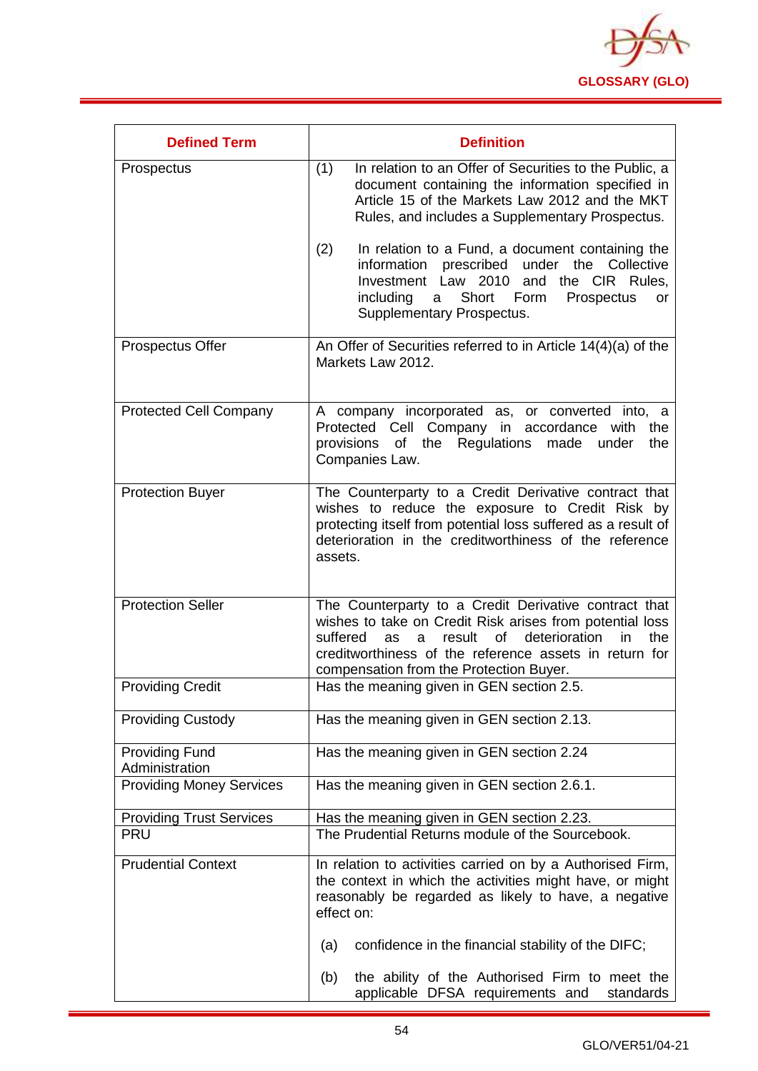| Defined Term | Definition |
|---|---|
| Prospectus | (1) In relation to an Offer of Securities to the Public, a document containing the information specified in Article 15 of the Markets Law 2012 and the MKT Rules, and includes a Supplementary Prospectus.<br><br>(2) In relation to a Fund, a document containing the information prescribed under the Collective Investment Law 2010 and the CIR Rules, including a Short Form Prospectus or Supplementary Prospectus. |
| Prospectus Offer | An Offer of Securities referred to in Article 14(4)(a) of the Markets Law 2012. |
| Protected Cell Company | A company incorporated as, or converted into, a Protected Cell Company in accordance with the provisions of the Regulations made under the Companies Law. |
| Protection Buyer | The Counterparty to a Credit Derivative contract that wishes to reduce the exposure to Credit Risk by protecting itself from potential loss suffered as a result of deterioration in the creditworthiness of the reference assets. |
| Protection Seller | The Counterparty to a Credit Derivative contract that wishes to take on Credit Risk arises from potential loss suffered as a result of deterioration in the creditworthiness of the reference assets in return for compensation from the Protection Buyer. |
| Providing Credit | Has the meaning given in GEN section 2.5. |
| Providing Custody | Has the meaning given in GEN section 2.13. |
| Providing Fund Administration | Has the meaning given in GEN section 2.24 |
| Providing Money Services | Has the meaning given in GEN section 2.6.1. |
| Providing Trust Services | Has the meaning given in GEN section 2.23. |
| PRU | The Prudential Returns module of the Sourcebook. |
| Prudential Context | In relation to activities carried on by a Authorised Firm, the context in which the activities might have, or might reasonably be regarded as likely to have, a negative effect on:<br><br>(a) confidence in the financial stability of the DIFC;<br><br>(b) the ability of the Authorised Firm to meet the applicable DFSA requirements and standards |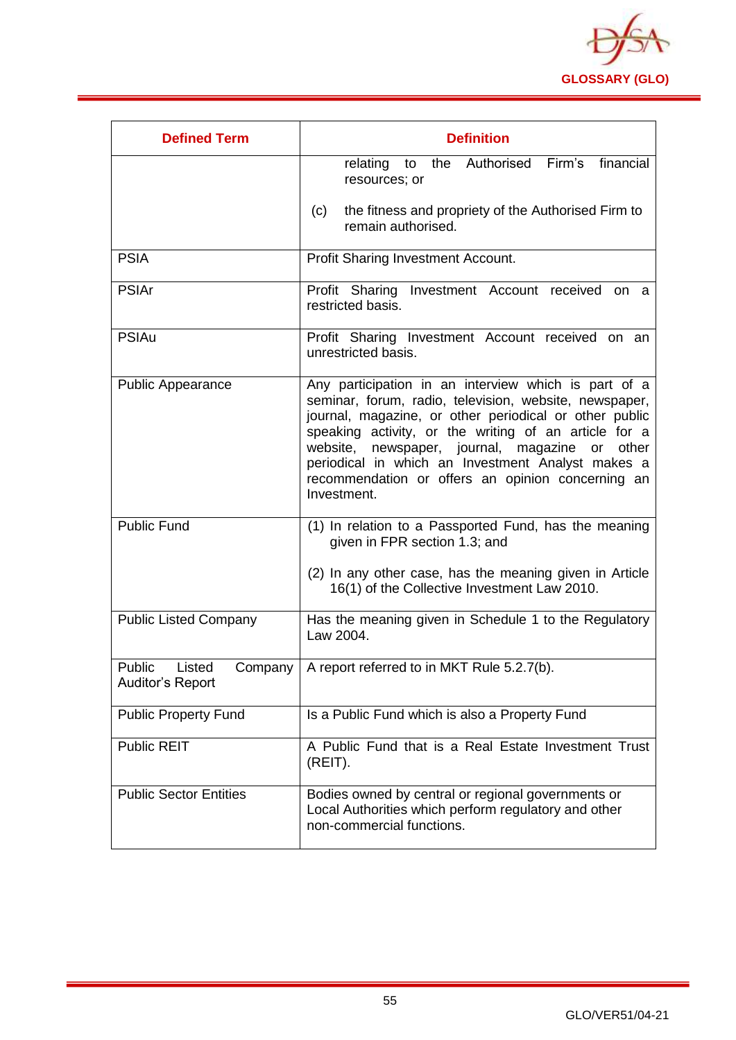| Defined Term | Definition |
|---|---|
| | relating to the Authorised Firm's financial resources; or<br><br>(c) the fitness and propriety of the Authorised Firm to remain authorised. |
| PSIA | Profit Sharing Investment Account. |
| PSIAr | Profit Sharing Investment Account received on a restricted basis. |
| PSIAu | Profit Sharing Investment Account received on an unrestricted basis. |
| Public Appearance | Any participation in an interview which is part of a seminar, forum, radio, television, website, newspaper, journal, magazine, or other periodical or other public speaking activity, or the writing of an article for a website, newspaper, journal, magazine or other periodical in which an Investment Analyst makes a recommendation or offers an opinion concerning an Investment. |
| Public Fund | (1) In relation to a Passported Fund, has the meaning given in FPR section 1.3; and<br><br>(2) In any other case, has the meaning given in Article 16(1) of the Collective Investment Law 2010. |
| Public Listed Company | Has the meaning given in Schedule 1 to the Regulatory Law 2004. |
| Public Listed Company Auditor's Report | A report referred to in MKT Rule 5.2.7(b). |
| Public Property Fund | Is a Public Fund which is also a Property Fund |
| Public REIT | A Public Fund that is a Real Estate Investment Trust (REIT). |
| Public Sector Entities | Bodies owned by central or regional governments or Local Authorities which perform regulatory and other non-commercial functions. |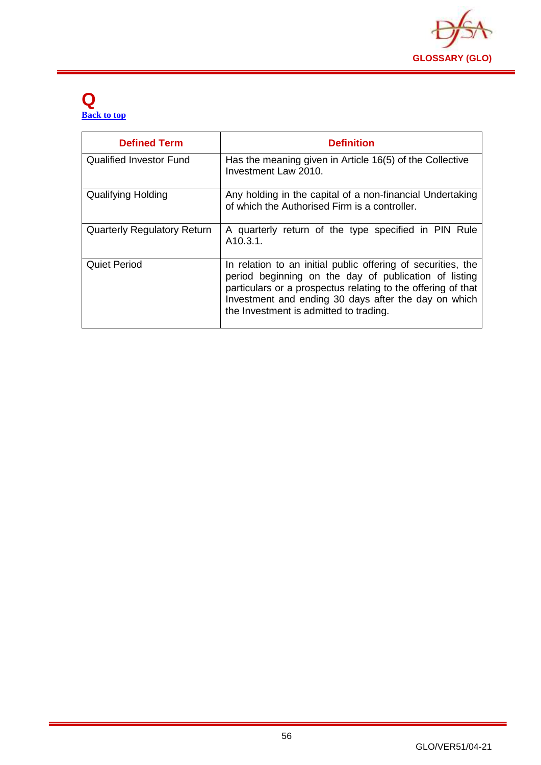# Q

[Back to top](#)

| Defined Term | Definition |
|---|---|
| Qualified Investor Fund | Has the meaning given in Article 16(5) of the Collective Investment Law 2010. |
| Qualifying Holding | Any holding in the capital of a non-financial Undertaking of which the Authorised Firm is a controller. |
| Quarterly Regulatory Return | A quarterly return of the type specified in PIN Rule A10.3.1. |
| Quiet Period | In relation to an initial public offering of securities, the period beginning on the day of publication of listing particulars or a prospectus relating to the offering of that Investment and ending 30 days after the day on which the Investment is admitted to trading. |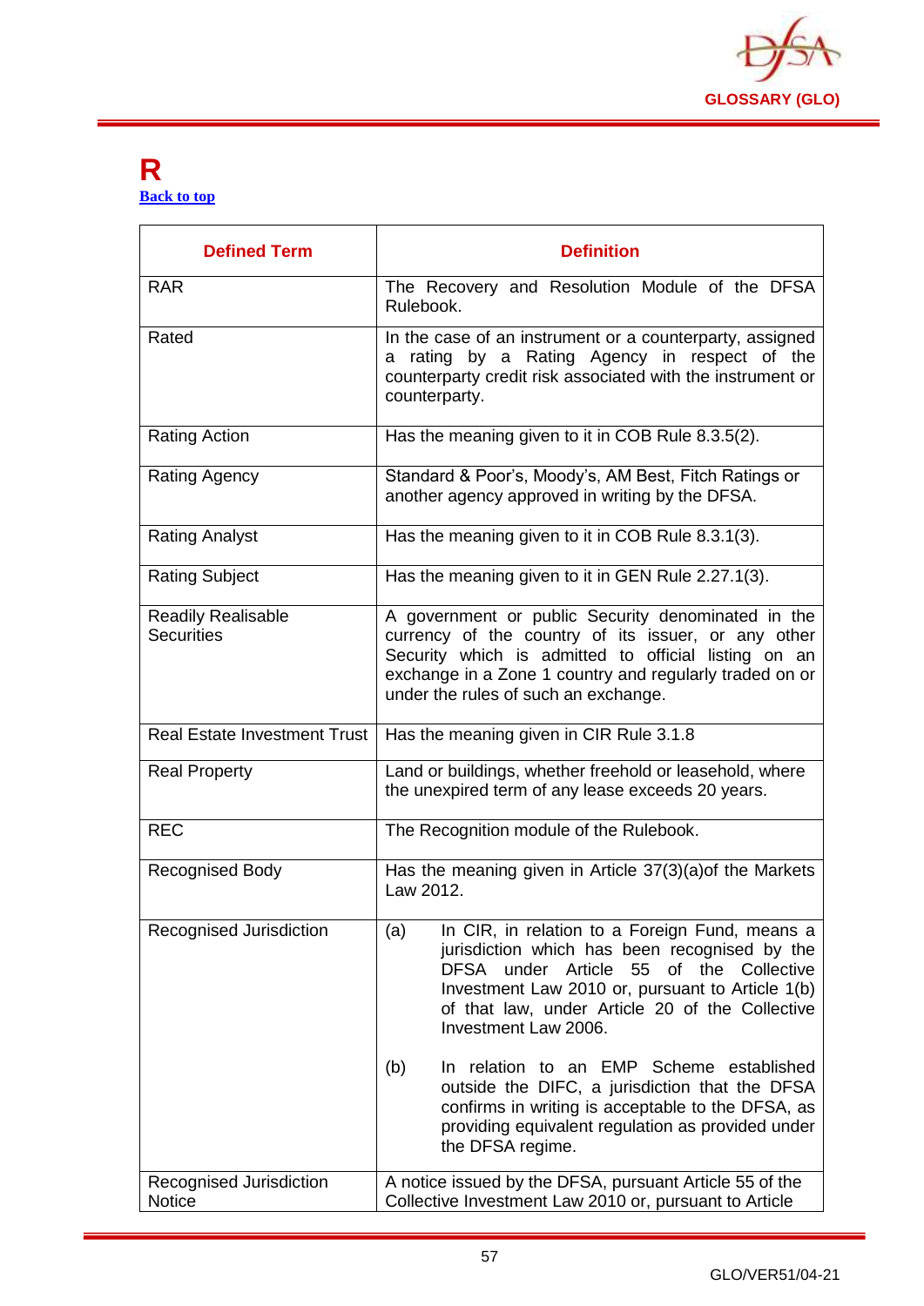# R

[Back to top](#)

| Defined Term | Definition |
|---|---|
| RAR | The Recovery and Resolution Module of the DFSA Rulebook. |
| Rated | In the case of an instrument or a counterparty, assigned a rating by a Rating Agency in respect of the counterparty credit risk associated with the instrument or counterparty. |
| Rating Action | Has the meaning given to it in COB Rule 8.3.5(2). |
| Rating Agency | Standard & Poor's, Moody's, AM Best, Fitch Ratings or another agency approved in writing by the DFSA. |
| Rating Analyst | Has the meaning given to it in COB Rule 8.3.1(3). |
| Rating Subject | Has the meaning given to it in GEN Rule 2.27.1(3). |
| Readily Realisable Securities | A government or public Security denominated in the currency of the country of its issuer, or any other Security which is admitted to official listing on an exchange in a Zone 1 country and regularly traded on or under the rules of such an exchange. |
| Real Estate Investment Trust | Has the meaning given in CIR Rule 3.1.8 |
| Real Property | Land or buildings, whether freehold or leasehold, where the unexpired term of any lease exceeds 20 years. |
| REC | The Recognition module of the Rulebook. |
| Recognised Body | Has the meaning given in Article 37(3)(a)of the Markets Law 2012. |
| Recognised Jurisdiction | (a) In CIR, in relation to a Foreign Fund, means a jurisdiction which has been recognised by the DFSA under Article 55 of the Collective Investment Law 2010 or, pursuant to Article 1(b) of that law, under Article 20 of the Collective Investment Law 2006.<br><br>(b) In relation to an EMP Scheme established outside the DIFC, a jurisdiction that the DFSA confirms in writing is acceptable to the DFSA, as providing equivalent regulation as provided under the DFSA regime. |
| Recognised Jurisdiction Notice | A notice issued by the DFSA, pursuant Article 55 of the Collective Investment Law 2010 or, pursuant to Article |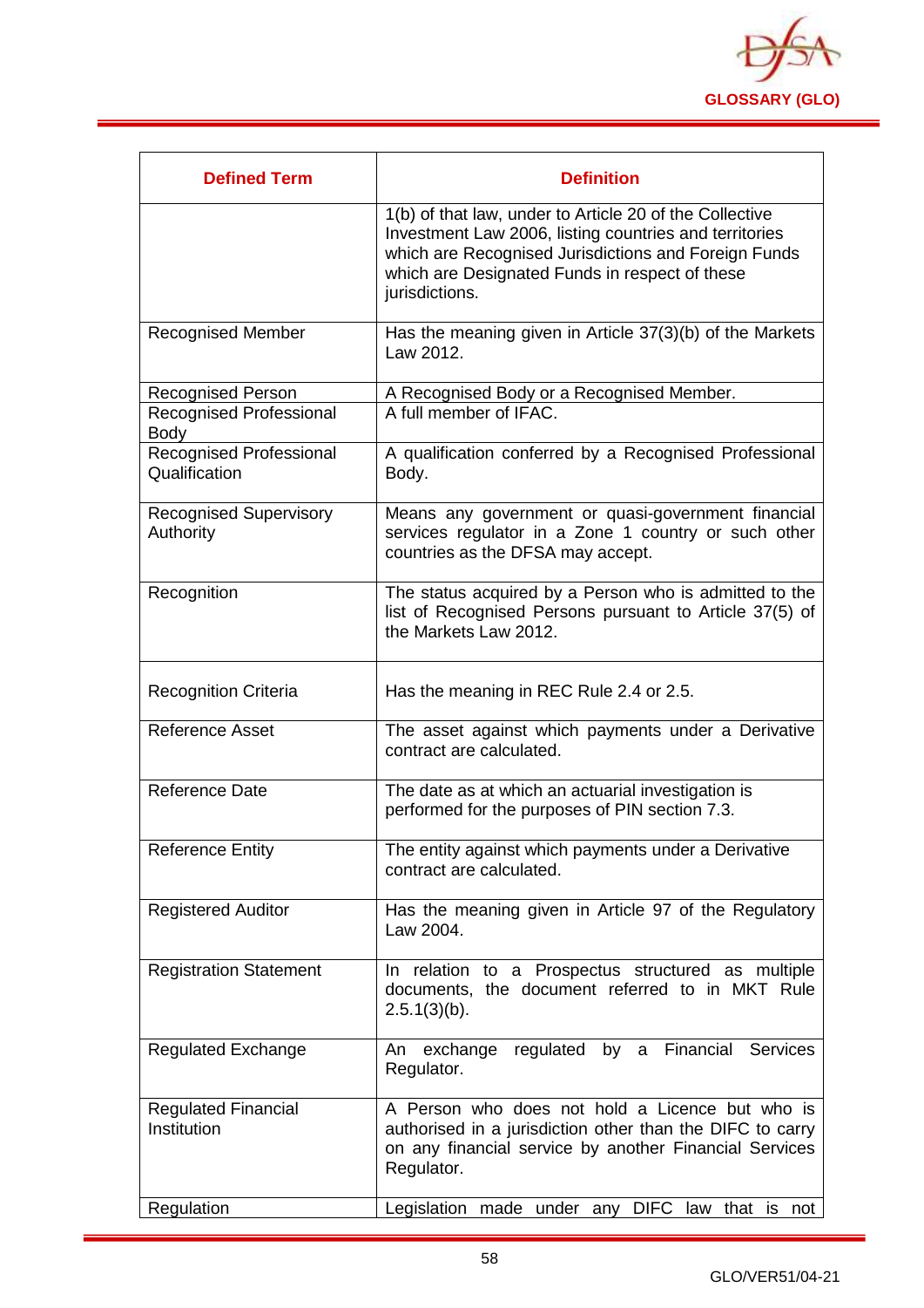| Defined Term | Definition |
|---|---|
| | 1(b) of that law, under to Article 20 of the Collective Investment Law 2006, listing countries and territories which are Recognised Jurisdictions and Foreign Funds which are Designated Funds in respect of these jurisdictions. |
| Recognised Member | Has the meaning given in Article 37(3)(b) of the Markets Law 2012. |
| Recognised Person | A Recognised Body or a Recognised Member. |
| Recognised Professional Body | A full member of IFAC. |
| Recognised Professional Qualification | A qualification conferred by a Recognised Professional Body. |
| Recognised Supervisory Authority | Means any government or quasi-government financial services regulator in a Zone 1 country or such other countries as the DFSA may accept. |
| Recognition | The status acquired by a Person who is admitted to the list of Recognised Persons pursuant to Article 37(5) of the Markets Law 2012. |
| Recognition Criteria | Has the meaning in REC Rule 2.4 or 2.5. |
| Reference Asset | The asset against which payments under a Derivative contract are calculated. |
| Reference Date | The date as at which an actuarial investigation is performed for the purposes of PIN section 7.3. |
| Reference Entity | The entity against which payments under a Derivative contract are calculated. |
| Registered Auditor | Has the meaning given in Article 97 of the Regulatory Law 2004. |
| Registration Statement | In relation to a Prospectus structured as multiple documents, the document referred to in MKT Rule 2.5.1(3)(b). |
| Regulated Exchange | An exchange regulated by a Financial Services Regulator. |
| Regulated Financial Institution | A Person who does not hold a Licence but who is authorised in a jurisdiction other than the DIFC to carry on any financial service by another Financial Services Regulator. |
| Regulation | Legislation made under any DIFC law that is not |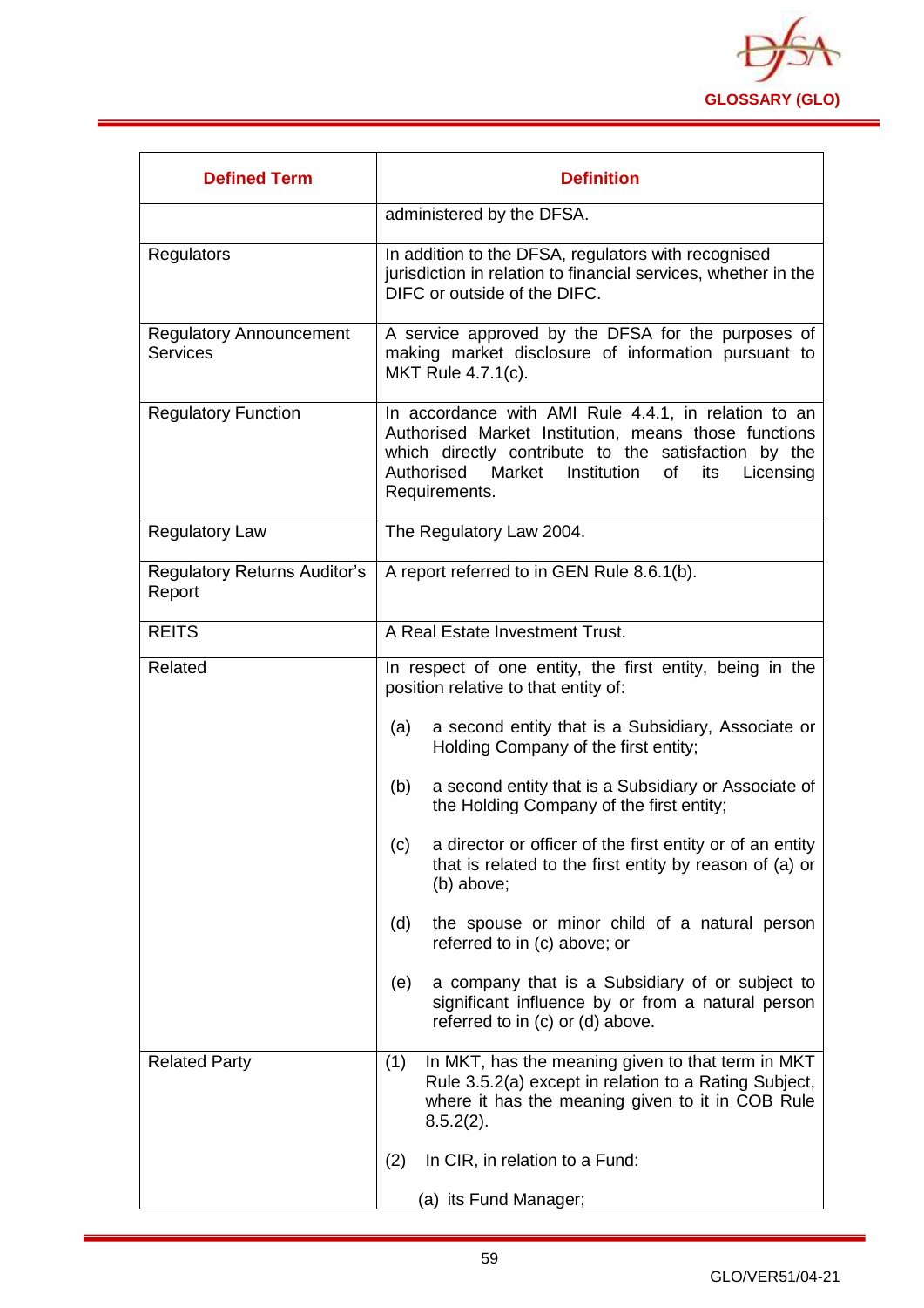| Defined Term | Definition |
|---|---|
| | administered by the DFSA. |
| Regulators | In addition to the DFSA, regulators with recognised jurisdiction in relation to financial services, whether in the DIFC or outside of the DIFC. |
| Regulatory Announcement Services | A service approved by the DFSA for the purposes of making market disclosure of information pursuant to MKT Rule 4.7.1(c). |
| Regulatory Function | In accordance with AMI Rule 4.4.1, in relation to an Authorised Market Institution, means those functions which directly contribute to the satisfaction by the Authorised Market Institution of its Licensing Requirements. |
| Regulatory Law | The Regulatory Law 2004. |
| Regulatory Returns Auditor's Report | A report referred to in GEN Rule 8.6.1(b). |
| REITS | A Real Estate Investment Trust. |
| Related | In respect of one entity, the first entity, being in the position relative to that entity of:<br><br>(a) a second entity that is a Subsidiary, Associate or Holding Company of the first entity;<br><br>(b) a second entity that is a Subsidiary or Associate of the Holding Company of the first entity;<br><br>(c) a director or officer of the first entity or of an entity that is related to the first entity by reason of (a) or (b) above;<br><br>(d) the spouse or minor child of a natural person referred to in (c) above; or<br><br>(e) a company that is a Subsidiary of or subject to significant influence by or from a natural person referred to in (c) or (d) above. |
| Related Party | (1) In MKT, has the meaning given to that term in MKT Rule 3.5.2(a) except in relation to a Rating Subject, where it has the meaning given to it in COB Rule 8.5.2(2).<br><br>(2) In CIR, in relation to a Fund:<br><br>(a) its Fund Manager; |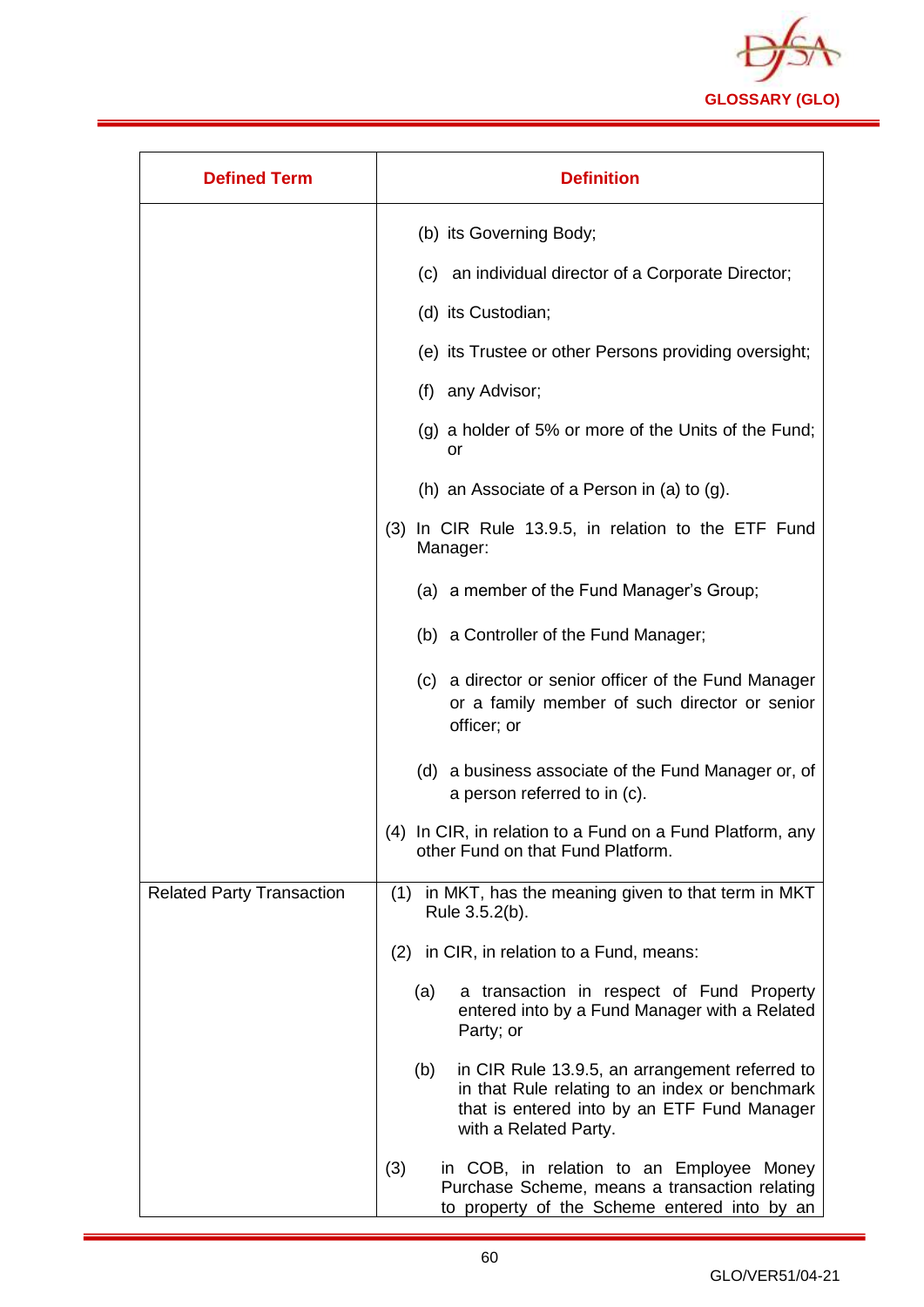| Defined Term | Definition |
|---|---|
| | (b) its Governing Body;<br><br>(c) an individual director of a Corporate Director;<br><br>(d) its Custodian;<br><br>(e) its Trustee or other Persons providing oversight;<br><br>(f) any Advisor;<br><br>(g) a holder of 5% or more of the Units of the Fund; or<br><br>(h) an Associate of a Person in (a) to (g).<br><br>(3) In CIR Rule 13.9.5, in relation to the ETF Fund Manager:<br><br>(a) a member of the Fund Manager's Group;<br><br>(b) a Controller of the Fund Manager;<br><br>(c) a director or senior officer of the Fund Manager or a family member of such director or senior officer; or<br><br>(d) a business associate of the Fund Manager or, of a person referred to in (c).<br><br>(4) In CIR, in relation to a Fund on a Fund Platform, any other Fund on that Fund Platform. |
| Related Party Transaction | (1) in MKT, has the meaning given to that term in MKT Rule 3.5.2(b).<br><br>(2) in CIR, in relation to a Fund, means:<br><br>(a) a transaction in respect of Fund Property entered into by a Fund Manager with a Related Party; or<br><br>(b) in CIR Rule 13.9.5, an arrangement referred to in that Rule relating to an index or benchmark that is entered into by an ETF Fund Manager with a Related Party.<br><br>(3) in COB, in relation to an Employee Money Purchase Scheme, means a transaction relating to property of the Scheme entered into by an |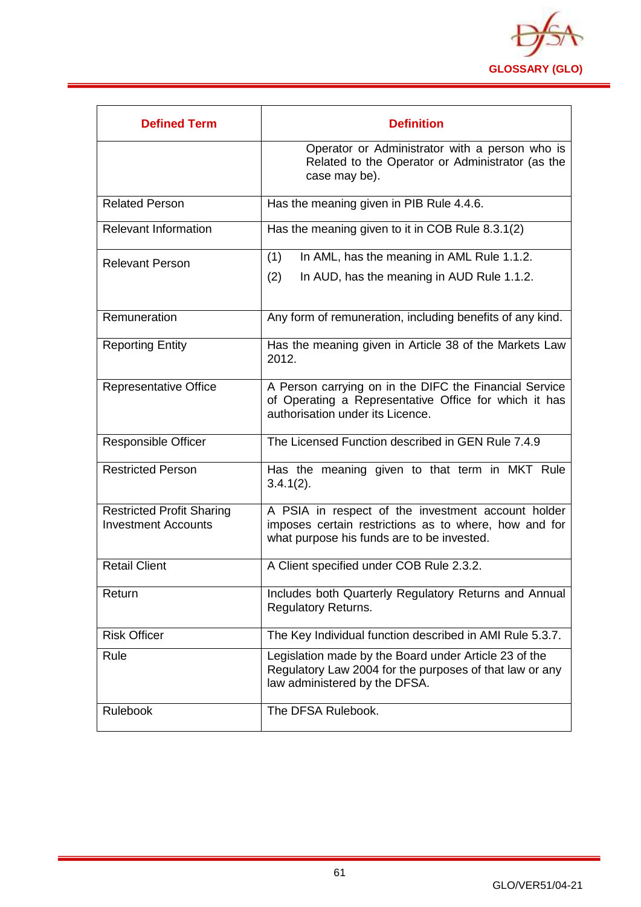| Defined Term | Definition |
| --- | --- |
| | Operator or Administrator with a person who is Related to the Operator or Administrator (as the case may be). |
| Related Person | Has the meaning given in PIB Rule 4.4.6. |
| Relevant Information | Has the meaning given to it in COB Rule 8.3.1(2) |
| Relevant Person | (1) In AML, has the meaning in AML Rule 1.1.2.<br>(2) In AUD, has the meaning in AUD Rule 1.1.2. |
| Remuneration | Any form of remuneration, including benefits of any kind. |
| Reporting Entity | Has the meaning given in Article 38 of the Markets Law 2012. |
| Representative Office | A Person carrying on in the DIFC the Financial Service of Operating a Representative Office for which it has authorisation under its Licence. |
| Responsible Officer | The Licensed Function described in GEN Rule 7.4.9 |
| Restricted Person | Has the meaning given to that term in MKT Rule 3.4.1(2). |
| Restricted Profit Sharing Investment Accounts | A PSIA in respect of the investment account holder imposes certain restrictions as to where, how and for what purpose his funds are to be invested. |
| Retail Client | A Client specified under COB Rule 2.3.2. |
| Return | Includes both Quarterly Regulatory Returns and Annual Regulatory Returns. |
| Risk Officer | The Key Individual function described in AMI Rule 5.3.7. |
| Rule | Legislation made by the Board under Article 23 of the Regulatory Law 2004 for the purposes of that law or any law administered by the DFSA. |
| Rulebook | The DFSA Rulebook. |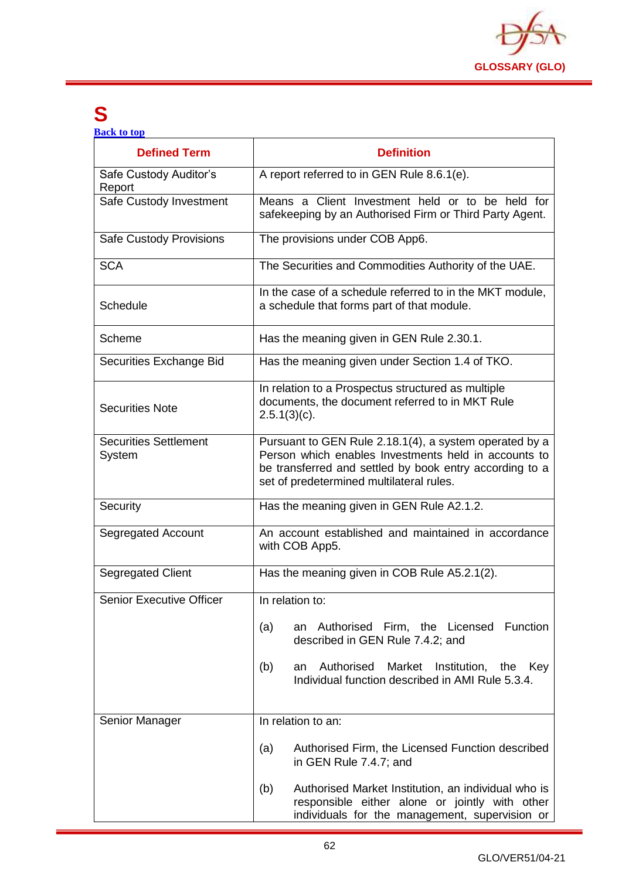# S

[Back to top]

| Defined Term | Definition |
|---|---|
| Safe Custody Auditor's Report | A report referred to in GEN Rule 8.6.1(e). |
| Safe Custody Investment | Means a Client Investment held or to be held for safekeeping by an Authorised Firm or Third Party Agent. |
| Safe Custody Provisions | The provisions under COB App6. |
| SCA | The Securities and Commodities Authority of the UAE. |
| Schedule | In the case of a schedule referred to in the MKT module, a schedule that forms part of that module. |
| Scheme | Has the meaning given in GEN Rule 2.30.1. |
| Securities Exchange Bid | Has the meaning given under Section 1.4 of TKO. |
| Securities Note | In relation to a Prospectus structured as multiple documents, the document referred to in MKT Rule 2.5.1(3)(c). |
| Securities Settlement System | Pursuant to GEN Rule 2.18.1(4), a system operated by a Person which enables Investments held in accounts to be transferred and settled by book entry according to a set of predetermined multilateral rules. |
| Security | Has the meaning given in GEN Rule A2.1.2. |
| Segregated Account | An account established and maintained in accordance with COB App5. |
| Segregated Client | Has the meaning given in COB Rule A5.2.1(2). |
| Senior Executive Officer | In relation to:<br><br>(a) an Authorised Firm, the Licensed Function described in GEN Rule 7.4.2; and<br><br>(b) an Authorised Market Institution, the Key Individual function described in AMI Rule 5.3.4. |
| Senior Manager | In relation to an:<br><br>(a) Authorised Firm, the Licensed Function described in GEN Rule 7.4.7; and<br><br>(b) Authorised Market Institution, an individual who is responsible either alone or jointly with other individuals for the management, supervision or |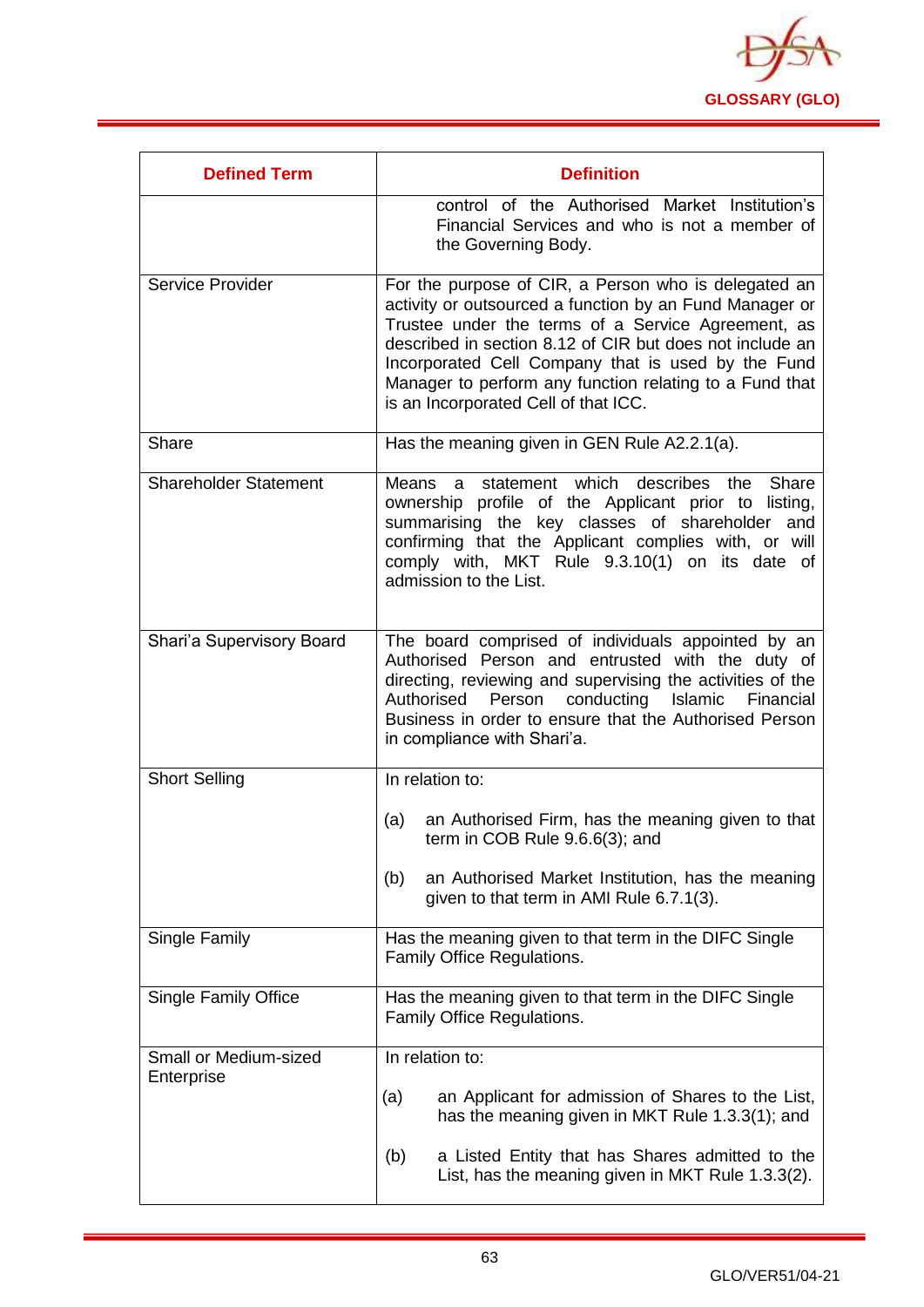| Defined Term | Definition |
| --- | --- |
| | control of the Authorised Market Institution's Financial Services and who is not a member of the Governing Body. |
| Service Provider | For the purpose of CIR, a Person who is delegated an activity or outsourced a function by an Fund Manager or Trustee under the terms of a Service Agreement, as described in section 8.12 of CIR but does not include an Incorporated Cell Company that is used by the Fund Manager to perform any function relating to a Fund that is an Incorporated Cell of that ICC. |
| Share | Has the meaning given in GEN Rule A2.2.1(a). |
| Shareholder Statement | Means a statement which describes the Share ownership profile of the Applicant prior to listing, summarising the key classes of shareholder and confirming that the Applicant complies with, or will comply with, MKT Rule 9.3.10(1) on its date of admission to the List. |
| Shari'a Supervisory Board | The board comprised of individuals appointed by an Authorised Person and entrusted with the duty of directing, reviewing and supervising the activities of the Authorised Person conducting Islamic Financial Business in order to ensure that the Authorised Person in compliance with Shari'a. |
| Short Selling | In relation to:<br><br>(a) an Authorised Firm, has the meaning given to that term in COB Rule 9.6.6(3); and<br><br>(b) an Authorised Market Institution, has the meaning given to that term in AMI Rule 6.7.1(3). |
| Single Family | Has the meaning given to that term in the DIFC Single Family Office Regulations. |
| Single Family Office | Has the meaning given to that term in the DIFC Single Family Office Regulations. |
| Small or Medium-sized Enterprise | In relation to:<br><br>(a) an Applicant for admission of Shares to the List, has the meaning given in MKT Rule 1.3.3(1); and<br><br>(b) a Listed Entity that has Shares admitted to the List, has the meaning given in MKT Rule 1.3.3(2). |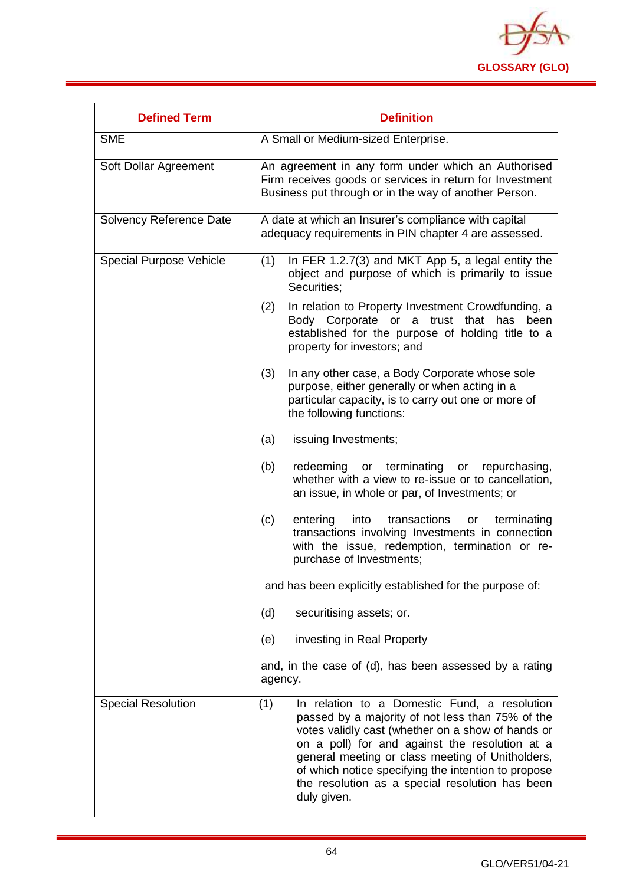| Defined Term | Definition |
|---|---|
| SME | A Small or Medium-sized Enterprise. |
| Soft Dollar Agreement | An agreement in any form under which an Authorised Firm receives goods or services in return for Investment Business put through or in the way of another Person. |
| Solvency Reference Date | A date at which an Insurer's compliance with capital adequacy requirements in PIN chapter 4 are assessed. |
| Special Purpose Vehicle | (1) In FER 1.2.7(3) and MKT App 5, a legal entity the object and purpose of which is primarily to issue Securities;<br><br>(2) In relation to Property Investment Crowdfunding, a Body Corporate or a trust that has been established for the purpose of holding title to a property for investors; and<br><br>(3) In any other case, a Body Corporate whose sole purpose, either generally or when acting in a particular capacity, is to carry out one or more of the following functions:<br><br>(a) issuing Investments;<br><br>(b) redeeming or terminating or repurchasing, whether with a view to re-issue or to cancellation, an issue, in whole or par, of Investments; or<br><br>(c) entering into transactions or terminating transactions involving Investments in connection with the issue, redemption, termination or re-purchase of Investments;<br><br>and has been explicitly established for the purpose of:<br><br>(d) securitising assets; or.<br><br>(e) investing in Real Property<br><br>and, in the case of (d), has been assessed by a rating agency. |
| Special Resolution | (1) In relation to a Domestic Fund, a resolution passed by a majority of not less than 75% of the votes validly cast (whether on a show of hands or on a poll) for and against the resolution at a general meeting or class meeting of Unitholders, of which notice specifying the intention to propose the resolution as a special resolution has been duly given. |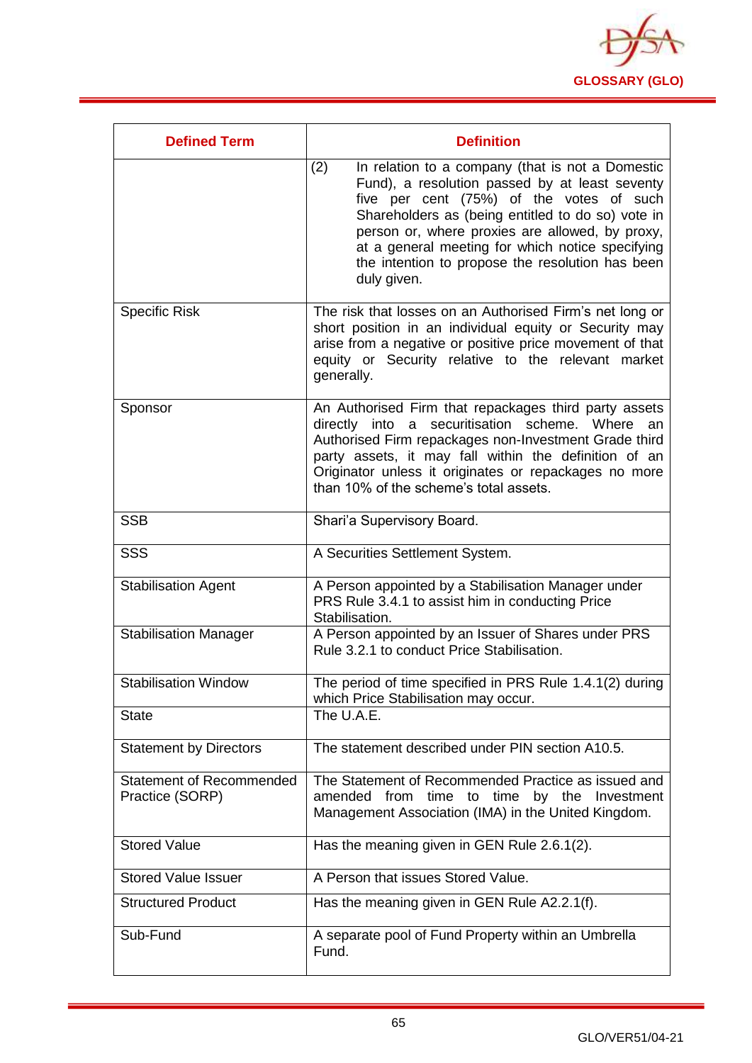| Defined Term | Definition |
|---|---|
| | (2) In relation to a company (that is not a Domestic Fund), a resolution passed by at least seventy five per cent (75%) of the votes of such Shareholders as (being entitled to do so) vote in person or, where proxies are allowed, by proxy, at a general meeting for which notice specifying the intention to propose the resolution has been duly given. |
| Specific Risk | The risk that losses on an Authorised Firm's net long or short position in an individual equity or Security may arise from a negative or positive price movement of that equity or Security relative to the relevant market generally. |
| Sponsor | An Authorised Firm that repackages third party assets directly into a securitisation scheme. Where an Authorised Firm repackages non-Investment Grade third party assets, it may fall within the definition of an Originator unless it originates or repackages no more than 10% of the scheme's total assets. |
| SSB | Shari'a Supervisory Board. |
| SSS | A Securities Settlement System. |
| Stabilisation Agent | A Person appointed by a Stabilisation Manager under PRS Rule 3.4.1 to assist him in conducting Price Stabilisation. |
| Stabilisation Manager | A Person appointed by an Issuer of Shares under PRS Rule 3.2.1 to conduct Price Stabilisation. |
| Stabilisation Window | The period of time specified in PRS Rule 1.4.1(2) during which Price Stabilisation may occur. |
| State | The U.A.E. |
| Statement by Directors | The statement described under PIN section A10.5. |
| Statement of Recommended Practice (SORP) | The Statement of Recommended Practice as issued and amended from time to time by the Investment Management Association (IMA) in the United Kingdom. |
| Stored Value | Has the meaning given in GEN Rule 2.6.1(2). |
| Stored Value Issuer | A Person that issues Stored Value. |
| Structured Product | Has the meaning given in GEN Rule A2.2.1(f). |
| Sub-Fund | A separate pool of Fund Property within an Umbrella Fund. |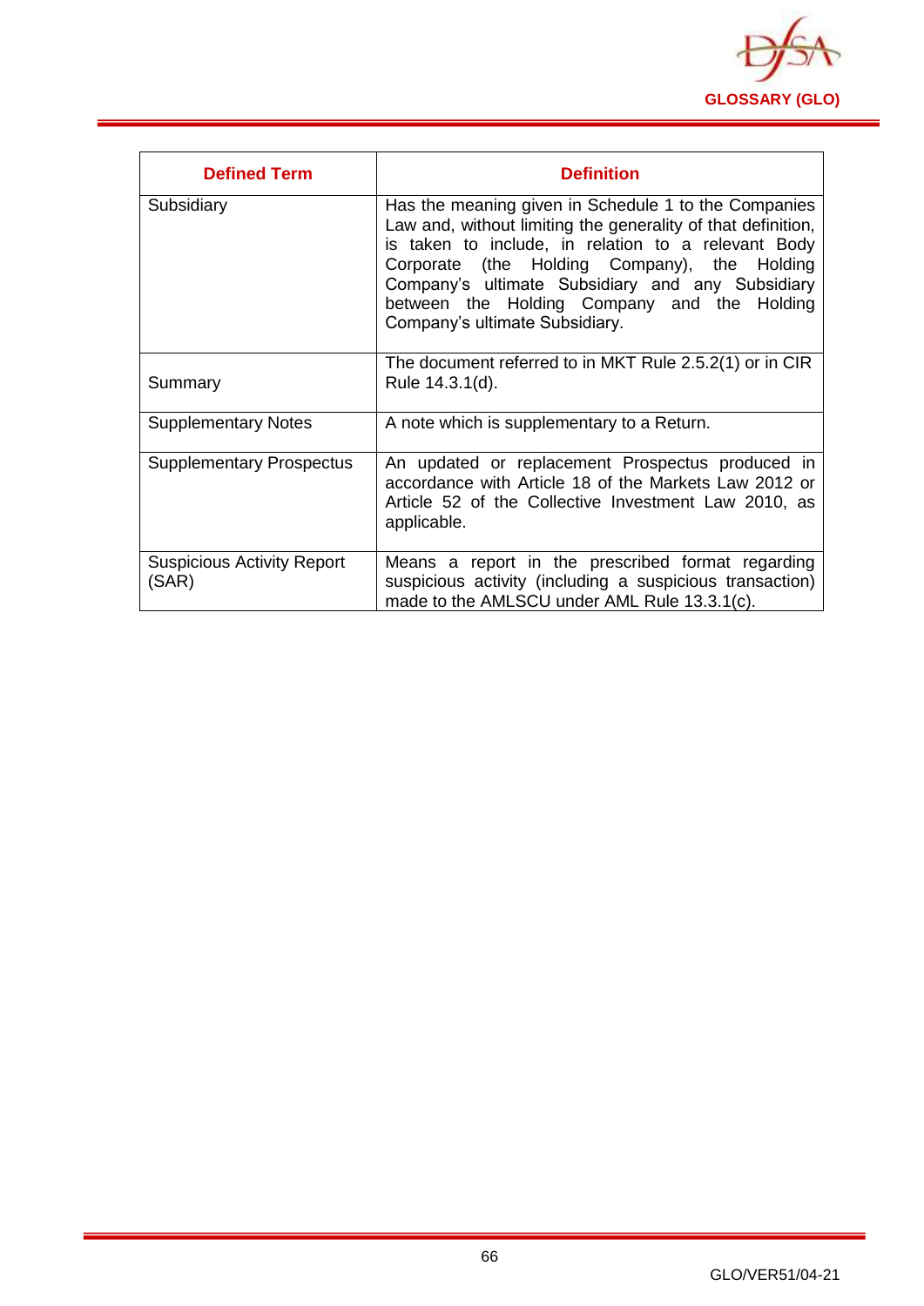| Defined Term | Definition |
|---|---|
| Subsidiary | Has the meaning given in Schedule 1 to the Companies Law and, without limiting the generality of that definition, is taken to include, in relation to a relevant Body Corporate (the Holding Company), the Holding Company's ultimate Subsidiary and any Subsidiary between the Holding Company and the Holding Company's ultimate Subsidiary. |
| Summary | The document referred to in MKT Rule 2.5.2(1) or in CIR Rule 14.3.1(d). |
| Supplementary Notes | A note which is supplementary to a Return. |
| Supplementary Prospectus | An updated or replacement Prospectus produced in accordance with Article 18 of the Markets Law 2012 or Article 52 of the Collective Investment Law 2010, as applicable. |
| Suspicious Activity Report (SAR) | Means a report in the prescribed format regarding suspicious activity (including a suspicious transaction) made to the AMLSCU under AML Rule 13.3.1(c). |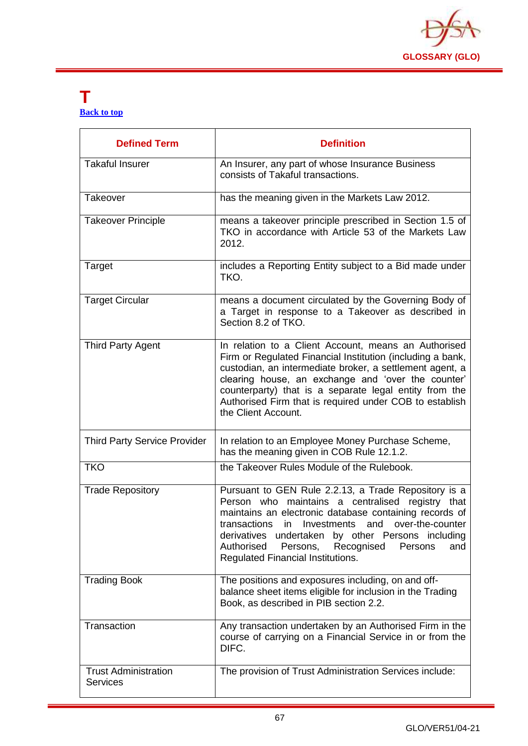# T

Back to top

| Defined Term | Definition |
|---|---|
| Takaful Insurer | An Insurer, any part of whose Insurance Business consists of Takaful transactions. |
| Takeover | has the meaning given in the Markets Law 2012. |
| Takeover Principle | means a takeover principle prescribed in Section 1.5 of TKO in accordance with Article 53 of the Markets Law 2012. |
| Target | includes a Reporting Entity subject to a Bid made under TKO. |
| Target Circular | means a document circulated by the Governing Body of a Target in response to a Takeover as described in Section 8.2 of TKO. |
| Third Party Agent | In relation to a Client Account, means an Authorised Firm or Regulated Financial Institution (including a bank, custodian, an intermediate broker, a settlement agent, a clearing house, an exchange and 'over the counter' counterparty) that is a separate legal entity from the Authorised Firm that is required under COB to establish the Client Account. |
| Third Party Service Provider | In relation to an Employee Money Purchase Scheme, has the meaning given in COB Rule 12.1.2. |
| TKO | the Takeover Rules Module of the Rulebook. |
| Trade Repository | Pursuant to GEN Rule 2.2.13, a Trade Repository is a Person who maintains a centralised registry that maintains an electronic database containing records of transactions in Investments and over-the-counter derivatives undertaken by other Persons including Authorised Persons, Recognised Persons and Regulated Financial Institutions. |
| Trading Book | The positions and exposures including, on and off-balance sheet items eligible for inclusion in the Trading Book, as described in PIB section 2.2. |
| Transaction | Any transaction undertaken by an Authorised Firm in the course of carrying on a Financial Service in or from the DIFC. |
| Trust Administration Services | The provision of Trust Administration Services include: |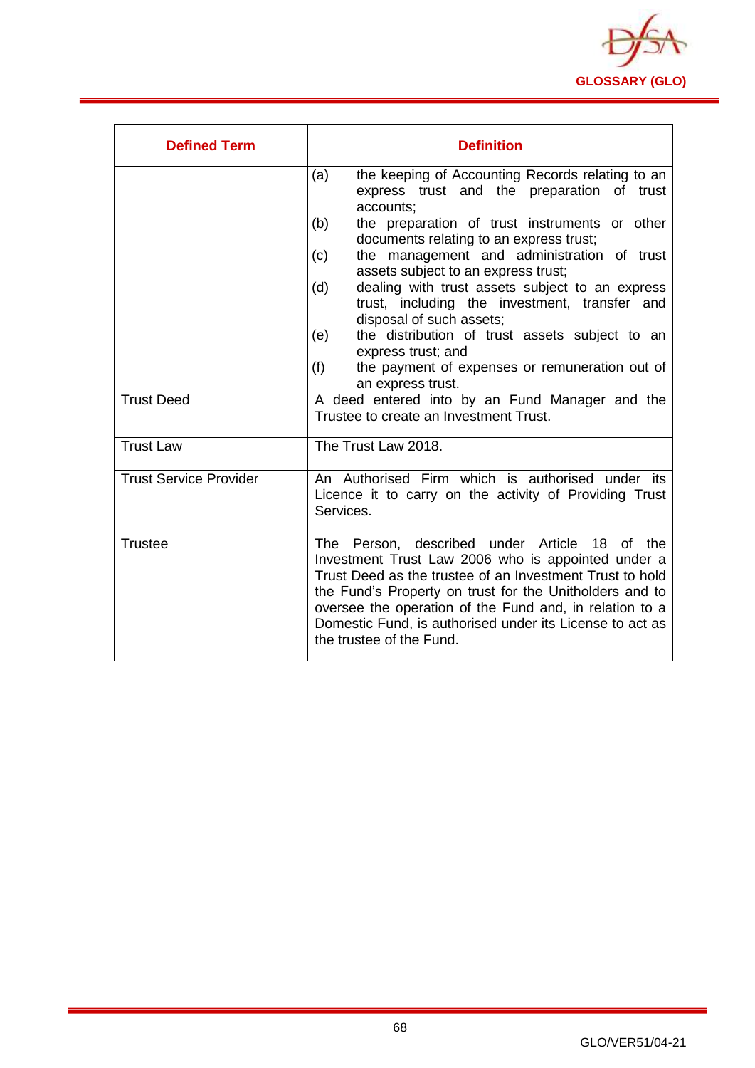| Defined Term | Definition |
|---|---|
| | (a) the keeping of Accounting Records relating to an express trust and the preparation of trust accounts;<br>(b) the preparation of trust instruments or other documents relating to an express trust;<br>(c) the management and administration of trust assets subject to an express trust;<br>(d) dealing with trust assets subject to an express trust, including the investment, transfer and disposal of such assets;<br>(e) the distribution of trust assets subject to an express trust; and<br>(f) the payment of expenses or remuneration out of an express trust. |
| Trust Deed | A deed entered into by an Fund Manager and the Trustee to create an Investment Trust. |
| Trust Law | The Trust Law 2018. |
| Trust Service Provider | An Authorised Firm which is authorised under its Licence it to carry on the activity of Providing Trust Services. |
| Trustee | The Person, described under Article 18 of the Investment Trust Law 2006 who is appointed under a Trust Deed as the trustee of an Investment Trust to hold the Fund's Property on trust for the Unitholders and to oversee the operation of the Fund and, in relation to a Domestic Fund, is authorised under its License to act as the trustee of the Fund. |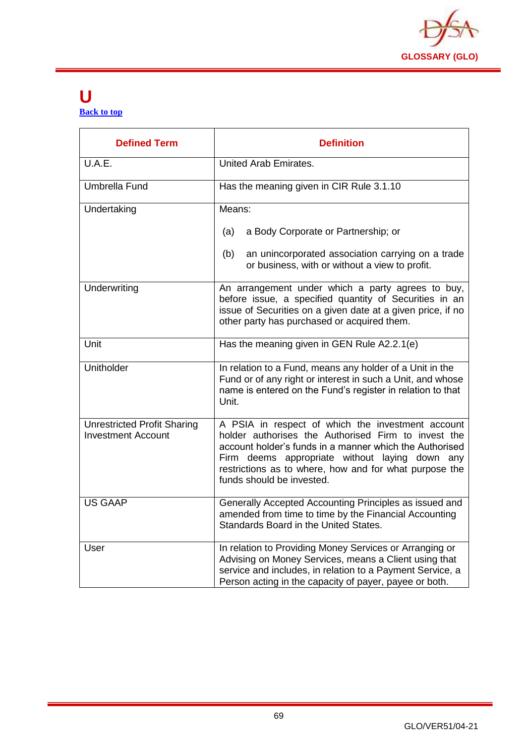# U

[Back to top]

| Defined Term | Definition |
|---|---|
| U.A.E. | United Arab Emirates. |
| Umbrella Fund | Has the meaning given in CIR Rule 3.1.10 |
| Undertaking | Means:<br><br>(a) a Body Corporate or Partnership; or<br><br>(b) an unincorporated association carrying on a trade or business, with or without a view to profit. |
| Underwriting | An arrangement under which a party agrees to buy, before issue, a specified quantity of Securities in an issue of Securities on a given date at a given price, if no other party has purchased or acquired them. |
| Unit | Has the meaning given in GEN Rule A2.2.1(e) |
| Unitholder | In relation to a Fund, means any holder of a Unit in the Fund or of any right or interest in such a Unit, and whose name is entered on the Fund's register in relation to that Unit. |
| Unrestricted Profit Sharing Investment Account | A PSIA in respect of which the investment account holder authorises the Authorised Firm to invest the account holder's funds in a manner which the Authorised Firm deems appropriate without laying down any restrictions as to where, how and for what purpose the funds should be invested. |
| US GAAP | Generally Accepted Accounting Principles as issued and amended from time to time by the Financial Accounting Standards Board in the United States. |
| User | In relation to Providing Money Services or Arranging or Advising on Money Services, means a Client using that service and includes, in relation to a Payment Service, a Person acting in the capacity of payer, payee or both. |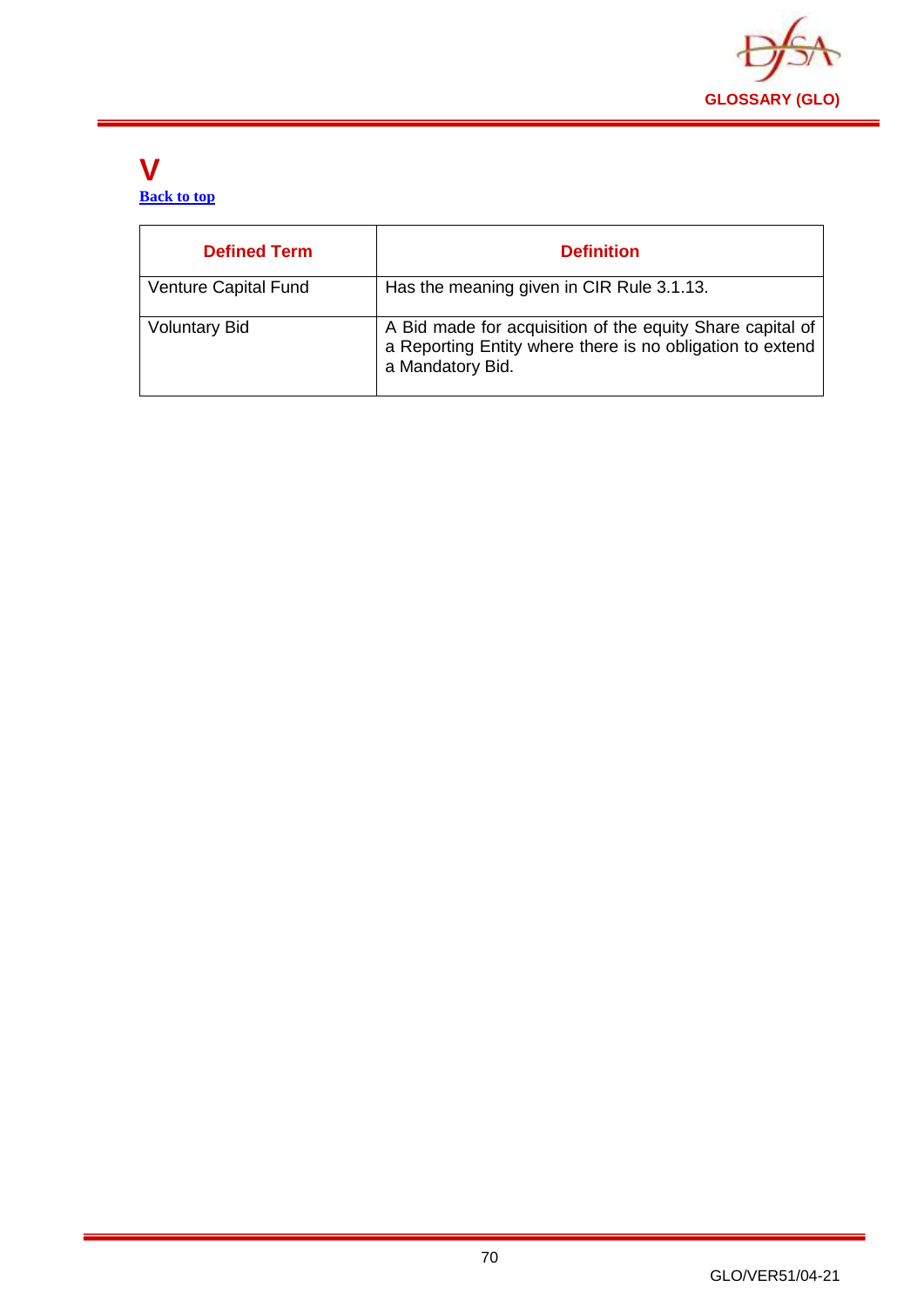# V

Back to top

| Defined Term | Definition |
|---|---|
| Venture Capital Fund | Has the meaning given in CIR Rule 3.1.13. |
| Voluntary Bid | A Bid made for acquisition of the equity Share capital of a Reporting Entity where there is no obligation to extend a Mandatory Bid. |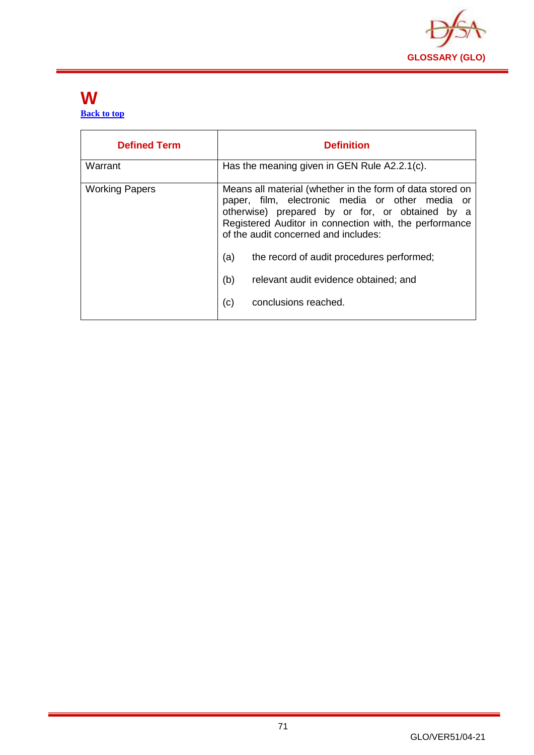# W

[Back to top](#)

| Defined Term | Definition |
|---|---|
| Warrant | Has the meaning given in GEN Rule A2.2.1(c). |
| Working Papers | Means all material (whether in the form of data stored on paper, film, electronic media or other media or otherwise) prepared by or for, or obtained by a Registered Auditor in connection with, the performance of the audit concerned and includes:<br><br>(a) the record of audit procedures performed;<br><br>(b) relevant audit evidence obtained; and<br><br>(c) conclusions reached. |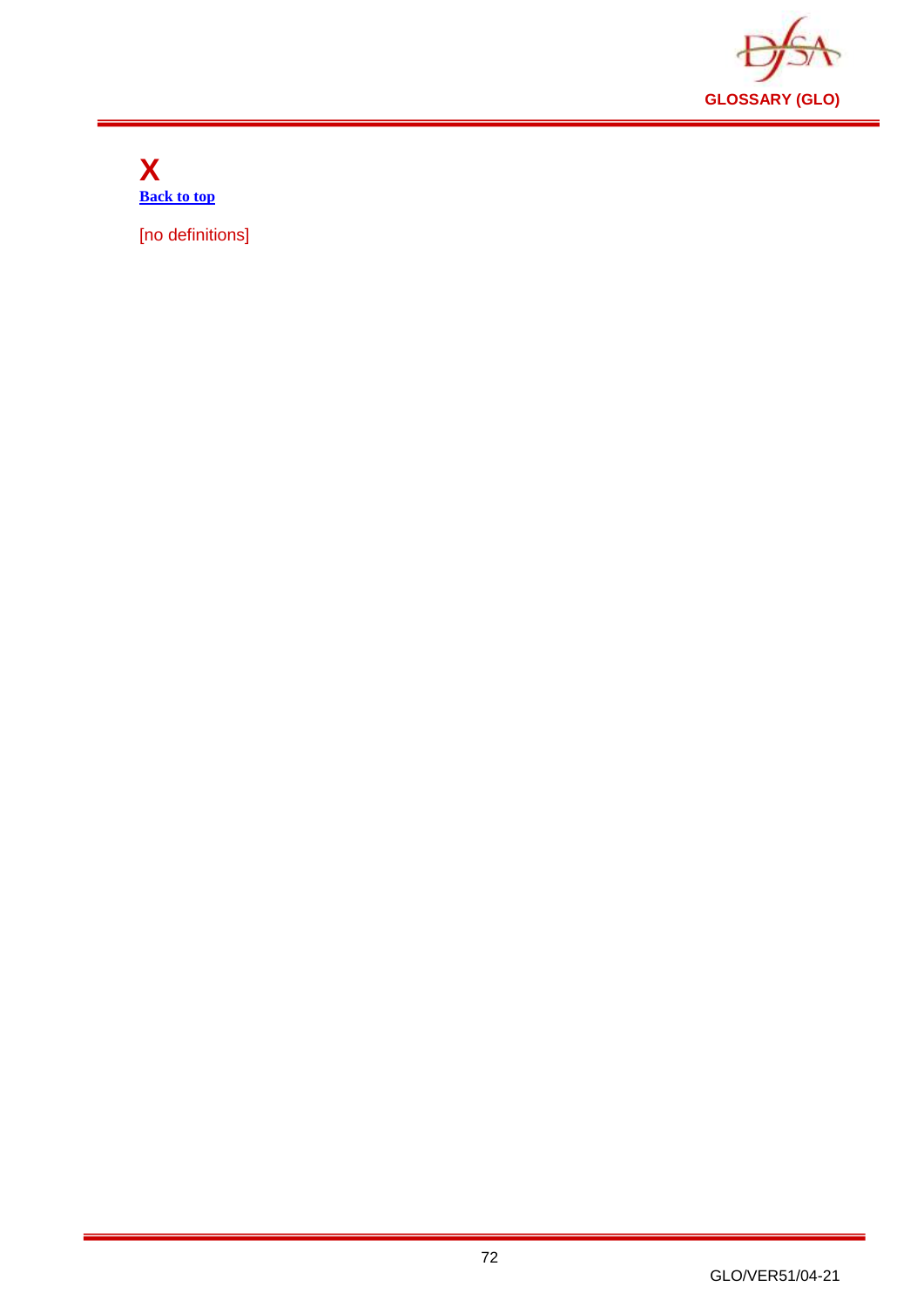# X

[Back to top]

[no definitions]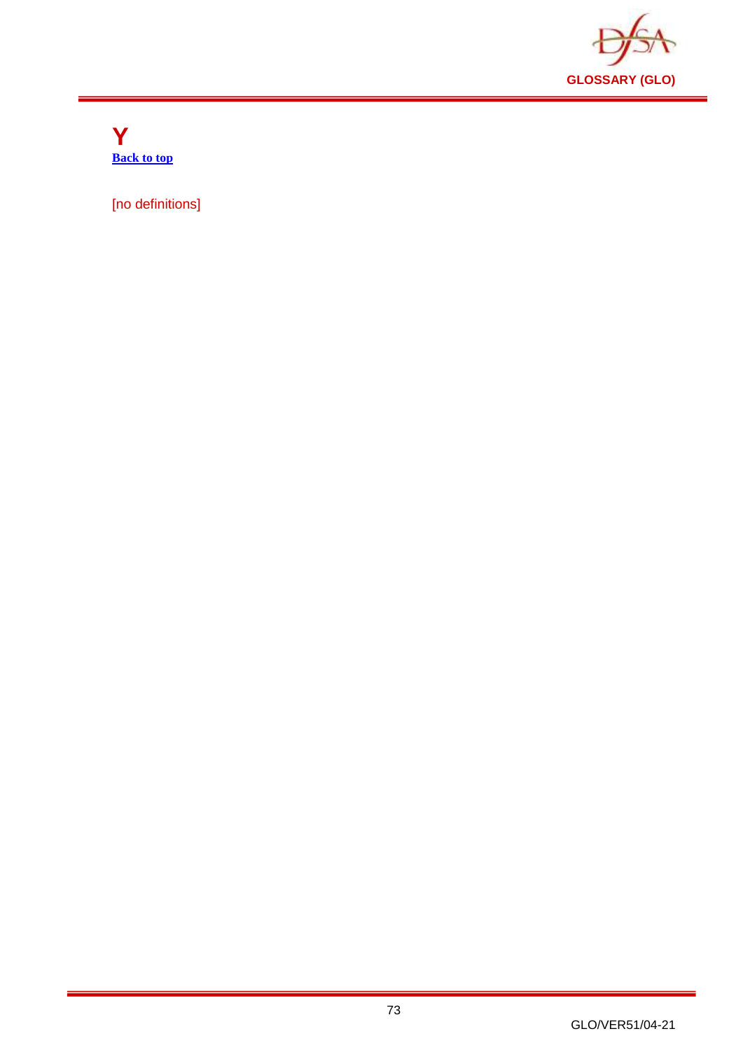# Y

[Back to top]

[no definitions]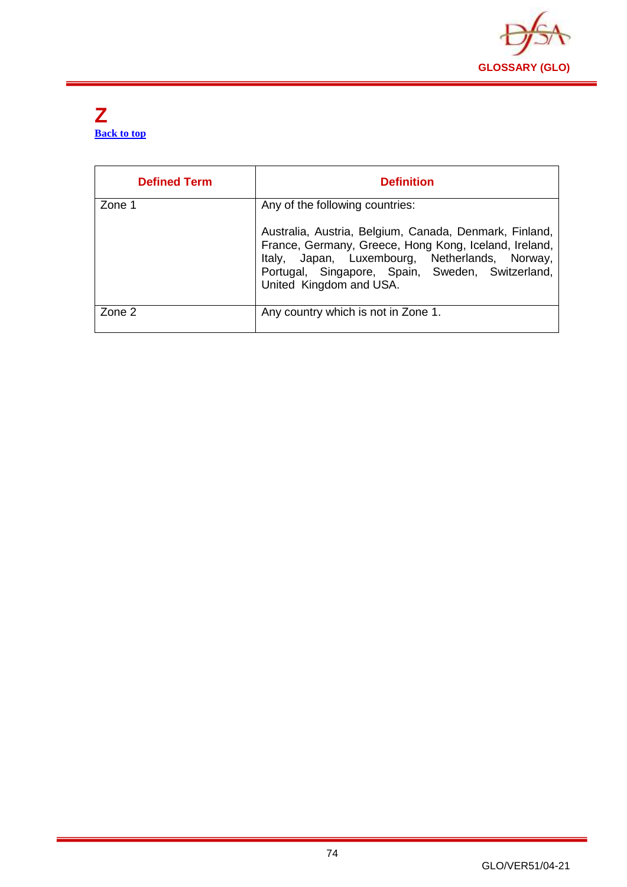# Z

[Back to top]

| Defined Term | Definition |
|---|---|
| Zone 1 | Any of the following countries:<br><br>Australia, Austria, Belgium, Canada, Denmark, Finland, France, Germany, Greece, Hong Kong, Iceland, Ireland, Italy, Japan, Luxembourg, Netherlands, Norway, Portugal, Singapore, Spain, Sweden, Switzerland, United Kingdom and USA. |
| Zone 2 | Any country which is not in Zone 1. |